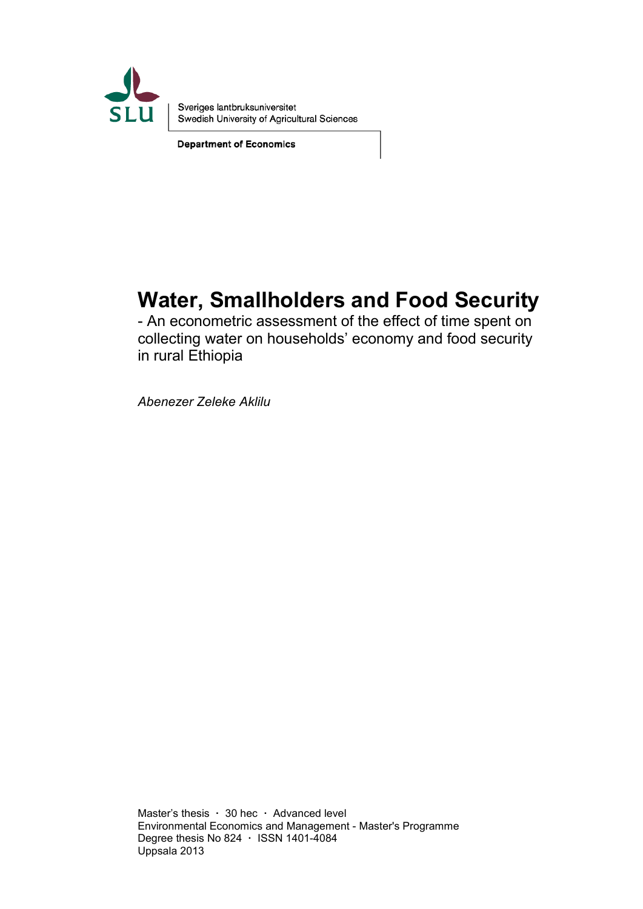Sveriges lantbruksuniversitet
Swedish University of Agricultural Sciences

**Department of Economics**

# Water, Smallholders and Food Security

- An econometric assessment of the effect of time spent on collecting water on households' economy and food security in rural Ethiopia

*Abenezer Zeleke Aklilu*

Master's thesis · 30 hec · Advanced level
Environmental Economics and Management - Master's Programme
Degree thesis No 824 · ISSN 1401-4084
Uppsala 2013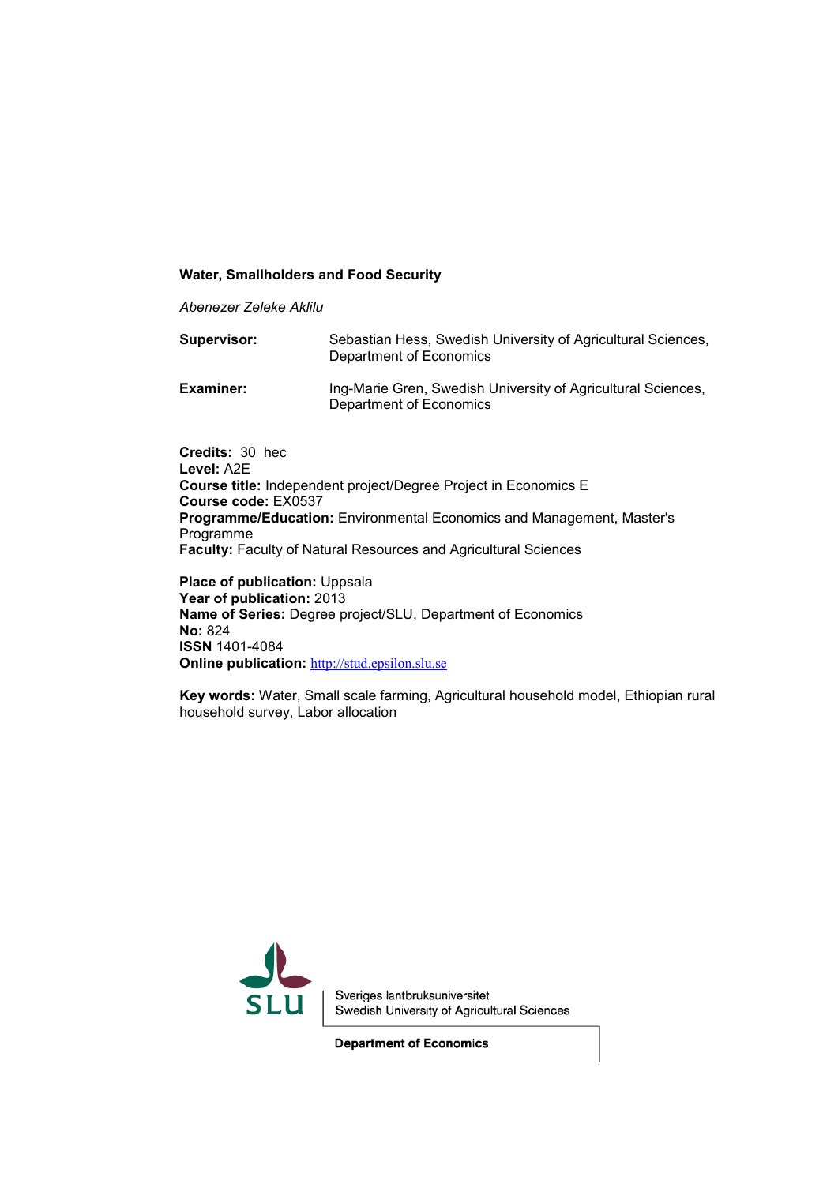**Water, Smallholders and Food Security**

*Abenezer Zeleke Aklilu*

**Supervisor:** Sebastian Hess, Swedish University of Agricultural Sciences, Department of Economics

**Examiner:** Ing-Marie Gren, Swedish University of Agricultural Sciences, Department of Economics

**Credits:** 30 hec
**Level:** A2E
**Course title:** Independent project/Degree Project in Economics E
**Course code:** EX0537
**Programme/Education:** Environmental Economics and Management, Master's Programme
**Faculty:** Faculty of Natural Resources and Agricultural Sciences

**Place of publication:** Uppsala
**Year of publication:** 2013
**Name of Series:** Degree project/SLU, Department of Economics
**No:** 824
**ISSN** 1401-4084
**Online publication:** http://stud.epsilon.slu.se

**Key words:** Water, Small scale farming, Agricultural household model, Ethiopian rural household survey, Labor allocation

Sveriges lantbruksuniversitet
Swedish University of Agricultural Sciences

**Department of Economics**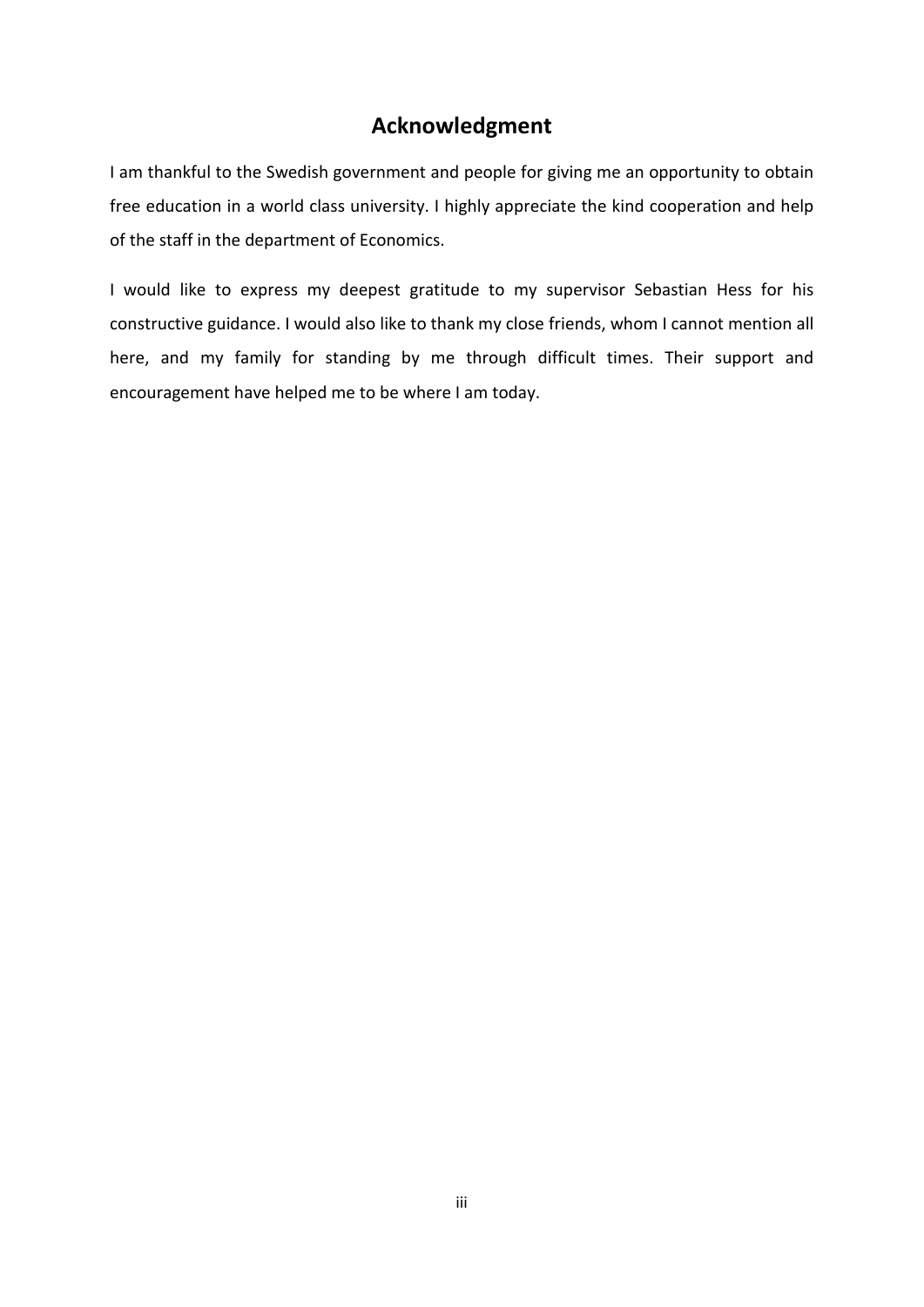# Acknowledgment

I am thankful to the Swedish government and people for giving me an opportunity to obtain free education in a world class university. I highly appreciate the kind cooperation and help of the staff in the department of Economics.

I would like to express my deepest gratitude to my supervisor Sebastian Hess for his constructive guidance. I would also like to thank my close friends, whom I cannot mention all here, and my family for standing by me through difficult times. Their support and encouragement have helped me to be where I am today.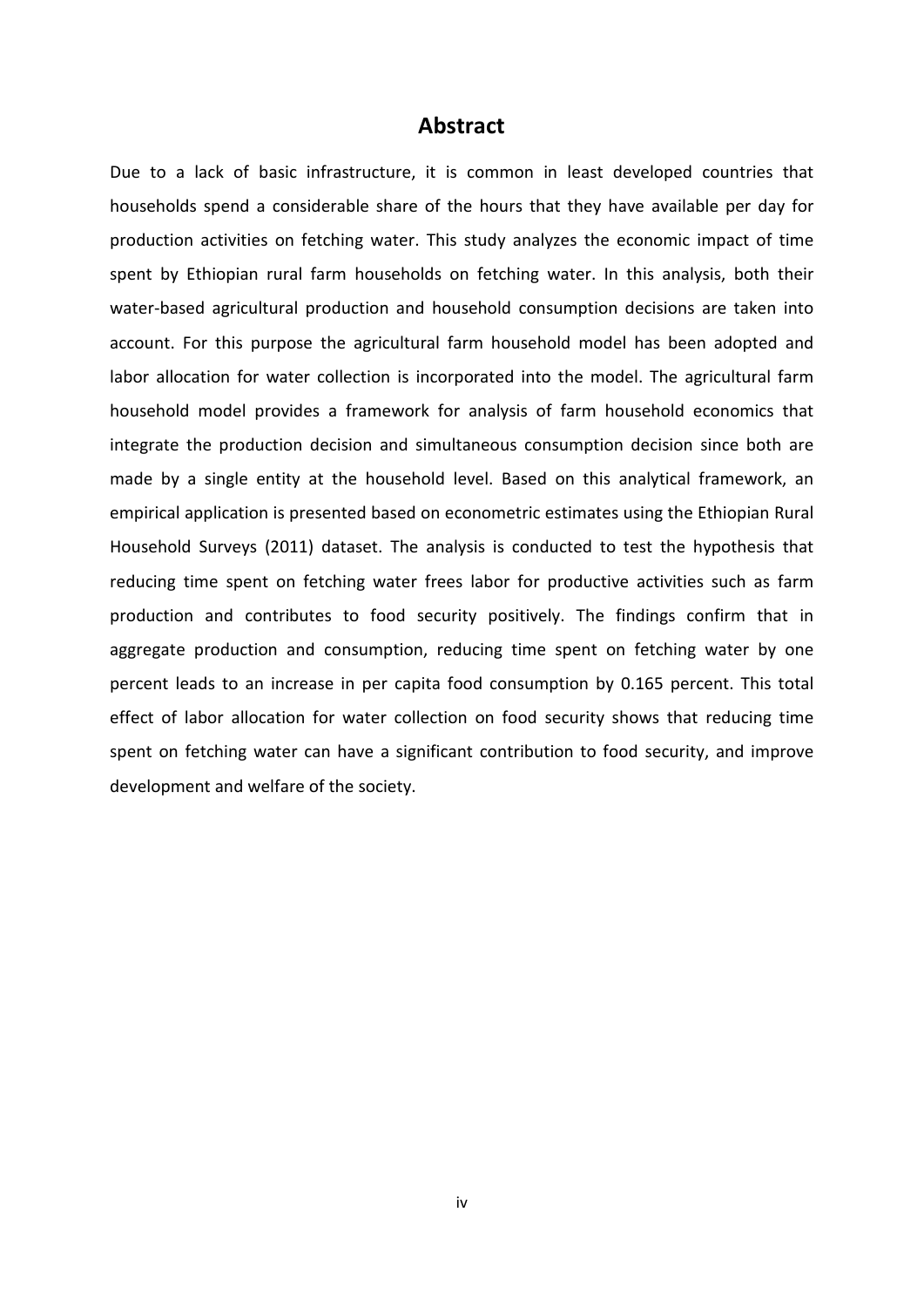## Abstract

Due to a lack of basic infrastructure, it is common in least developed countries that households spend a considerable share of the hours that they have available per day for production activities on fetching water. This study analyzes the economic impact of time spent by Ethiopian rural farm households on fetching water. In this analysis, both their water-based agricultural production and household consumption decisions are taken into account. For this purpose the agricultural farm household model has been adopted and labor allocation for water collection is incorporated into the model. The agricultural farm household model provides a framework for analysis of farm household economics that integrate the production decision and simultaneous consumption decision since both are made by a single entity at the household level. Based on this analytical framework, an empirical application is presented based on econometric estimates using the Ethiopian Rural Household Surveys (2011) dataset. The analysis is conducted to test the hypothesis that reducing time spent on fetching water frees labor for productive activities such as farm production and contributes to food security positively. The findings confirm that in aggregate production and consumption, reducing time spent on fetching water by one percent leads to an increase in per capita food consumption by 0.165 percent. This total effect of labor allocation for water collection on food security shows that reducing time spent on fetching water can have a significant contribution to food security, and improve development and welfare of the society.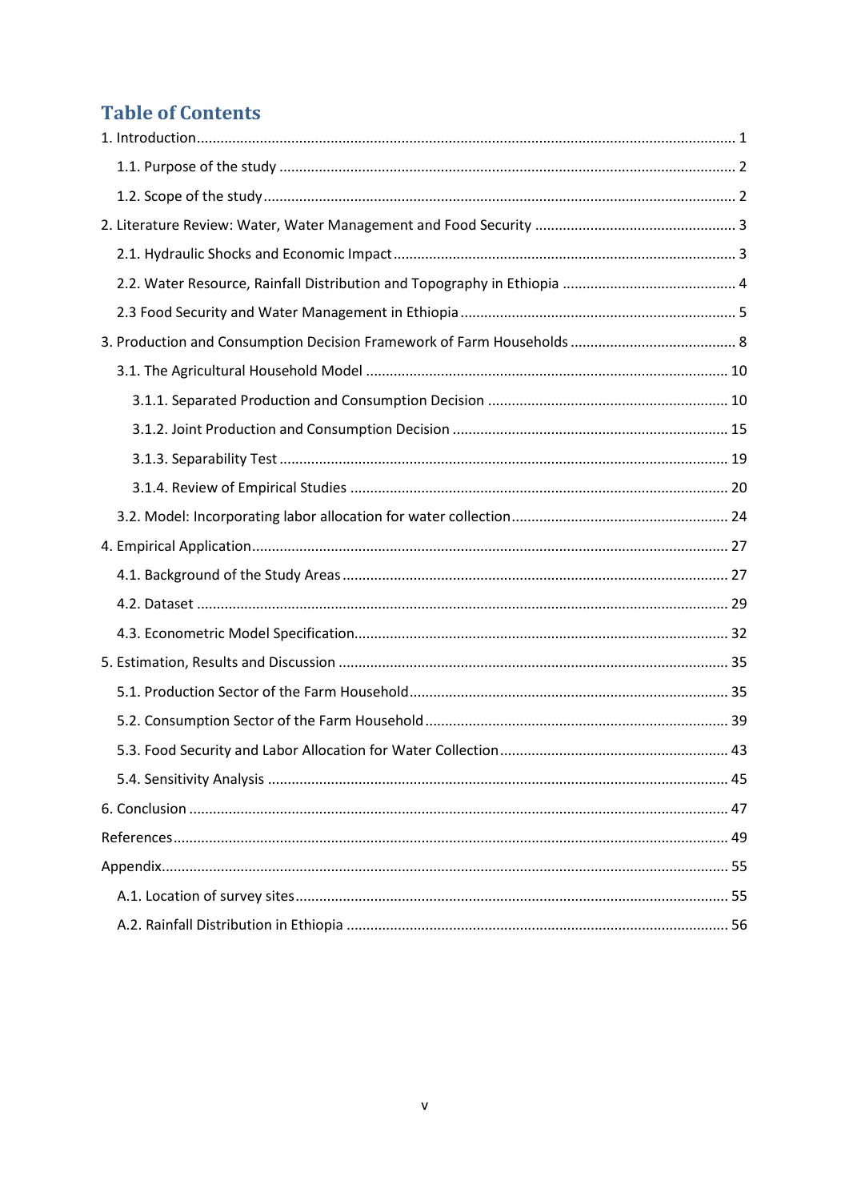# Table of Contents

1. Introduction ........................................................................................................................ 1
   1.1. Purpose of the study ................................................................................................ 2
   1.2. Scope of the study ..................................................................................................... 2
2. Literature Review: Water, Water Management and Food Security ................................... 3
   2.1. Hydraulic Shocks and Economic Impact ..................................................................... 3
   2.2. Water Resource, Rainfall Distribution and Topography in Ethiopia ............................ 4
   2.3 Food Security and Water Management in Ethiopia ..................................................... 5
3. Production and Consumption Decision Framework of Farm Households .......................... 8
   3.1. The Agricultural Household Model .......................................................................... 10
      3.1.1. Separated Production and Consumption Decision ............................................ 10
      3.1.2. Joint Production and Consumption Decision ..................................................... 15
      3.1.3. Separability Test ................................................................................................ 19
      3.1.4. Review of Empirical Studies ............................................................................... 20
   3.2. Model: Incorporating labor allocation for water collection ....................................... 24
4. Empirical Application ........................................................................................................ 27
   4.1. Background of the Study Areas ................................................................................. 27
   4.2. Dataset ..................................................................................................................... 29
   4.3. Econometric Model Specification ............................................................................. 32
5. Estimation, Results and Discussion .................................................................................. 35
   5.1. Production Sector of the Farm Household ................................................................ 35
   5.2. Consumption Sector of the Farm Household ............................................................ 39
   5.3. Food Security and Labor Allocation for Water Collection .......................................... 43
   5.4. Sensitivity Analysis .................................................................................................... 45
6. Conclusion ....................................................................................................................... 47

References ............................................................................................................................ 49

Appendix .............................................................................................................................. 55
   A.1. Location of survey sites ............................................................................................ 55
   A.2. Rainfall Distribution in Ethiopia ................................................................................ 56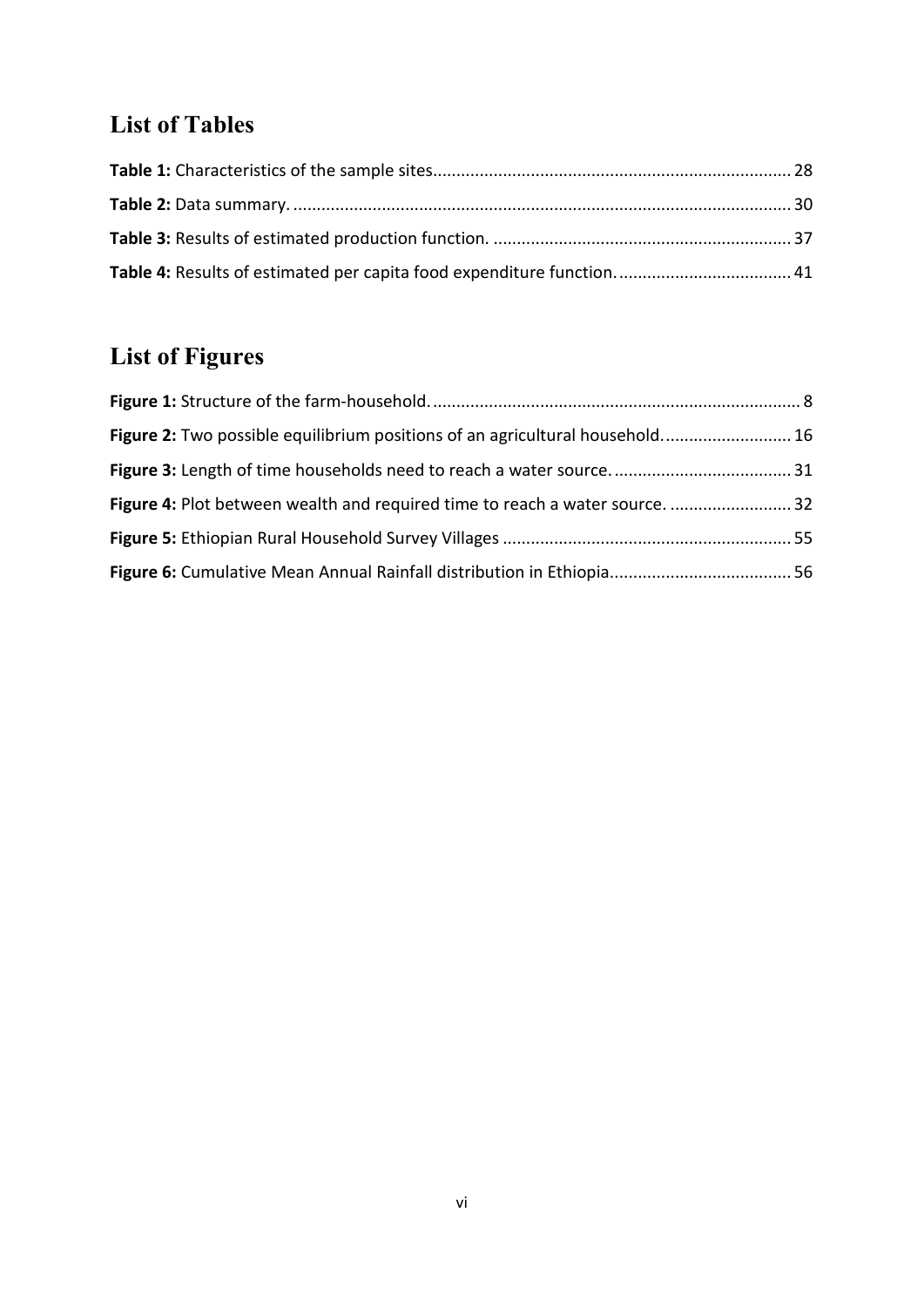## List of Tables

**Table 1:** Characteristics of the sample sites............................................................................ 28

**Table 2:** Data summary. ......................................................................................................... 30

**Table 3:** Results of estimated production function. ............................................................... 37

**Table 4:** Results of estimated per capita food expenditure function. .................................... 41

## List of Figures

**Figure 1:** Structure of the farm-household. ............................................................................. 8

**Figure 2:** Two possible equilibrium positions of an agricultural household. .......................... 16

**Figure 3:** Length of time households need to reach a water source. ...................................... 31

**Figure 4:** Plot between wealth and required time to reach a water source. .......................... 32

**Figure 5:** Ethiopian Rural Household Survey Villages ............................................................ 55

**Figure 6:** Cumulative Mean Annual Rainfall distribution in Ethiopia...................................... 56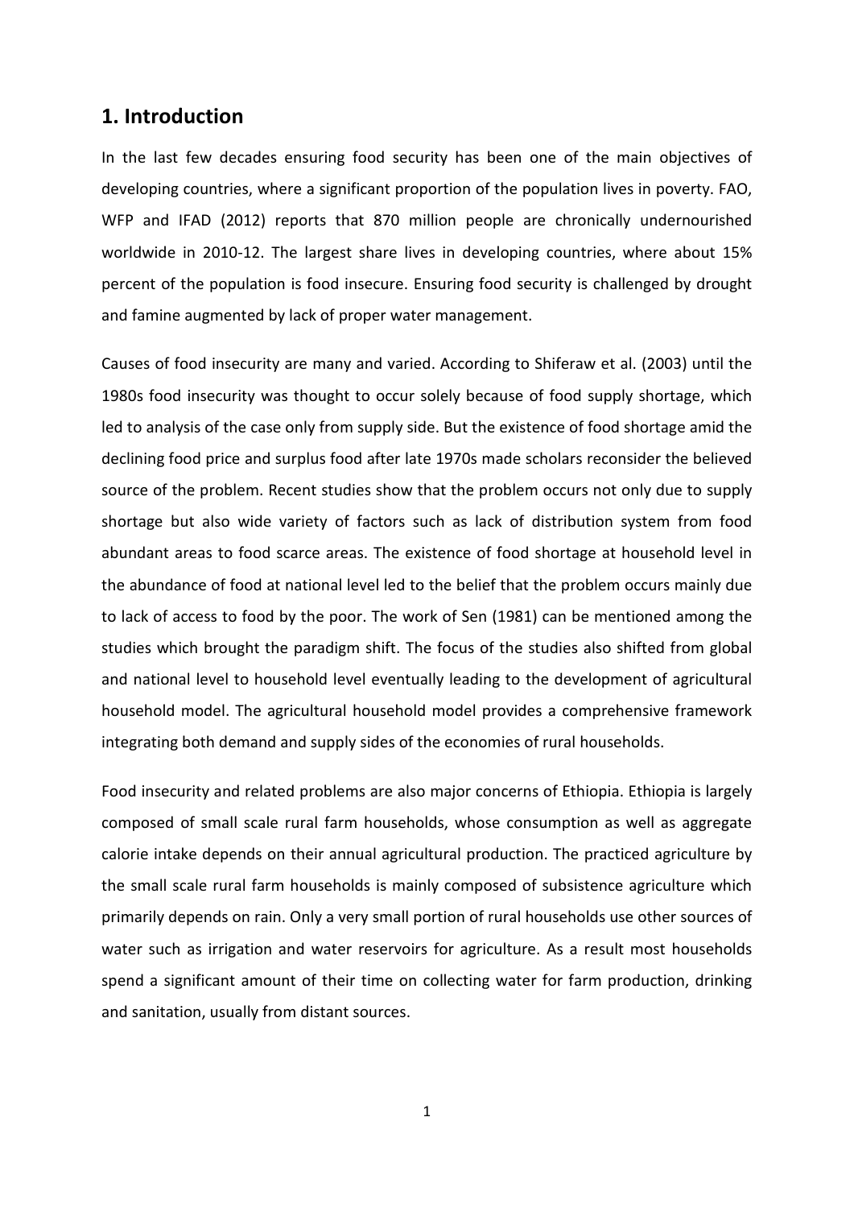## 1. Introduction

In the last few decades ensuring food security has been one of the main objectives of developing countries, where a significant proportion of the population lives in poverty. FAO, WFP and IFAD (2012) reports that 870 million people are chronically undernourished worldwide in 2010-12. The largest share lives in developing countries, where about 15% percent of the population is food insecure. Ensuring food security is challenged by drought and famine augmented by lack of proper water management.

Causes of food insecurity are many and varied. According to Shiferaw et al. (2003) until the 1980s food insecurity was thought to occur solely because of food supply shortage, which led to analysis of the case only from supply side. But the existence of food shortage amid the declining food price and surplus food after late 1970s made scholars reconsider the believed source of the problem. Recent studies show that the problem occurs not only due to supply shortage but also wide variety of factors such as lack of distribution system from food abundant areas to food scarce areas. The existence of food shortage at household level in the abundance of food at national level led to the belief that the problem occurs mainly due to lack of access to food by the poor. The work of Sen (1981) can be mentioned among the studies which brought the paradigm shift. The focus of the studies also shifted from global and national level to household level eventually leading to the development of agricultural household model. The agricultural household model provides a comprehensive framework integrating both demand and supply sides of the economies of rural households.

Food insecurity and related problems are also major concerns of Ethiopia. Ethiopia is largely composed of small scale rural farm households, whose consumption as well as aggregate calorie intake depends on their annual agricultural production. The practiced agriculture by the small scale rural farm households is mainly composed of subsistence agriculture which primarily depends on rain. Only a very small portion of rural households use other sources of water such as irrigation and water reservoirs for agriculture. As a result most households spend a significant amount of their time on collecting water for farm production, drinking and sanitation, usually from distant sources.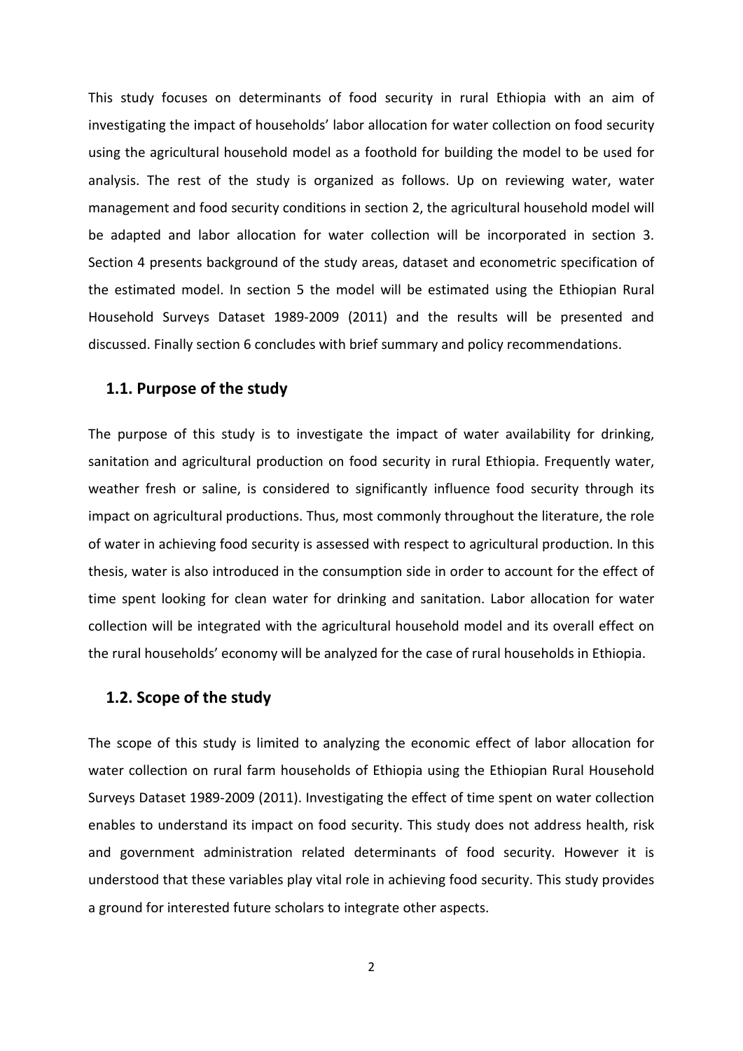This study focuses on determinants of food security in rural Ethiopia with an aim of investigating the impact of households' labor allocation for water collection on food security using the agricultural household model as a foothold for building the model to be used for analysis. The rest of the study is organized as follows. Up on reviewing water, water management and food security conditions in section 2, the agricultural household model will be adapted and labor allocation for water collection will be incorporated in section 3. Section 4 presents background of the study areas, dataset and econometric specification of the estimated model. In section 5 the model will be estimated using the Ethiopian Rural Household Surveys Dataset 1989-2009 (2011) and the results will be presented and discussed. Finally section 6 concludes with brief summary and policy recommendations.

## 1.1. Purpose of the study

The purpose of this study is to investigate the impact of water availability for drinking, sanitation and agricultural production on food security in rural Ethiopia. Frequently water, weather fresh or saline, is considered to significantly influence food security through its impact on agricultural productions. Thus, most commonly throughout the literature, the role of water in achieving food security is assessed with respect to agricultural production. In this thesis, water is also introduced in the consumption side in order to account for the effect of time spent looking for clean water for drinking and sanitation. Labor allocation for water collection will be integrated with the agricultural household model and its overall effect on the rural households' economy will be analyzed for the case of rural households in Ethiopia.

## 1.2. Scope of the study

The scope of this study is limited to analyzing the economic effect of labor allocation for water collection on rural farm households of Ethiopia using the Ethiopian Rural Household Surveys Dataset 1989-2009 (2011). Investigating the effect of time spent on water collection enables to understand its impact on food security. This study does not address health, risk and government administration related determinants of food security. However it is understood that these variables play vital role in achieving food security. This study provides a ground for interested future scholars to integrate other aspects.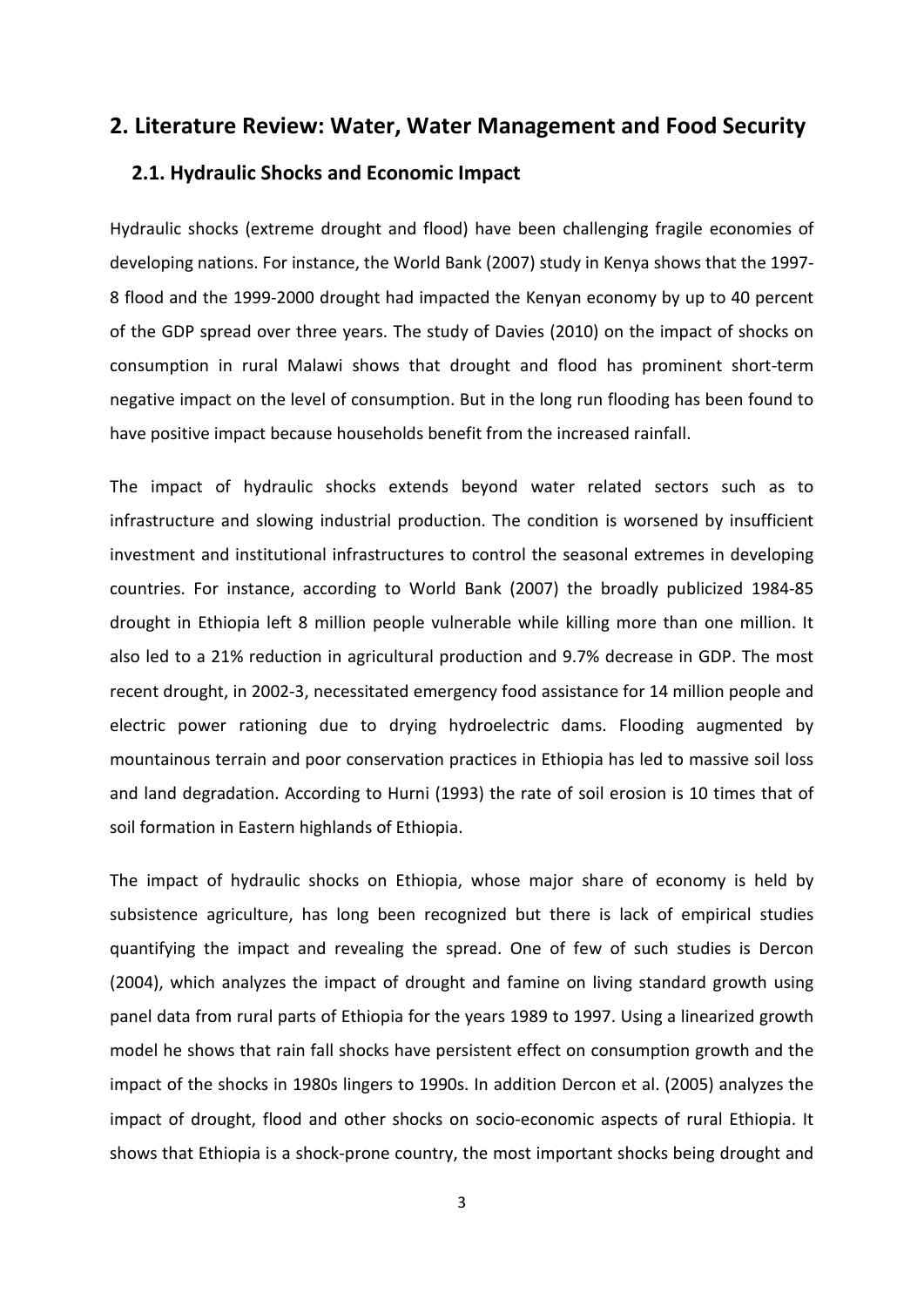## 2. Literature Review: Water, Water Management and Food Security

### 2.1. Hydraulic Shocks and Economic Impact

Hydraulic shocks (extreme drought and flood) have been challenging fragile economies of developing nations. For instance, the World Bank (2007) study in Kenya shows that the 1997-8 flood and the 1999-2000 drought had impacted the Kenyan economy by up to 40 percent of the GDP spread over three years. The study of Davies (2010) on the impact of shocks on consumption in rural Malawi shows that drought and flood has prominent short-term negative impact on the level of consumption. But in the long run flooding has been found to have positive impact because households benefit from the increased rainfall.

The impact of hydraulic shocks extends beyond water related sectors such as to infrastructure and slowing industrial production. The condition is worsened by insufficient investment and institutional infrastructures to control the seasonal extremes in developing countries. For instance, according to World Bank (2007) the broadly publicized 1984-85 drought in Ethiopia left 8 million people vulnerable while killing more than one million. It also led to a 21% reduction in agricultural production and 9.7% decrease in GDP. The most recent drought, in 2002-3, necessitated emergency food assistance for 14 million people and electric power rationing due to drying hydroelectric dams. Flooding augmented by mountainous terrain and poor conservation practices in Ethiopia has led to massive soil loss and land degradation. According to Hurni (1993) the rate of soil erosion is 10 times that of soil formation in Eastern highlands of Ethiopia.

The impact of hydraulic shocks on Ethiopia, whose major share of economy is held by subsistence agriculture, has long been recognized but there is lack of empirical studies quantifying the impact and revealing the spread. One of few of such studies is Dercon (2004), which analyzes the impact of drought and famine on living standard growth using panel data from rural parts of Ethiopia for the years 1989 to 1997. Using a linearized growth model he shows that rain fall shocks have persistent effect on consumption growth and the impact of the shocks in 1980s lingers to 1990s. In addition Dercon et al. (2005) analyzes the impact of drought, flood and other shocks on socio-economic aspects of rural Ethiopia. It shows that Ethiopia is a shock-prone country, the most important shocks being drought and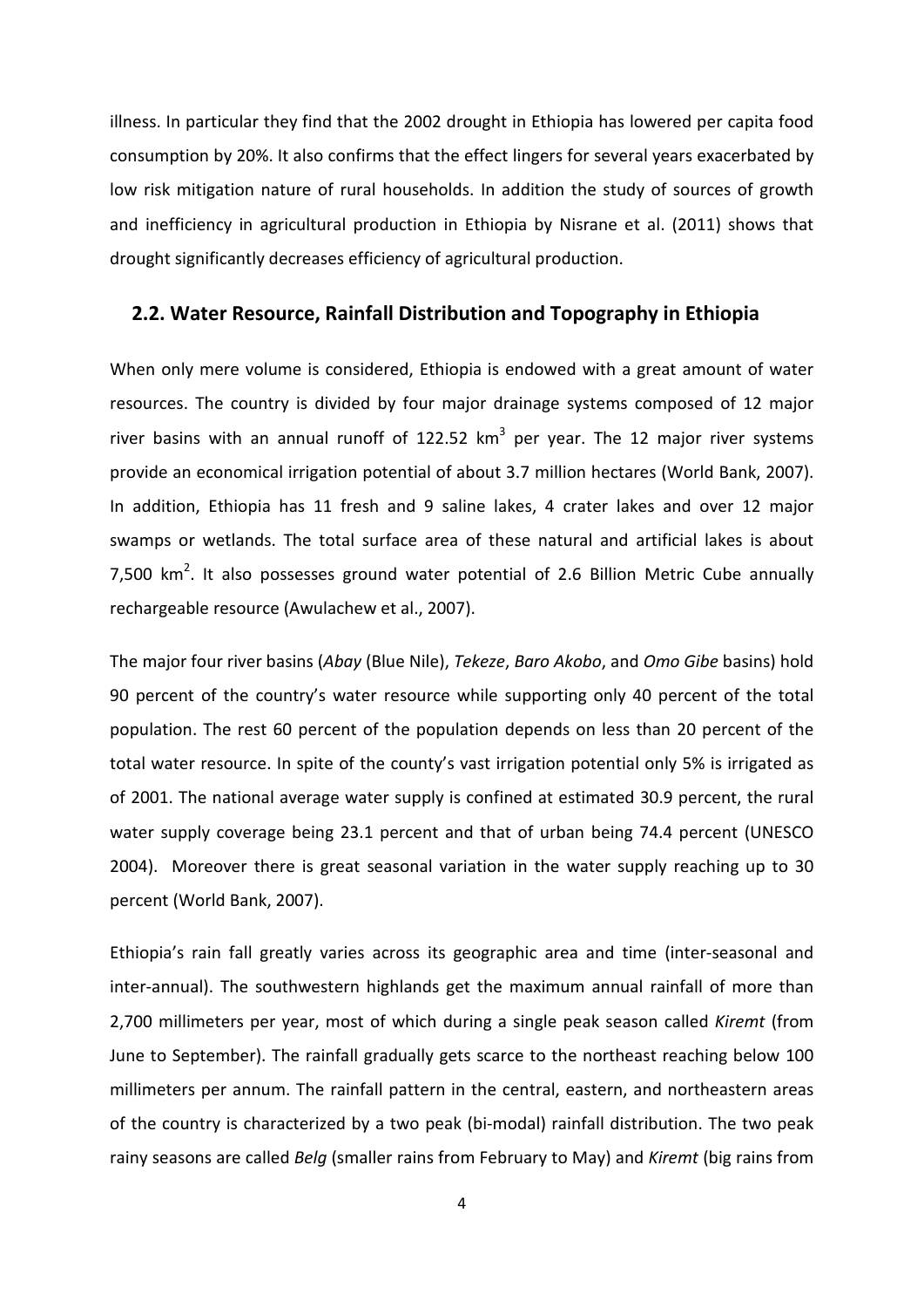illness. In particular they find that the 2002 drought in Ethiopia has lowered per capita food consumption by 20%. It also confirms that the effect lingers for several years exacerbated by low risk mitigation nature of rural households. In addition the study of sources of growth and inefficiency in agricultural production in Ethiopia by Nisrane et al. (2011) shows that drought significantly decreases efficiency of agricultural production.

## 2.2. Water Resource, Rainfall Distribution and Topography in Ethiopia

When only mere volume is considered, Ethiopia is endowed with a great amount of water resources. The country is divided by four major drainage systems composed of 12 major river basins with an annual runoff of 122.52 $km^3$ per year. The 12 major river systems provide an economical irrigation potential of about 3.7 million hectares (World Bank, 2007). In addition, Ethiopia has 11 fresh and 9 saline lakes, 4 crater lakes and over 12 major swamps or wetlands. The total surface area of these natural and artificial lakes is about 7,500 $km^2$. It also possesses ground water potential of 2.6 Billion Metric Cube annually rechargeable resource (Awulachew et al., 2007).

The major four river basins (*Abay* (Blue Nile), *Tekeze*, *Baro Akobo*, and *Omo Gibe* basins) hold 90 percent of the country's water resource while supporting only 40 percent of the total population. The rest 60 percent of the population depends on less than 20 percent of the total water resource. In spite of the county's vast irrigation potential only 5% is irrigated as of 2001. The national average water supply is confined at estimated 30.9 percent, the rural water supply coverage being 23.1 percent and that of urban being 74.4 percent (UNESCO 2004). Moreover there is great seasonal variation in the water supply reaching up to 30 percent (World Bank, 2007).

Ethiopia's rain fall greatly varies across its geographic area and time (inter-seasonal and inter-annual). The southwestern highlands get the maximum annual rainfall of more than 2,700 millimeters per year, most of which during a single peak season called *Kiremt* (from June to September). The rainfall gradually gets scarce to the northeast reaching below 100 millimeters per annum. The rainfall pattern in the central, eastern, and northeastern areas of the country is characterized by a two peak (bi-modal) rainfall distribution. The two peak rainy seasons are called *Belg* (smaller rains from February to May) and *Kiremt* (big rains from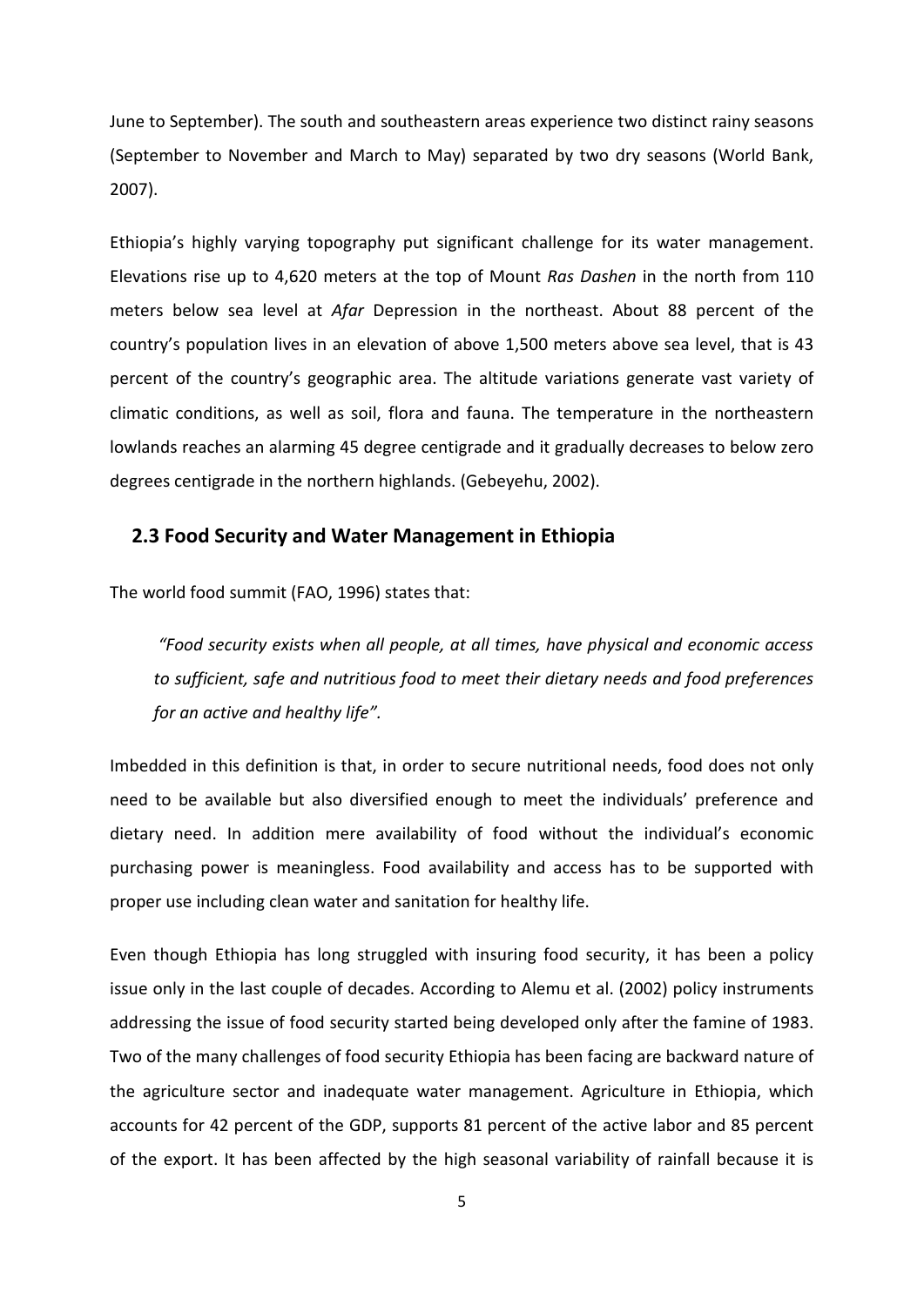June to September). The south and southeastern areas experience two distinct rainy seasons (September to November and March to May) separated by two dry seasons (World Bank, 2007).

Ethiopia's highly varying topography put significant challenge for its water management. Elevations rise up to 4,620 meters at the top of Mount *Ras Dashen* in the north from 110 meters below sea level at *Afar* Depression in the northeast. About 88 percent of the country's population lives in an elevation of above 1,500 meters above sea level, that is 43 percent of the country's geographic area. The altitude variations generate vast variety of climatic conditions, as well as soil, flora and fauna. The temperature in the northeastern lowlands reaches an alarming 45 degree centigrade and it gradually decreases to below zero degrees centigrade in the northern highlands. (Gebeyehu, 2002).

## 2.3 Food Security and Water Management in Ethiopia

The world food summit (FAO, 1996) states that:

> *"Food security exists when all people, at all times, have physical and economic access to sufficient, safe and nutritious food to meet their dietary needs and food preferences for an active and healthy life".*

Imbedded in this definition is that, in order to secure nutritional needs, food does not only need to be available but also diversified enough to meet the individuals' preference and dietary need. In addition mere availability of food without the individual's economic purchasing power is meaningless. Food availability and access has to be supported with proper use including clean water and sanitation for healthy life.

Even though Ethiopia has long struggled with insuring food security, it has been a policy issue only in the last couple of decades. According to Alemu et al. (2002) policy instruments addressing the issue of food security started being developed only after the famine of 1983. Two of the many challenges of food security Ethiopia has been facing are backward nature of the agriculture sector and inadequate water management. Agriculture in Ethiopia, which accounts for 42 percent of the GDP, supports 81 percent of the active labor and 85 percent of the export. It has been affected by the high seasonal variability of rainfall because it is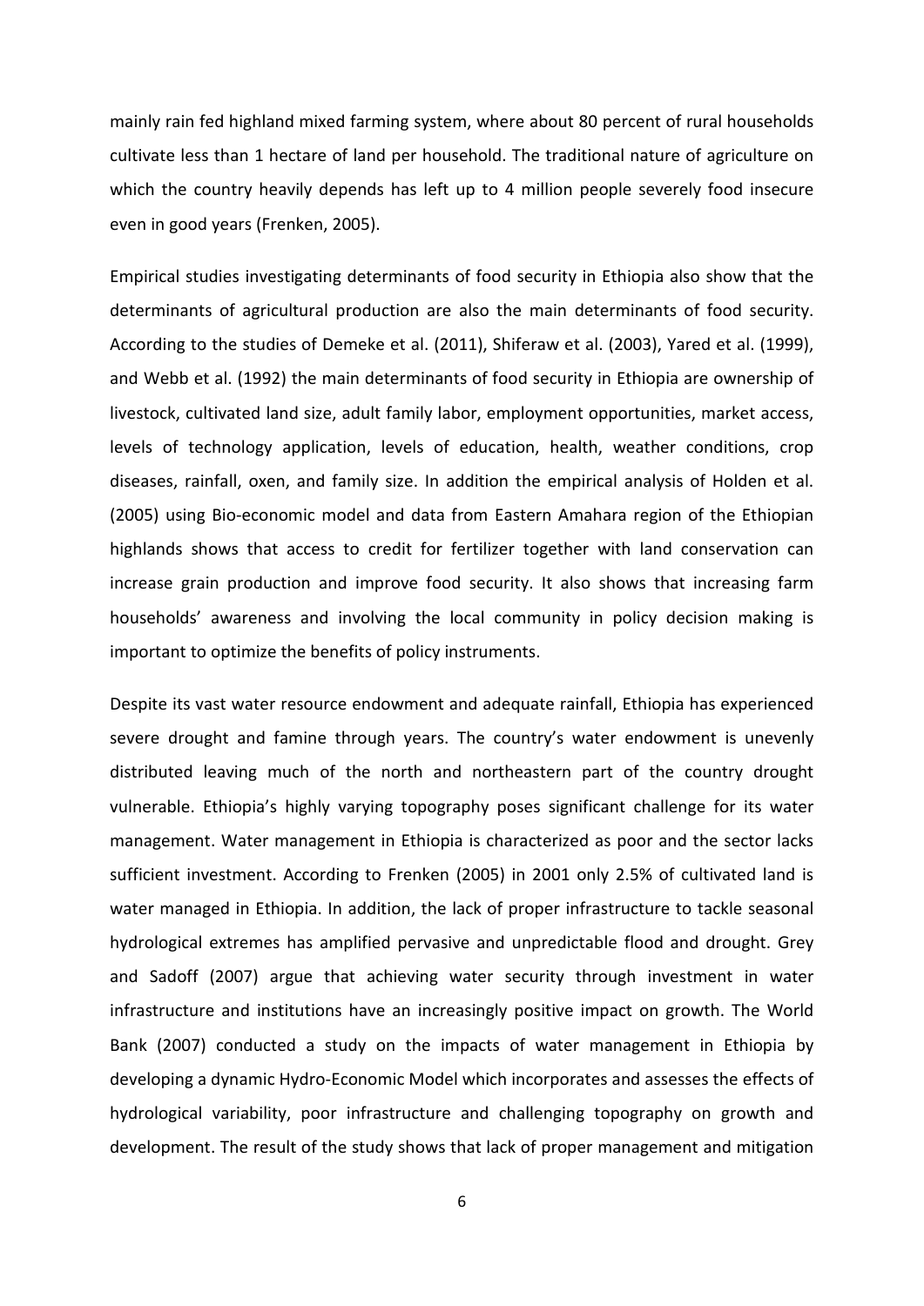mainly rain fed highland mixed farming system, where about 80 percent of rural households cultivate less than 1 hectare of land per household. The traditional nature of agriculture on which the country heavily depends has left up to 4 million people severely food insecure even in good years (Frenken, 2005).

Empirical studies investigating determinants of food security in Ethiopia also show that the determinants of agricultural production are also the main determinants of food security. According to the studies of Demeke et al. (2011), Shiferaw et al. (2003), Yared et al. (1999), and Webb et al. (1992) the main determinants of food security in Ethiopia are ownership of livestock, cultivated land size, adult family labor, employment opportunities, market access, levels of technology application, levels of education, health, weather conditions, crop diseases, rainfall, oxen, and family size. In addition the empirical analysis of Holden et al. (2005) using Bio-economic model and data from Eastern Amahara region of the Ethiopian highlands shows that access to credit for fertilizer together with land conservation can increase grain production and improve food security. It also shows that increasing farm households' awareness and involving the local community in policy decision making is important to optimize the benefits of policy instruments.

Despite its vast water resource endowment and adequate rainfall, Ethiopia has experienced severe drought and famine through years. The country's water endowment is unevenly distributed leaving much of the north and northeastern part of the country drought vulnerable. Ethiopia's highly varying topography poses significant challenge for its water management. Water management in Ethiopia is characterized as poor and the sector lacks sufficient investment. According to Frenken (2005) in 2001 only 2.5% of cultivated land is water managed in Ethiopia. In addition, the lack of proper infrastructure to tackle seasonal hydrological extremes has amplified pervasive and unpredictable flood and drought. Grey and Sadoff (2007) argue that achieving water security through investment in water infrastructure and institutions have an increasingly positive impact on growth. The World Bank (2007) conducted a study on the impacts of water management in Ethiopia by developing a dynamic Hydro-Economic Model which incorporates and assesses the effects of hydrological variability, poor infrastructure and challenging topography on growth and development. The result of the study shows that lack of proper management and mitigation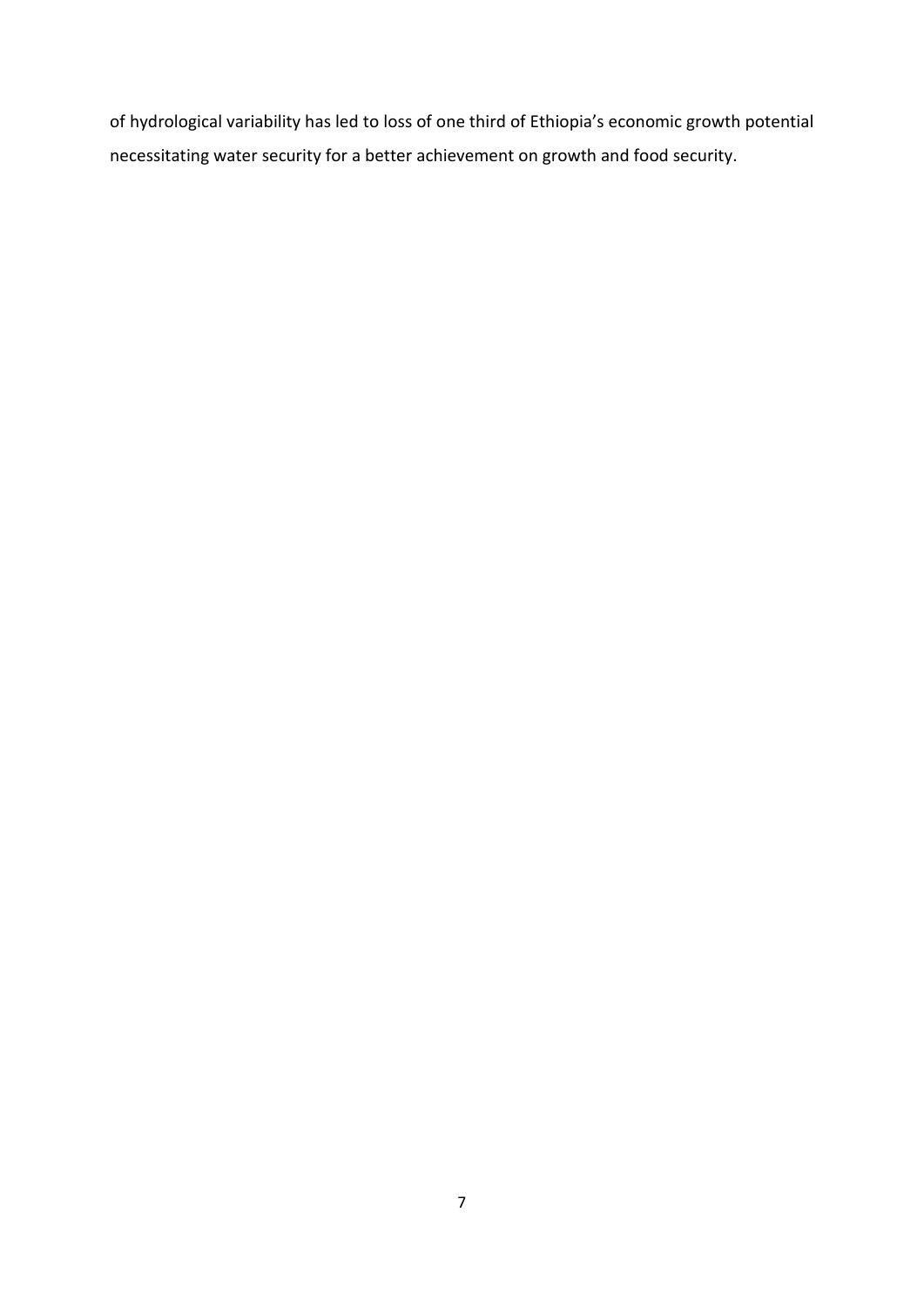of hydrological variability has led to loss of one third of Ethiopia’s economic growth potential necessitating water security for a better achievement on growth and food security.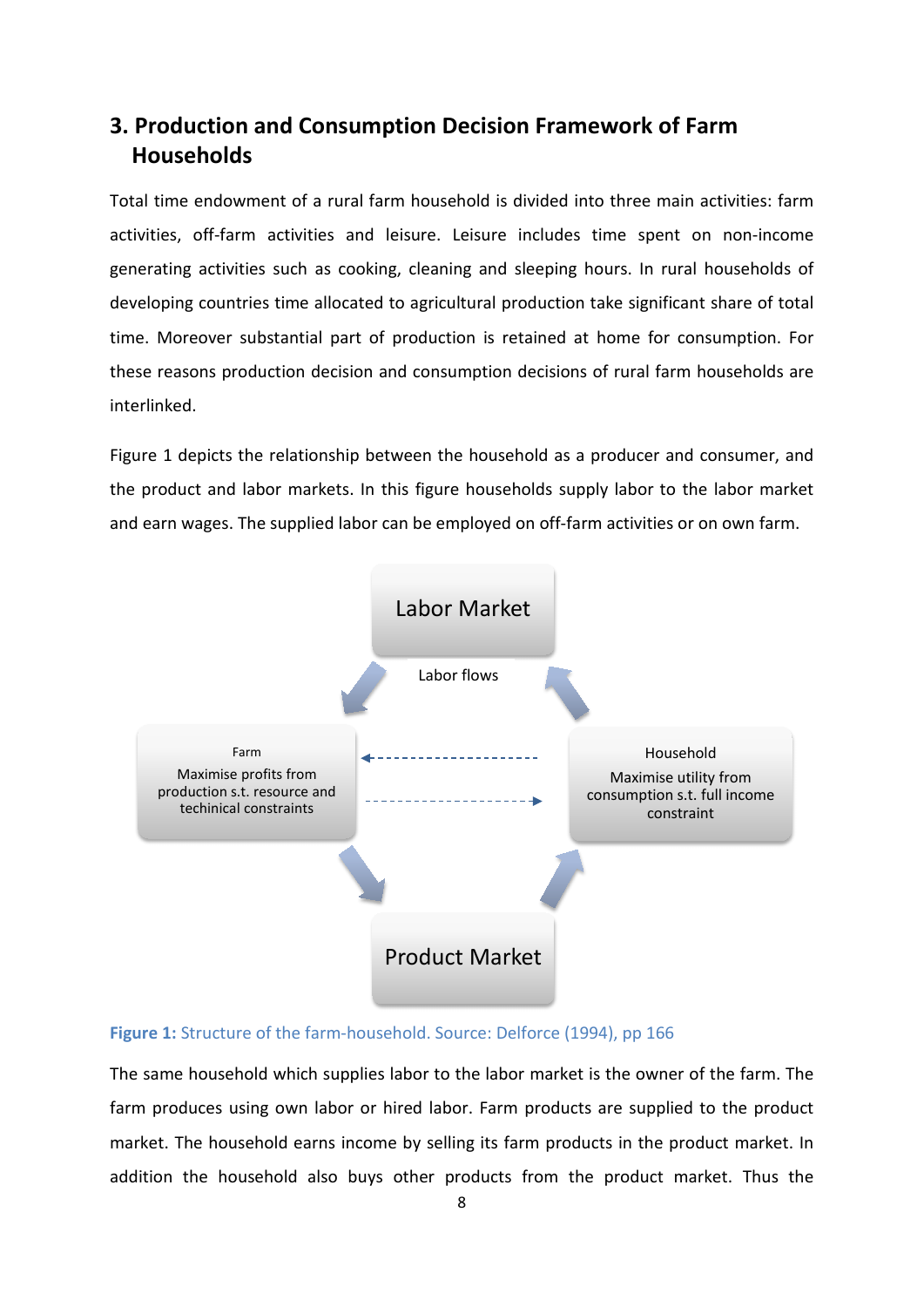## 3. Production and Consumption Decision Framework of Farm Households

Total time endowment of a rural farm household is divided into three main activities: farm activities, off-farm activities and leisure. Leisure includes time spent on non-income generating activities such as cooking, cleaning and sleeping hours. In rural households of developing countries time allocated to agricultural production take significant share of total time. Moreover substantial part of production is retained at home for consumption. For these reasons production decision and consumption decisions of rural farm households are interlinked.

Figure 1 depicts the relationship between the household as a producer and consumer, and the product and labor markets. In this figure households supply labor to the labor market and earn wages. The supplied labor can be employed on off-farm activities or on own farm.

Labor Market

Labor flows

Farm

Maximise profits from production s.t. resource and techinical constraints

Household

Maximise utility from consumption s.t. full income constraint

Product Market

**Figure 1:** Structure of the farm-household. Source: Delforce (1994), pp 166

The same household which supplies labor to the labor market is the owner of the farm. The farm produces using own labor or hired labor. Farm products are supplied to the product market. The household earns income by selling its farm products in the product market. In addition the household also buys other products from the product market. Thus the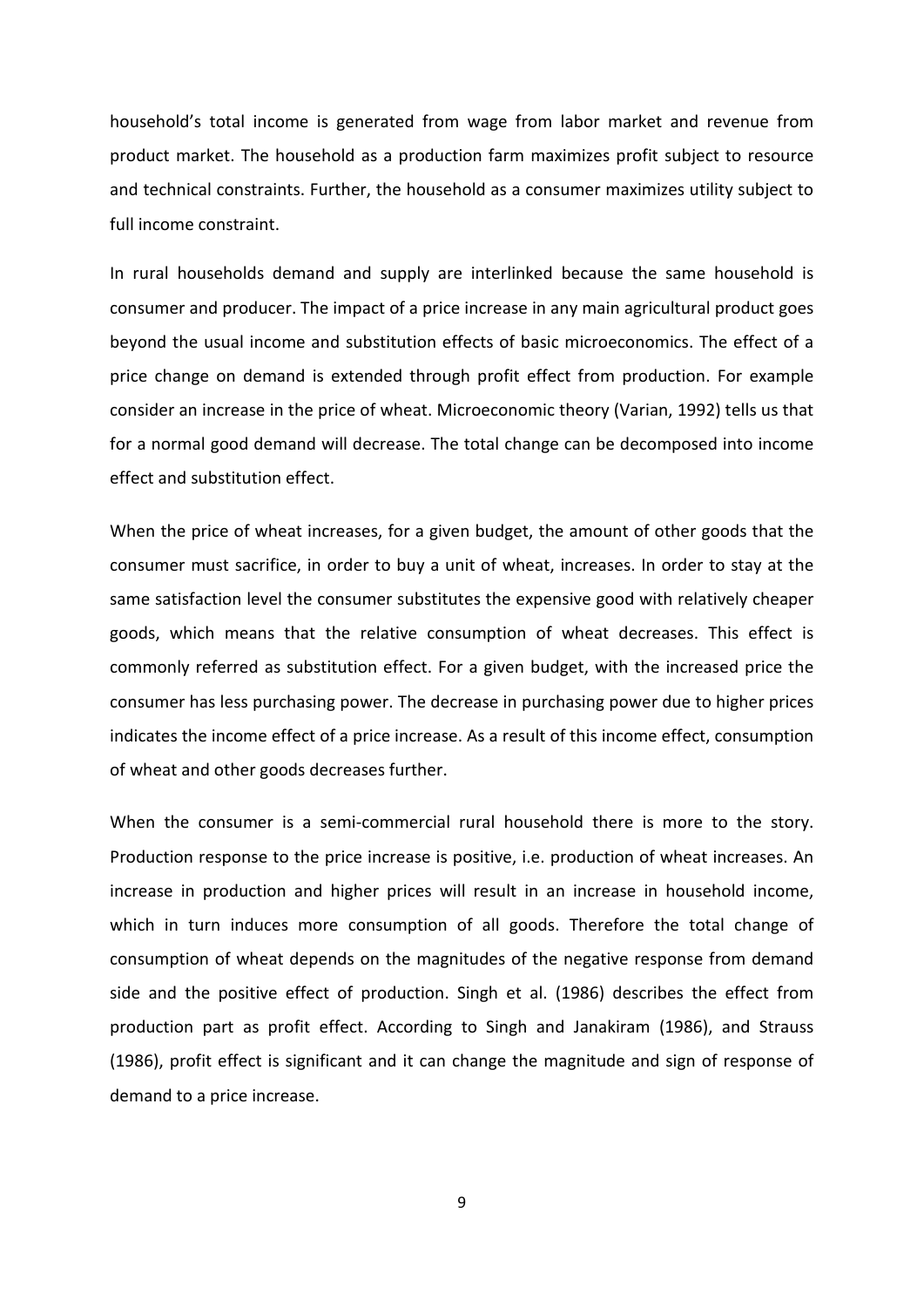household's total income is generated from wage from labor market and revenue from product market. The household as a production farm maximizes profit subject to resource and technical constraints. Further, the household as a consumer maximizes utility subject to full income constraint.

In rural households demand and supply are interlinked because the same household is consumer and producer. The impact of a price increase in any main agricultural product goes beyond the usual income and substitution effects of basic microeconomics. The effect of a price change on demand is extended through profit effect from production. For example consider an increase in the price of wheat. Microeconomic theory (Varian, 1992) tells us that for a normal good demand will decrease. The total change can be decomposed into income effect and substitution effect.

When the price of wheat increases, for a given budget, the amount of other goods that the consumer must sacrifice, in order to buy a unit of wheat, increases. In order to stay at the same satisfaction level the consumer substitutes the expensive good with relatively cheaper goods, which means that the relative consumption of wheat decreases. This effect is commonly referred as substitution effect. For a given budget, with the increased price the consumer has less purchasing power. The decrease in purchasing power due to higher prices indicates the income effect of a price increase. As a result of this income effect, consumption of wheat and other goods decreases further.

When the consumer is a semi-commercial rural household there is more to the story. Production response to the price increase is positive, i.e. production of wheat increases. An increase in production and higher prices will result in an increase in household income, which in turn induces more consumption of all goods. Therefore the total change of consumption of wheat depends on the magnitudes of the negative response from demand side and the positive effect of production. Singh et al. (1986) describes the effect from production part as profit effect. According to Singh and Janakiram (1986), and Strauss (1986), profit effect is significant and it can change the magnitude and sign of response of demand to a price increase.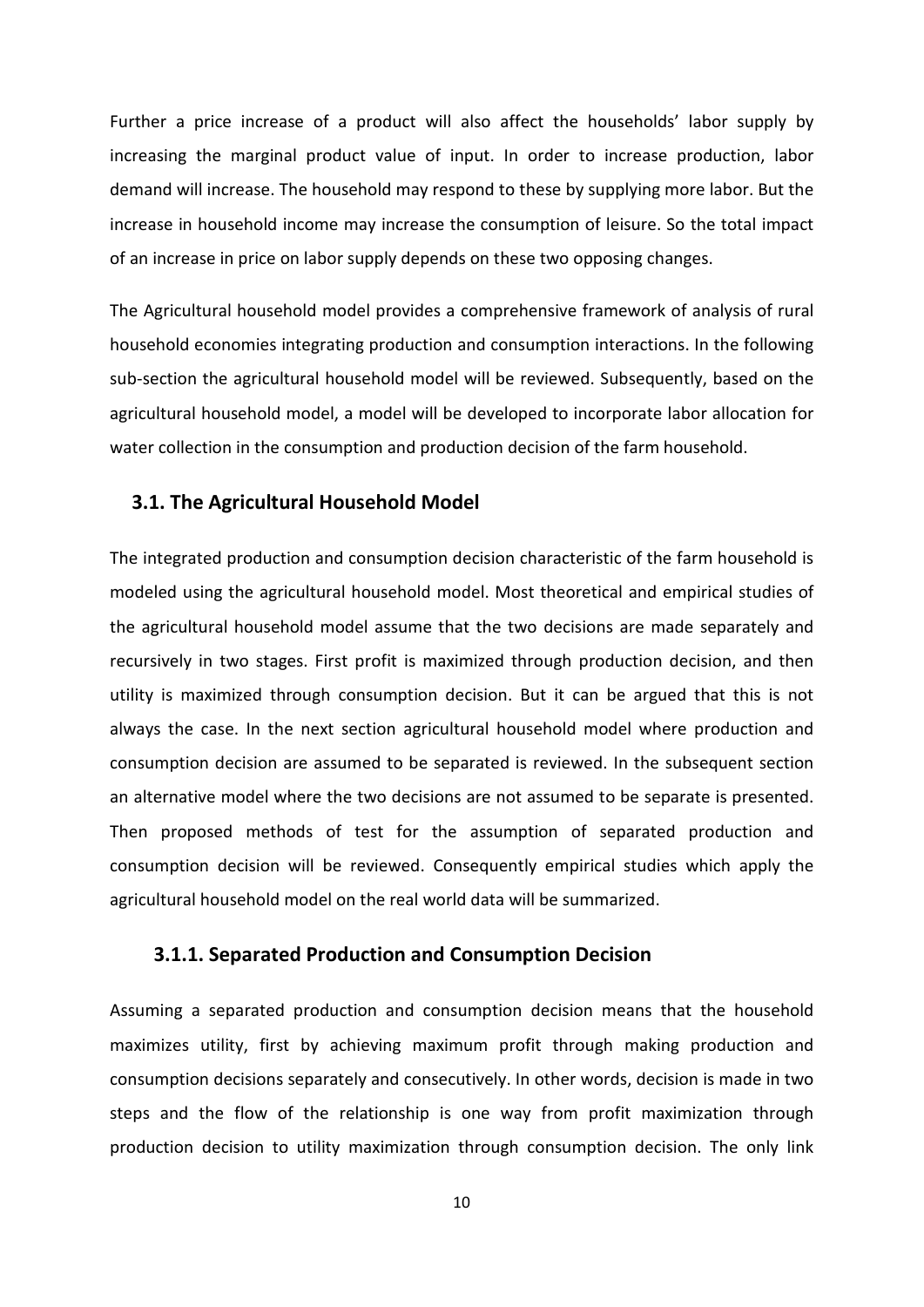Further a price increase of a product will also affect the households' labor supply by increasing the marginal product value of input. In order to increase production, labor demand will increase. The household may respond to these by supplying more labor. But the increase in household income may increase the consumption of leisure. So the total impact of an increase in price on labor supply depends on these two opposing changes.

The Agricultural household model provides a comprehensive framework of analysis of rural household economies integrating production and consumption interactions. In the following sub-section the agricultural household model will be reviewed. Subsequently, based on the agricultural household model, a model will be developed to incorporate labor allocation for water collection in the consumption and production decision of the farm household.

## 3.1. The Agricultural Household Model

The integrated production and consumption decision characteristic of the farm household is modeled using the agricultural household model. Most theoretical and empirical studies of the agricultural household model assume that the two decisions are made separately and recursively in two stages. First profit is maximized through production decision, and then utility is maximized through consumption decision. But it can be argued that this is not always the case. In the next section agricultural household model where production and consumption decision are assumed to be separated is reviewed. In the subsequent section an alternative model where the two decisions are not assumed to be separate is presented. Then proposed methods of test for the assumption of separated production and consumption decision will be reviewed. Consequently empirical studies which apply the agricultural household model on the real world data will be summarized.

### 3.1.1. Separated Production and Consumption Decision

Assuming a separated production and consumption decision means that the household maximizes utility, first by achieving maximum profit through making production and consumption decisions separately and consecutively. In other words, decision is made in two steps and the flow of the relationship is one way from profit maximization through production decision to utility maximization through consumption decision. The only link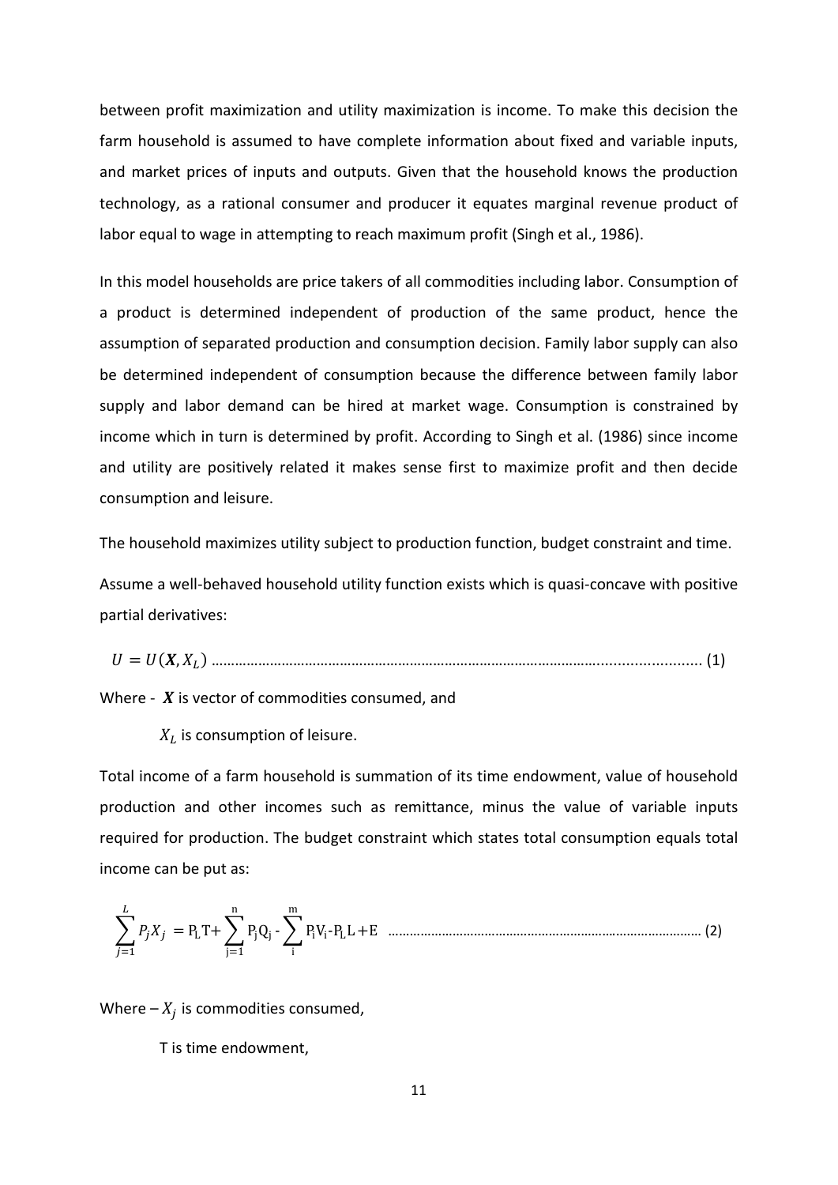between profit maximization and utility maximization is income. To make this decision the farm household is assumed to have complete information about fixed and variable inputs, and market prices of inputs and outputs. Given that the household knows the production technology, as a rational consumer and producer it equates marginal revenue product of labor equal to wage in attempting to reach maximum profit (Singh et al., 1986).

In this model households are price takers of all commodities including labor. Consumption of a product is determined independent of production of the same product, hence the assumption of separated production and consumption decision. Family labor supply can also be determined independent of consumption because the difference between family labor supply and labor demand can be hired at market wage. Consumption is constrained by income which in turn is determined by profit. According to Singh et al. (1986) since income and utility are positively related it makes sense first to maximize profit and then decide consumption and leisure.

The household maximizes utility subject to production function, budget constraint and time.

Assume a well-behaved household utility function exists which is quasi-concave with positive partial derivatives:

$$U = U(\boldsymbol{X}, X_L) \quad \text{.......... (1)}$$

Where - $\boldsymbol{X}$ is vector of commodities consumed, and

$X_L$ is consumption of leisure.

Total income of a farm household is summation of its time endowment, value of household production and other incomes such as remittance, minus the value of variable inputs required for production. The budget constraint which states total consumption equals total income can be put as:

$$\sum_{j=1}^{L} P_j X_j = P_L T + \sum_{j=1}^{n} P_j Q_j - \sum_{i}^{m} P_i V_i - P_L L + E \quad \text{.......... (2)}$$

Where – $X_j$ is commodities consumed,

T is time endowment,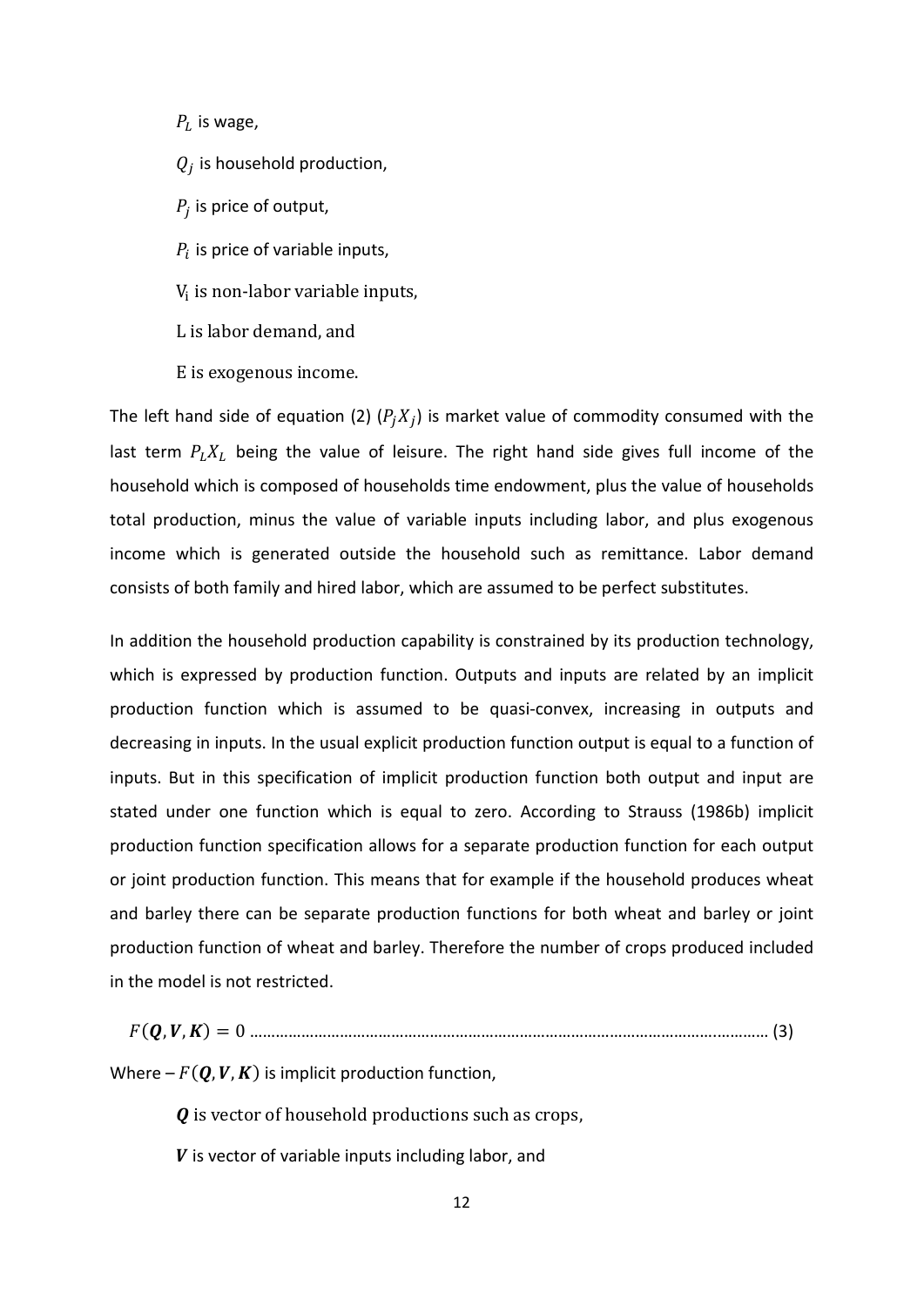$P_L$ is wage,

$Q_j$ is household production,

$P_j$ is price of output,

$P_i$ is price of variable inputs,

$V_i$ is non-labor variable inputs,

L is labor demand, and

E is exogenous income.

The left hand side of equation (2) ($P_j X_j$) is market value of commodity consumed with the last term $P_L X_L$ being the value of leisure. The right hand side gives full income of the household which is composed of households time endowment, plus the value of households total production, minus the value of variable inputs including labor, and plus exogenous income which is generated outside the household such as remittance. Labor demand consists of both family and hired labor, which are assumed to be perfect substitutes.

In addition the household production capability is constrained by its production technology, which is expressed by production function. Outputs and inputs are related by an implicit production function which is assumed to be quasi-convex, increasing in outputs and decreasing in inputs. In the usual explicit production function output is equal to a function of inputs. But in this specification of implicit production function both output and input are stated under one function which is equal to zero. According to Strauss (1986b) implicit production function specification allows for a separate production function for each output or joint production function. This means that for example if the household produces wheat and barley there can be separate production functions for both wheat and barley or joint production function of wheat and barley. Therefore the number of crops produced included in the model is not restricted.

$$F(\boldsymbol{Q}, \boldsymbol{V}, \boldsymbol{K}) = 0 \quad \text{.......... (3)}$$

Where – $F(\boldsymbol{Q}, \boldsymbol{V}, \boldsymbol{K})$ is implicit production function,

$\boldsymbol{Q}$ is vector of household productions such as crops,

$\boldsymbol{V}$ is vector of variable inputs including labor, and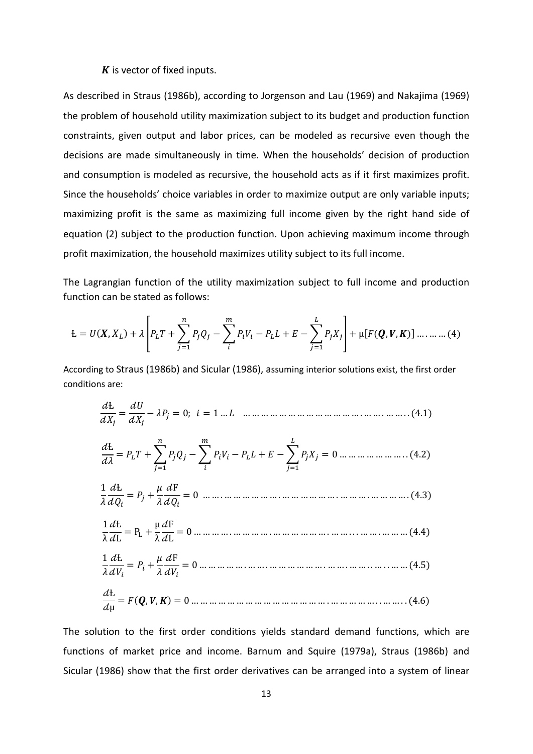***K*** is vector of fixed inputs.

As described in Straus (1986b), according to Jorgenson and Lau (1969) and Nakajima (1969) the problem of household utility maximization subject to its budget and production function constraints, given output and labor prices, can be modeled as recursive even though the decisions are made simultaneously in time. When the households' decision of production and consumption is modeled as recursive, the household acts as if it first maximizes profit. Since the households' choice variables in order to maximize output are only variable inputs; maximizing profit is the same as maximizing full income given by the right hand side of equation (2) subject to the production function. Upon achieving maximum income through profit maximization, the household maximizes utility subject to its full income.

The Lagrangian function of the utility maximization subject to full income and production function can be stated as follows:

$$Ł = U(\boldsymbol{X}, X_L) + \lambda\left[P_L T + \sum_{j=1}^{n} P_j Q_j - \sum_{i}^{m} P_i V_i - P_L L + E - \sum_{j=1}^{L} P_j X_j\right] + \mu[F(\boldsymbol{Q}, \boldsymbol{V}, \boldsymbol{K})] \ldots\ldots\ldots (4)$$

According to Straus (1986b) and Sicular (1986), assuming interior solutions exist, the first order conditions are:

$$\frac{dŁ}{dX_j} = \frac{dU}{dX_j} - \lambda P_j = 0;\ i = 1 \ldots L \quad \ldots\ldots (4.1)$$

$$\frac{dŁ}{d\lambda} = P_L T + \sum_{j=1}^{n} P_j Q_j - \sum_{i}^{m} P_i V_i - P_L L + E - \sum_{j=1}^{L} P_j X_j = 0 \ldots\ldots (4.2)$$

$$\frac{1}{\lambda}\frac{dŁ}{dQ_i} = P_j + \frac{\mu}{\lambda}\frac{dF}{dQ_i} = 0 \quad \ldots\ldots (4.3)$$

$$\frac{1}{\lambda}\frac{dŁ}{dL} = P_L + \frac{\mu}{\lambda}\frac{dF}{dL} = 0 \ldots\ldots (4.4)$$

$$\frac{1}{\lambda}\frac{dŁ}{dV_i} = P_i + \frac{\mu}{\lambda}\frac{dF}{dV_i} = 0 \ldots\ldots (4.5)$$

$$\frac{dŁ}{d\mu} = F(\boldsymbol{Q}, \boldsymbol{V}, \boldsymbol{K}) = 0 \ldots\ldots (4.6)$$

The solution to the first order conditions yields standard demand functions, which are functions of market price and income. Barnum and Squire (1979a), Straus (1986b) and Sicular (1986) show that the first order derivatives can be arranged into a system of linear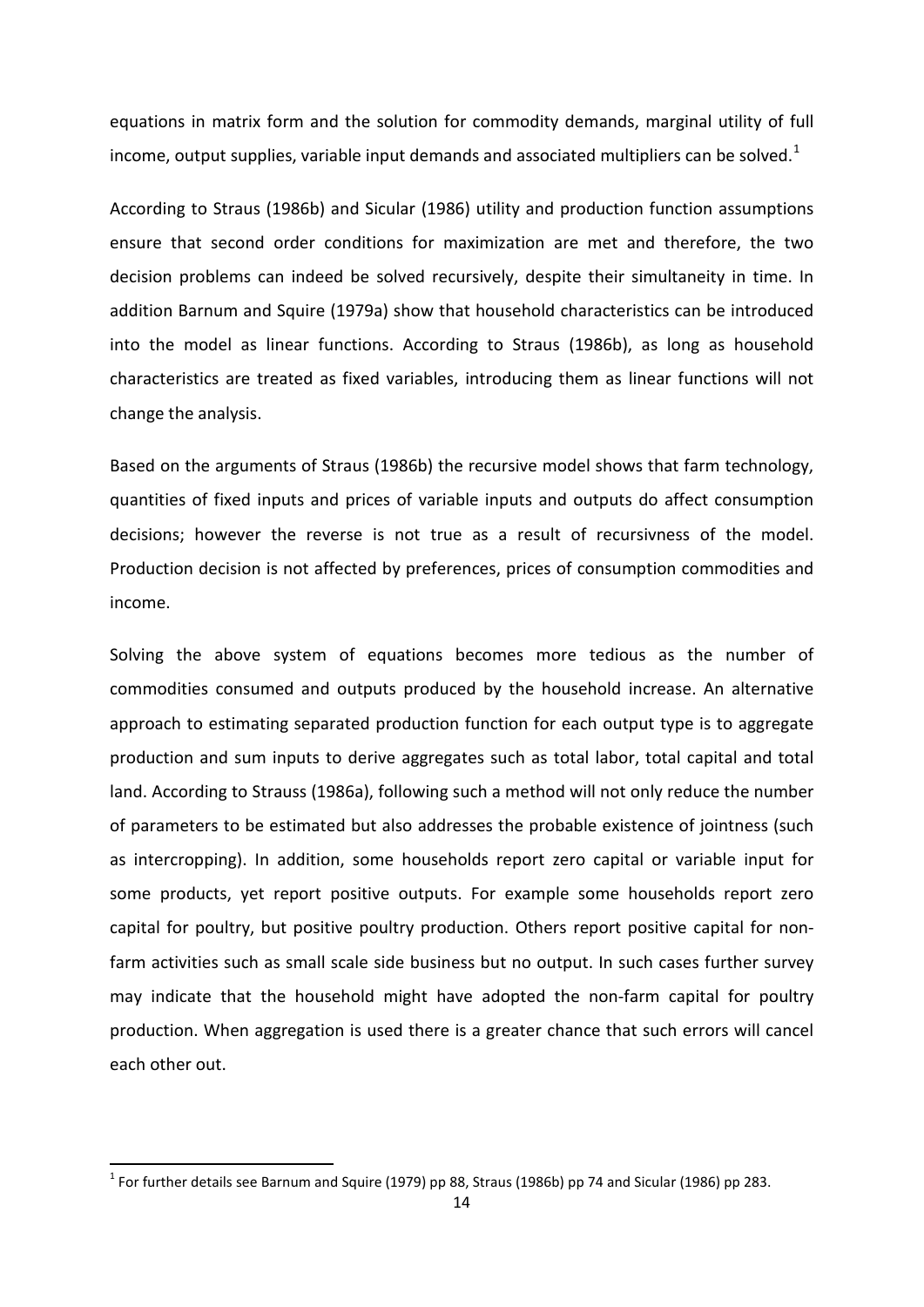equations in matrix form and the solution for commodity demands, marginal utility of full income, output supplies, variable input demands and associated multipliers can be solved.[1]

According to Straus (1986b) and Sicular (1986) utility and production function assumptions ensure that second order conditions for maximization are met and therefore, the two decision problems can indeed be solved recursively, despite their simultaneity in time. In addition Barnum and Squire (1979a) show that household characteristics can be introduced into the model as linear functions. According to Straus (1986b), as long as household characteristics are treated as fixed variables, introducing them as linear functions will not change the analysis.

Based on the arguments of Straus (1986b) the recursive model shows that farm technology, quantities of fixed inputs and prices of variable inputs and outputs do affect consumption decisions; however the reverse is not true as a result of recursivness of the model. Production decision is not affected by preferences, prices of consumption commodities and income.

Solving the above system of equations becomes more tedious as the number of commodities consumed and outputs produced by the household increase. An alternative approach to estimating separated production function for each output type is to aggregate production and sum inputs to derive aggregates such as total labor, total capital and total land. According to Strauss (1986a), following such a method will not only reduce the number of parameters to be estimated but also addresses the probable existence of jointness (such as intercropping). In addition, some households report zero capital or variable input for some products, yet report positive outputs. For example some households report zero capital for poultry, but positive poultry production. Others report positive capital for non-farm activities such as small scale side business but no output. In such cases further survey may indicate that the household might have adopted the non-farm capital for poultry production. When aggregation is used there is a greater chance that such errors will cancel each other out.

[1] For further details see Barnum and Squire (1979) pp 88, Straus (1986b) pp 74 and Sicular (1986) pp 283.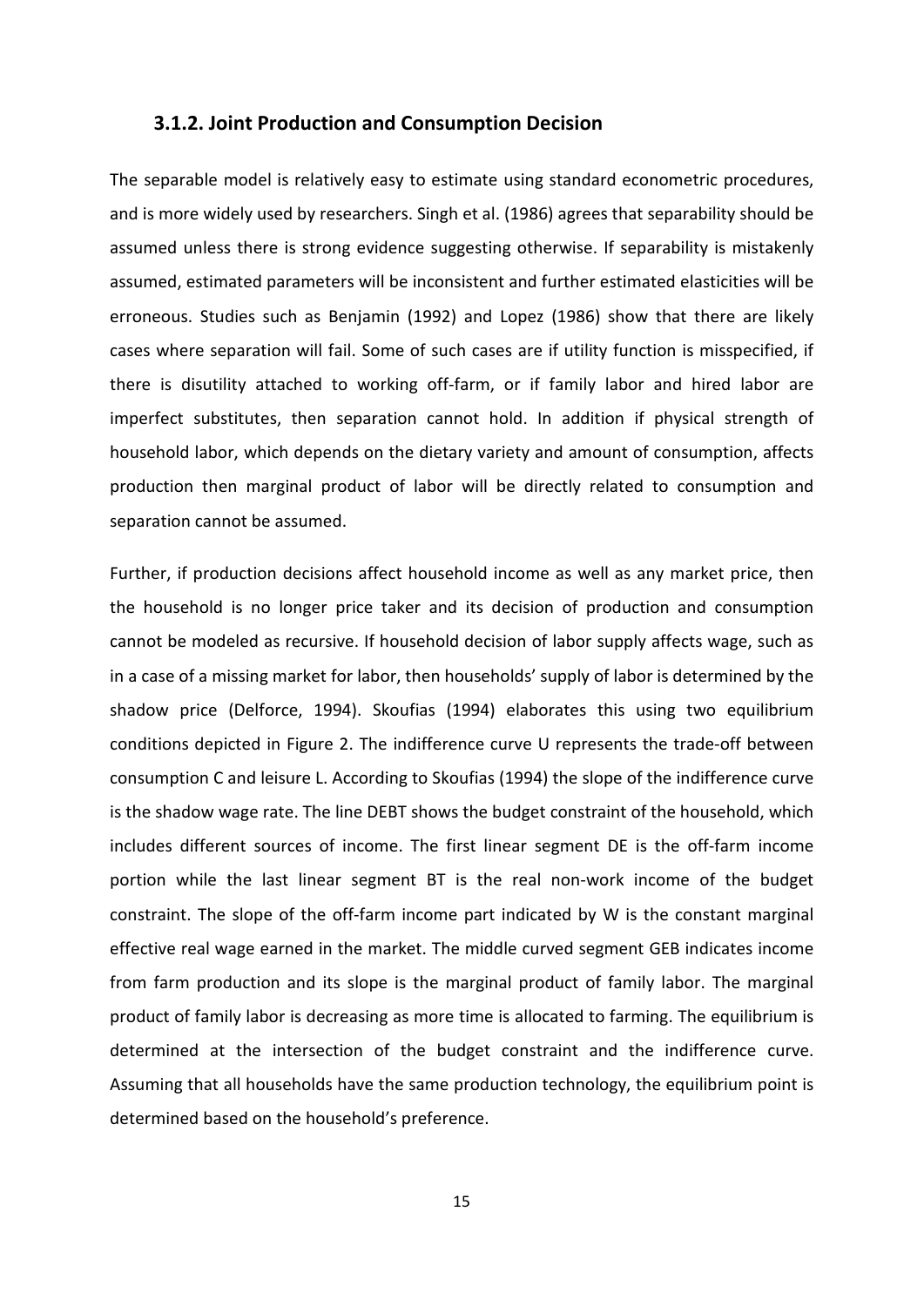### 3.1.2. Joint Production and Consumption Decision

The separable model is relatively easy to estimate using standard econometric procedures, and is more widely used by researchers. Singh et al. (1986) agrees that separability should be assumed unless there is strong evidence suggesting otherwise. If separability is mistakenly assumed, estimated parameters will be inconsistent and further estimated elasticities will be erroneous. Studies such as Benjamin (1992) and Lopez (1986) show that there are likely cases where separation will fail. Some of such cases are if utility function is misspecified, if there is disutility attached to working off-farm, or if family labor and hired labor are imperfect substitutes, then separation cannot hold. In addition if physical strength of household labor, which depends on the dietary variety and amount of consumption, affects production then marginal product of labor will be directly related to consumption and separation cannot be assumed.

Further, if production decisions affect household income as well as any market price, then the household is no longer price taker and its decision of production and consumption cannot be modeled as recursive. If household decision of labor supply affects wage, such as in a case of a missing market for labor, then households' supply of labor is determined by the shadow price (Delforce, 1994). Skoufias (1994) elaborates this using two equilibrium conditions depicted in Figure 2. The indifference curve U represents the trade-off between consumption C and leisure L. According to Skoufias (1994) the slope of the indifference curve is the shadow wage rate. The line DEBT shows the budget constraint of the household, which includes different sources of income. The first linear segment DE is the off-farm income portion while the last linear segment BT is the real non-work income of the budget constraint. The slope of the off-farm income part indicated by W is the constant marginal effective real wage earned in the market. The middle curved segment GEB indicates income from farm production and its slope is the marginal product of family labor. The marginal product of family labor is decreasing as more time is allocated to farming. The equilibrium is determined at the intersection of the budget constraint and the indifference curve. Assuming that all households have the same production technology, the equilibrium point is determined based on the household's preference.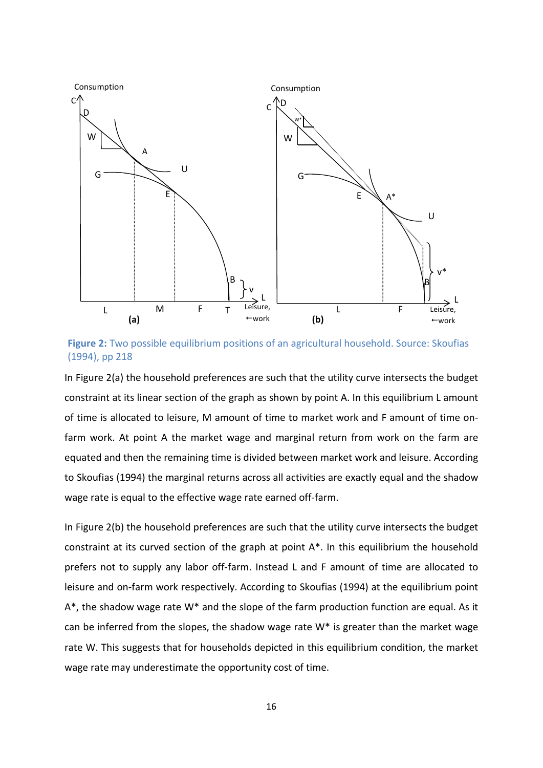**Figure 2:** Two possible equilibrium positions of an agricultural household. Source: Skoufias (1994), pp 218

In Figure 2(a) the household preferences are such that the utility curve intersects the budget constraint at its linear section of the graph as shown by point A. In this equilibrium L amount of time is allocated to leisure, M amount of time to market work and F amount of time on-farm work. At point A the market wage and marginal return from work on the farm are equated and then the remaining time is divided between market work and leisure. According to Skoufias (1994) the marginal returns across all activities are exactly equal and the shadow wage rate is equal to the effective wage rate earned off-farm.

In Figure 2(b) the household preferences are such that the utility curve intersects the budget constraint at its curved section of the graph at point A*. In this equilibrium the household prefers not to supply any labor off-farm. Instead L and F amount of time are allocated to leisure and on-farm work respectively. According to Skoufias (1994) at the equilibrium point A*, the shadow wage rate W* and the slope of the farm production function are equal. As it can be inferred from the slopes, the shadow wage rate W* is greater than the market wage rate W. This suggests that for households depicted in this equilibrium condition, the market wage rate may underestimate the opportunity cost of time.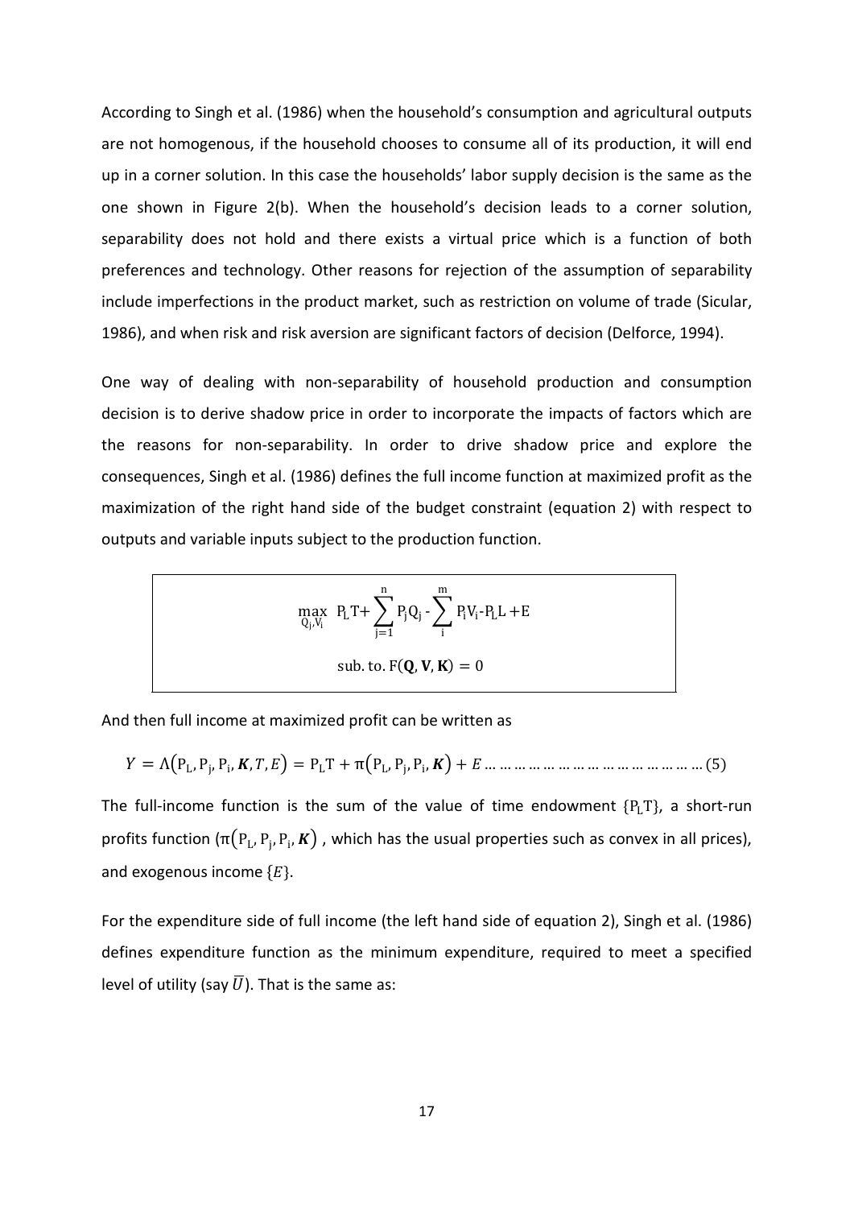According to Singh et al. (1986) when the household's consumption and agricultural outputs are not homogenous, if the household chooses to consume all of its production, it will end up in a corner solution. In this case the households' labor supply decision is the same as the one shown in Figure 2(b). When the household's decision leads to a corner solution, separability does not hold and there exists a virtual price which is a function of both preferences and technology. Other reasons for rejection of the assumption of separability include imperfections in the product market, such as restriction on volume of trade (Sicular, 1986), and when risk and risk aversion are significant factors of decision (Delforce, 1994).

One way of dealing with non-separability of household production and consumption decision is to derive shadow price in order to incorporate the impacts of factors which are the reasons for non-separability. In order to drive shadow price and explore the consequences, Singh et al. (1986) defines the full income function at maximized profit as the maximization of the right hand side of the budget constraint (equation 2) with respect to outputs and variable inputs subject to the production function.

$$\max_{Q_j, V_i} \; P_L T + \sum_{j=1}^{n} P_j Q_j - \sum_{i}^{m} P_i V_i - P_L L + E$$

$$\text{sub. to. } F(\mathbf{Q}, \mathbf{V}, \mathbf{K}) = 0$$

And then full income at maximized profit can be written as

$$Y = \Lambda\left(P_L, P_j, P_i, \boldsymbol{K}, T, E\right) = P_L T + \pi\left(P_L, P_j, P_i, \boldsymbol{K}\right) + E \; \ldots \ldots \ldots \ldots \ldots \ldots \ldots \ldots \ldots \ldots \ldots \ldots \ldots (5)$$

The full-income function is the sum of the value of time endowment $\{P_L T\}$, a short-run profits function ($\pi\left(P_L, P_j, P_i, \boldsymbol{K}\right)$ , which has the usual properties such as convex in all prices), and exogenous income $\{E\}$.

For the expenditure side of full income (the left hand side of equation 2), Singh et al. (1986) defines expenditure function as the minimum expenditure, required to meet a specified level of utility (say $\overline{U}$). That is the same as: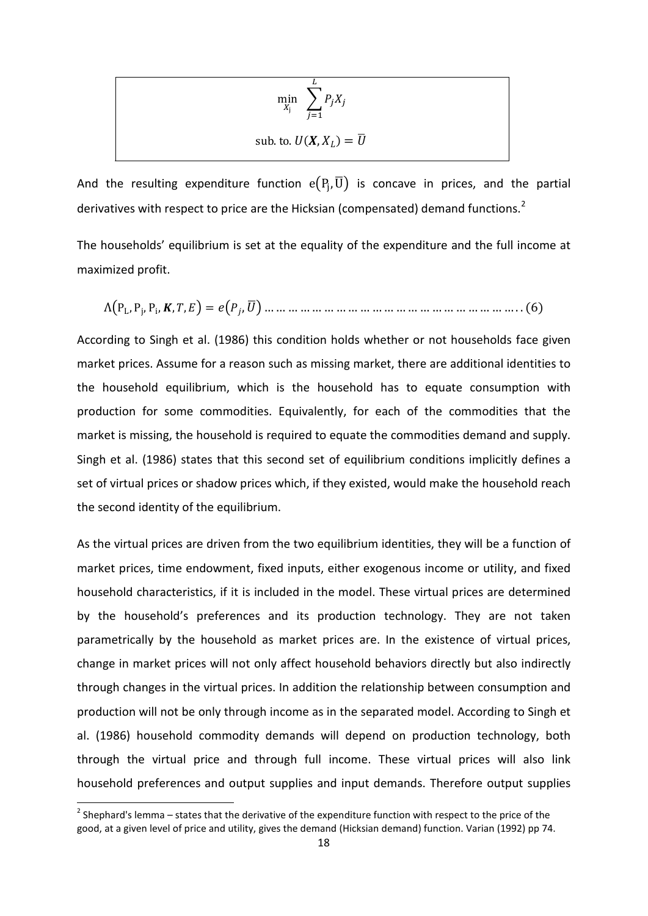$$\min_{X_j} \sum_{j=1}^{L} P_j X_j$$

$$\text{sub. to. } U(\boldsymbol{X}, X_L) = \overline{U}$$

And the resulting expenditure function $e(P_j, \overline{U})$ is concave in prices, and the partial derivatives with respect to price are the Hicksian (compensated) demand functions.[2]

The households' equilibrium is set at the equality of the expenditure and the full income at maximized profit.

$$\Lambda(P_L, P_j, P_i, \boldsymbol{K}, T, E) = e(P_j, \overline{U}) \ldots\ldots\ldots\ldots\ldots\ldots\ldots\ldots\ldots\ldots\ldots\ldots\ldots\ldots\ldots\ldots\ldots\ldots.. (6)$$

According to Singh et al. (1986) this condition holds whether or not households face given market prices. Assume for a reason such as missing market, there are additional identities to the household equilibrium, which is the household has to equate consumption with production for some commodities. Equivalently, for each of the commodities that the market is missing, the household is required to equate the commodities demand and supply. Singh et al. (1986) states that this second set of equilibrium conditions implicitly defines a set of virtual prices or shadow prices which, if they existed, would make the household reach the second identity of the equilibrium.

As the virtual prices are driven from the two equilibrium identities, they will be a function of market prices, time endowment, fixed inputs, either exogenous income or utility, and fixed household characteristics, if it is included in the model. These virtual prices are determined by the household's preferences and its production technology. They are not taken parametrically by the household as market prices are. In the existence of virtual prices, change in market prices will not only affect household behaviors directly but also indirectly through changes in the virtual prices. In addition the relationship between consumption and production will not be only through income as in the separated model. According to Singh et al. (1986) household commodity demands will depend on production technology, both through the virtual price and through full income. These virtual prices will also link household preferences and output supplies and input demands. Therefore output supplies

[2] Shephard's lemma – states that the derivative of the expenditure function with respect to the price of the good, at a given level of price and utility, gives the demand (Hicksian demand) function. Varian (1992) pp 74.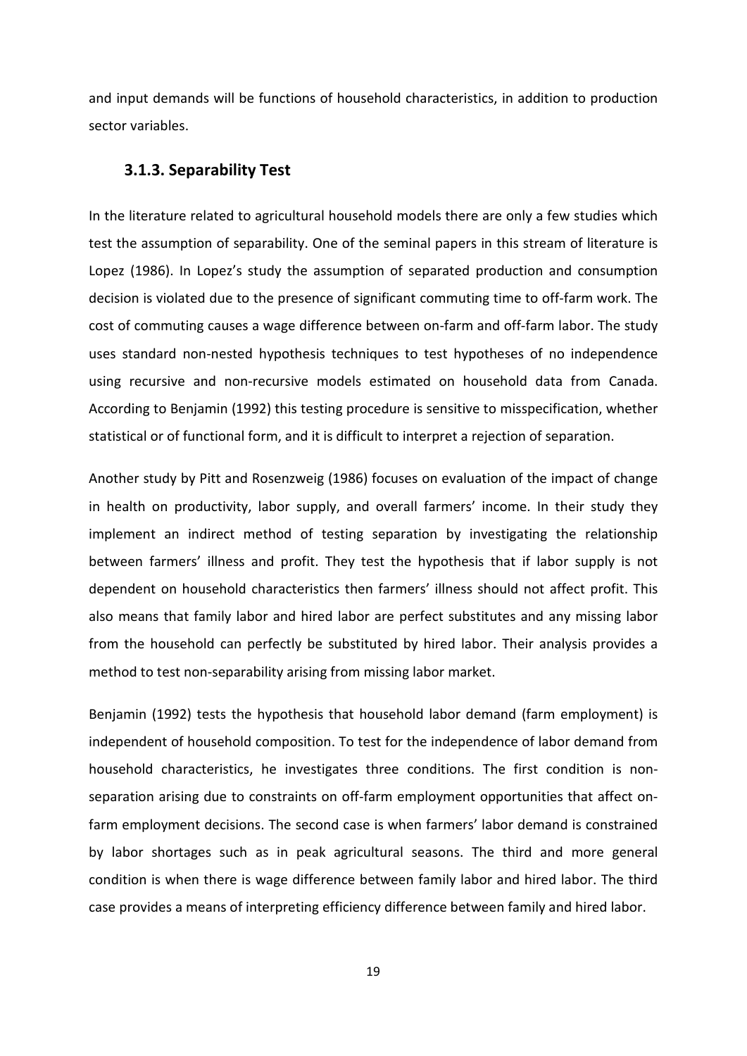and input demands will be functions of household characteristics, in addition to production sector variables.

### 3.1.3. Separability Test

In the literature related to agricultural household models there are only a few studies which test the assumption of separability. One of the seminal papers in this stream of literature is Lopez (1986). In Lopez's study the assumption of separated production and consumption decision is violated due to the presence of significant commuting time to off-farm work. The cost of commuting causes a wage difference between on-farm and off-farm labor. The study uses standard non-nested hypothesis techniques to test hypotheses of no independence using recursive and non-recursive models estimated on household data from Canada. According to Benjamin (1992) this testing procedure is sensitive to misspecification, whether statistical or of functional form, and it is difficult to interpret a rejection of separation.

Another study by Pitt and Rosenzweig (1986) focuses on evaluation of the impact of change in health on productivity, labor supply, and overall farmers' income. In their study they implement an indirect method of testing separation by investigating the relationship between farmers' illness and profit. They test the hypothesis that if labor supply is not dependent on household characteristics then farmers' illness should not affect profit. This also means that family labor and hired labor are perfect substitutes and any missing labor from the household can perfectly be substituted by hired labor. Their analysis provides a method to test non-separability arising from missing labor market.

Benjamin (1992) tests the hypothesis that household labor demand (farm employment) is independent of household composition. To test for the independence of labor demand from household characteristics, he investigates three conditions. The first condition is non-separation arising due to constraints on off-farm employment opportunities that affect on-farm employment decisions. The second case is when farmers' labor demand is constrained by labor shortages such as in peak agricultural seasons. The third and more general condition is when there is wage difference between family labor and hired labor. The third case provides a means of interpreting efficiency difference between family and hired labor.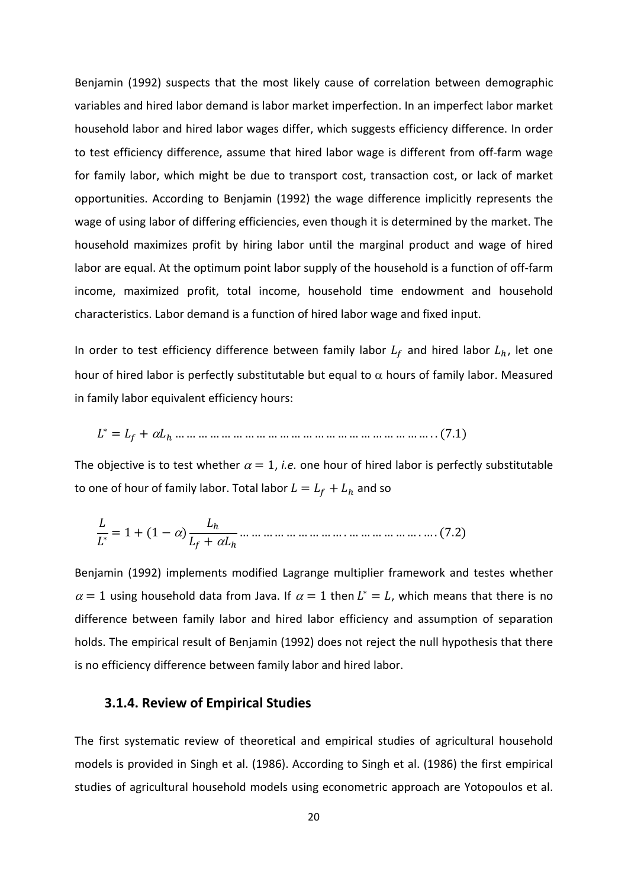Benjamin (1992) suspects that the most likely cause of correlation between demographic variables and hired labor demand is labor market imperfection. In an imperfect labor market household labor and hired labor wages differ, which suggests efficiency difference. In order to test efficiency difference, assume that hired labor wage is different from off-farm wage for family labor, which might be due to transport cost, transaction cost, or lack of market opportunities. According to Benjamin (1992) the wage difference implicitly represents the wage of using labor of differing efficiencies, even though it is determined by the market. The household maximizes profit by hiring labor until the marginal product and wage of hired labor are equal. At the optimum point labor supply of the household is a function of off-farm income, maximized profit, total income, household time endowment and household characteristics. Labor demand is a function of hired labor wage and fixed input.

In order to test efficiency difference between family labor $L_f$ and hired labor $L_h$, let one hour of hired labor is perfectly substitutable but equal to $\alpha$ hours of family labor. Measured in family labor equivalent efficiency hours:

$$L^* = L_f + \alpha L_h \qquad (7.1)$$

The objective is to test whether $\alpha = 1$, *i.e.* one hour of hired labor is perfectly substitutable to one of hour of family labor. Total labor $L = L_f + L_h$ and so

$$\frac{L}{L^*} = 1 + (1 - \alpha)\frac{L_h}{L_f + \alpha L_h} \qquad (7.2)$$

Benjamin (1992) implements modified Lagrange multiplier framework and testes whether $\alpha = 1$ using household data from Java. If $\alpha = 1$ then $L^* = L$, which means that there is no difference between family labor and hired labor efficiency and assumption of separation holds. The empirical result of Benjamin (1992) does not reject the null hypothesis that there is no efficiency difference between family labor and hired labor.

### 3.1.4. Review of Empirical Studies

The first systematic review of theoretical and empirical studies of agricultural household models is provided in Singh et al. (1986). According to Singh et al. (1986) the first empirical studies of agricultural household models using econometric approach are Yotopoulos et al.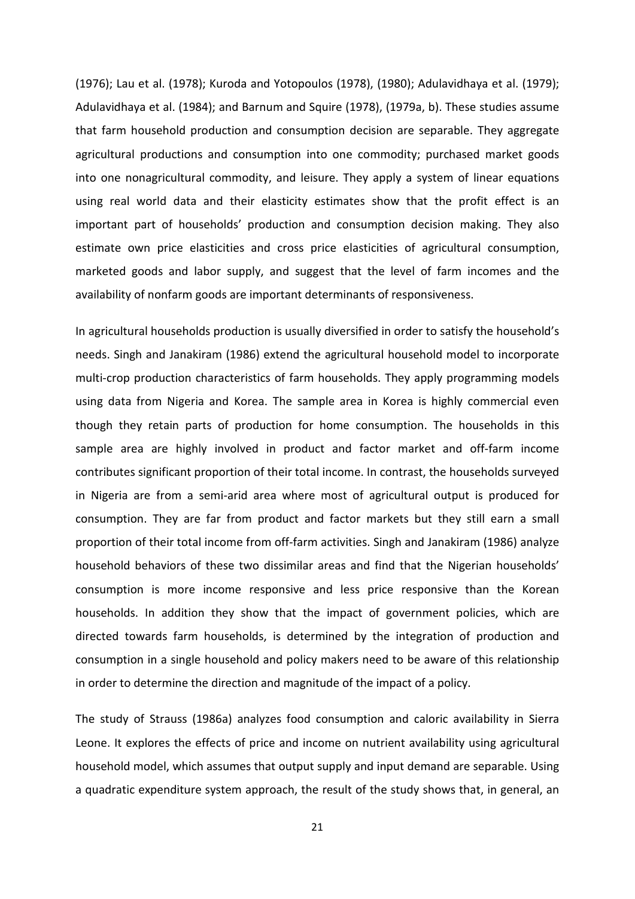(1976); Lau et al. (1978); Kuroda and Yotopoulos (1978), (1980); Adulavidhaya et al. (1979); Adulavidhaya et al. (1984); and Barnum and Squire (1978), (1979a, b). These studies assume that farm household production and consumption decision are separable. They aggregate agricultural productions and consumption into one commodity; purchased market goods into one nonagricultural commodity, and leisure. They apply a system of linear equations using real world data and their elasticity estimates show that the profit effect is an important part of households' production and consumption decision making. They also estimate own price elasticities and cross price elasticities of agricultural consumption, marketed goods and labor supply, and suggest that the level of farm incomes and the availability of nonfarm goods are important determinants of responsiveness.

In agricultural households production is usually diversified in order to satisfy the household's needs. Singh and Janakiram (1986) extend the agricultural household model to incorporate multi-crop production characteristics of farm households. They apply programming models using data from Nigeria and Korea. The sample area in Korea is highly commercial even though they retain parts of production for home consumption. The households in this sample area are highly involved in product and factor market and off-farm income contributes significant proportion of their total income. In contrast, the households surveyed in Nigeria are from a semi-arid area where most of agricultural output is produced for consumption. They are far from product and factor markets but they still earn a small proportion of their total income from off-farm activities. Singh and Janakiram (1986) analyze household behaviors of these two dissimilar areas and find that the Nigerian households' consumption is more income responsive and less price responsive than the Korean households. In addition they show that the impact of government policies, which are directed towards farm households, is determined by the integration of production and consumption in a single household and policy makers need to be aware of this relationship in order to determine the direction and magnitude of the impact of a policy.

The study of Strauss (1986a) analyzes food consumption and caloric availability in Sierra Leone. It explores the effects of price and income on nutrient availability using agricultural household model, which assumes that output supply and input demand are separable. Using a quadratic expenditure system approach, the result of the study shows that, in general, an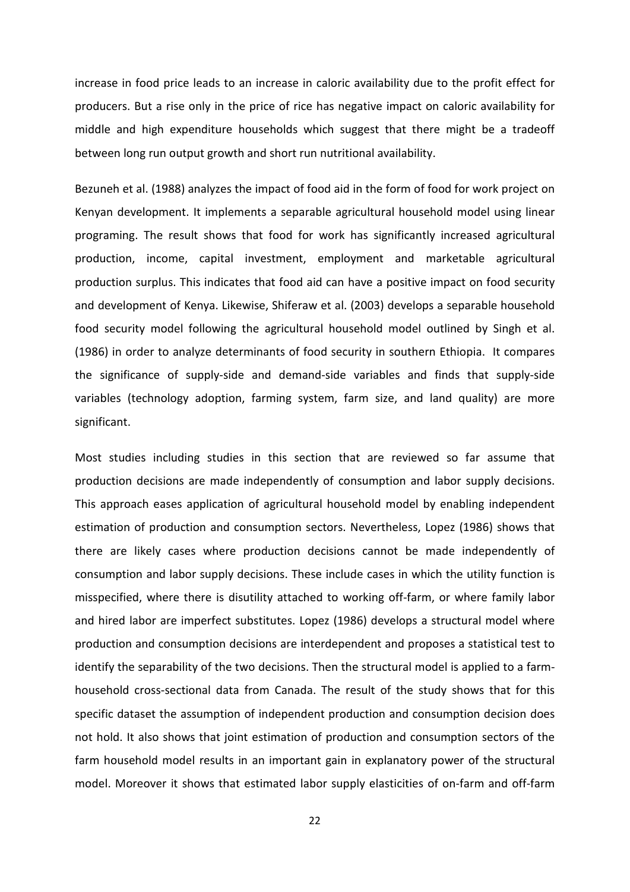increase in food price leads to an increase in caloric availability due to the profit effect for producers. But a rise only in the price of rice has negative impact on caloric availability for middle and high expenditure households which suggest that there might be a tradeoff between long run output growth and short run nutritional availability.

Bezuneh et al. (1988) analyzes the impact of food aid in the form of food for work project on Kenyan development. It implements a separable agricultural household model using linear programing. The result shows that food for work has significantly increased agricultural production, income, capital investment, employment and marketable agricultural production surplus. This indicates that food aid can have a positive impact on food security and development of Kenya. Likewise, Shiferaw et al. (2003) develops a separable household food security model following the agricultural household model outlined by Singh et al. (1986) in order to analyze determinants of food security in southern Ethiopia. It compares the significance of supply-side and demand-side variables and finds that supply-side variables (technology adoption, farming system, farm size, and land quality) are more significant.

Most studies including studies in this section that are reviewed so far assume that production decisions are made independently of consumption and labor supply decisions. This approach eases application of agricultural household model by enabling independent estimation of production and consumption sectors. Nevertheless, Lopez (1986) shows that there are likely cases where production decisions cannot be made independently of consumption and labor supply decisions. These include cases in which the utility function is misspecified, where there is disutility attached to working off-farm, or where family labor and hired labor are imperfect substitutes. Lopez (1986) develops a structural model where production and consumption decisions are interdependent and proposes a statistical test to identify the separability of the two decisions. Then the structural model is applied to a farm-household cross-sectional data from Canada. The result of the study shows that for this specific dataset the assumption of independent production and consumption decision does not hold. It also shows that joint estimation of production and consumption sectors of the farm household model results in an important gain in explanatory power of the structural model. Moreover it shows that estimated labor supply elasticities of on-farm and off-farm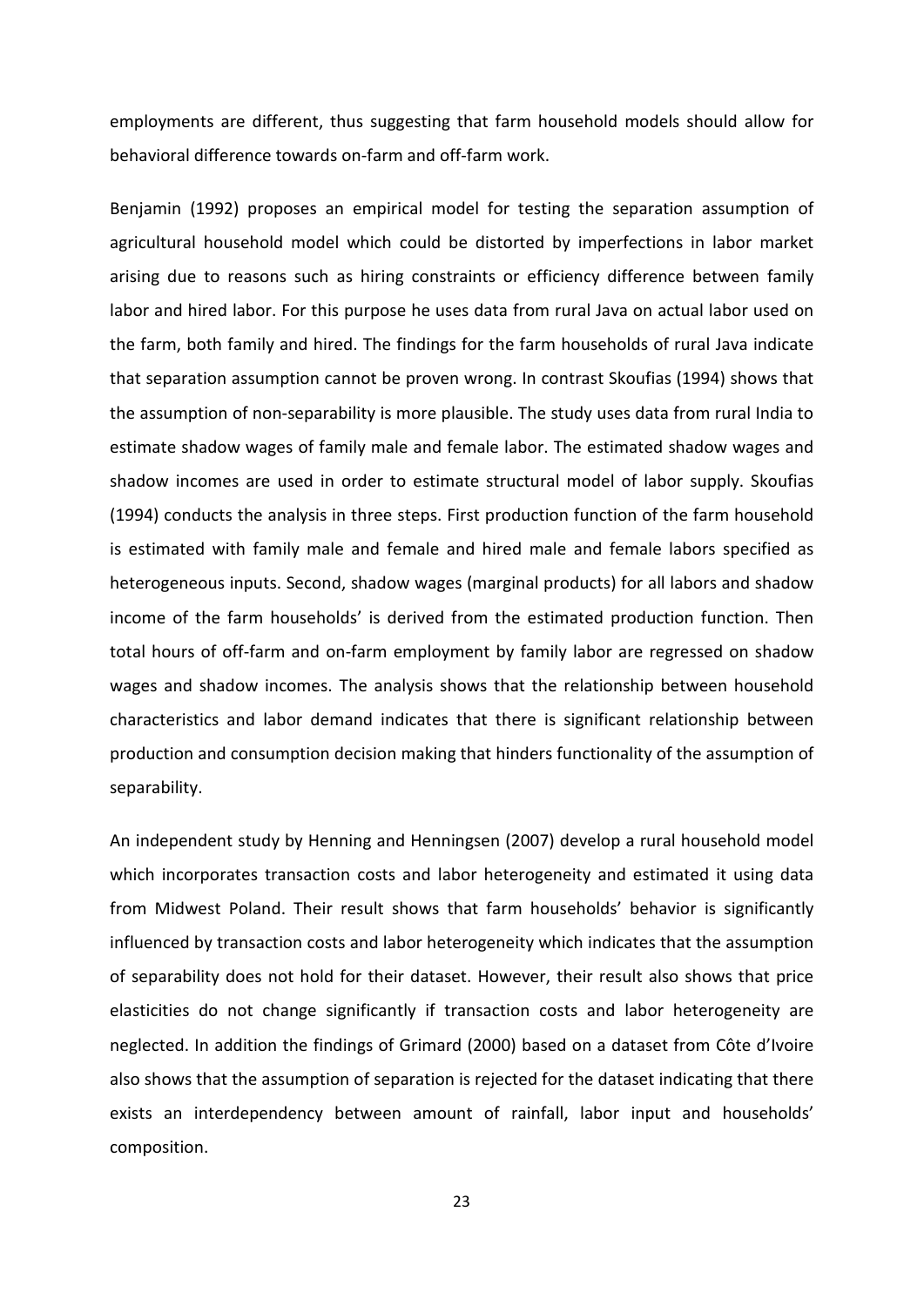employments are different, thus suggesting that farm household models should allow for behavioral difference towards on-farm and off-farm work.

Benjamin (1992) proposes an empirical model for testing the separation assumption of agricultural household model which could be distorted by imperfections in labor market arising due to reasons such as hiring constraints or efficiency difference between family labor and hired labor. For this purpose he uses data from rural Java on actual labor used on the farm, both family and hired. The findings for the farm households of rural Java indicate that separation assumption cannot be proven wrong. In contrast Skoufias (1994) shows that the assumption of non-separability is more plausible. The study uses data from rural India to estimate shadow wages of family male and female labor. The estimated shadow wages and shadow incomes are used in order to estimate structural model of labor supply. Skoufias (1994) conducts the analysis in three steps. First production function of the farm household is estimated with family male and female and hired male and female labors specified as heterogeneous inputs. Second, shadow wages (marginal products) for all labors and shadow income of the farm households' is derived from the estimated production function. Then total hours of off-farm and on-farm employment by family labor are regressed on shadow wages and shadow incomes. The analysis shows that the relationship between household characteristics and labor demand indicates that there is significant relationship between production and consumption decision making that hinders functionality of the assumption of separability.

An independent study by Henning and Henningsen (2007) develop a rural household model which incorporates transaction costs and labor heterogeneity and estimated it using data from Midwest Poland. Their result shows that farm households' behavior is significantly influenced by transaction costs and labor heterogeneity which indicates that the assumption of separability does not hold for their dataset. However, their result also shows that price elasticities do not change significantly if transaction costs and labor heterogeneity are neglected. In addition the findings of Grimard (2000) based on a dataset from Côte d'Ivoire also shows that the assumption of separation is rejected for the dataset indicating that there exists an interdependency between amount of rainfall, labor input and households' composition.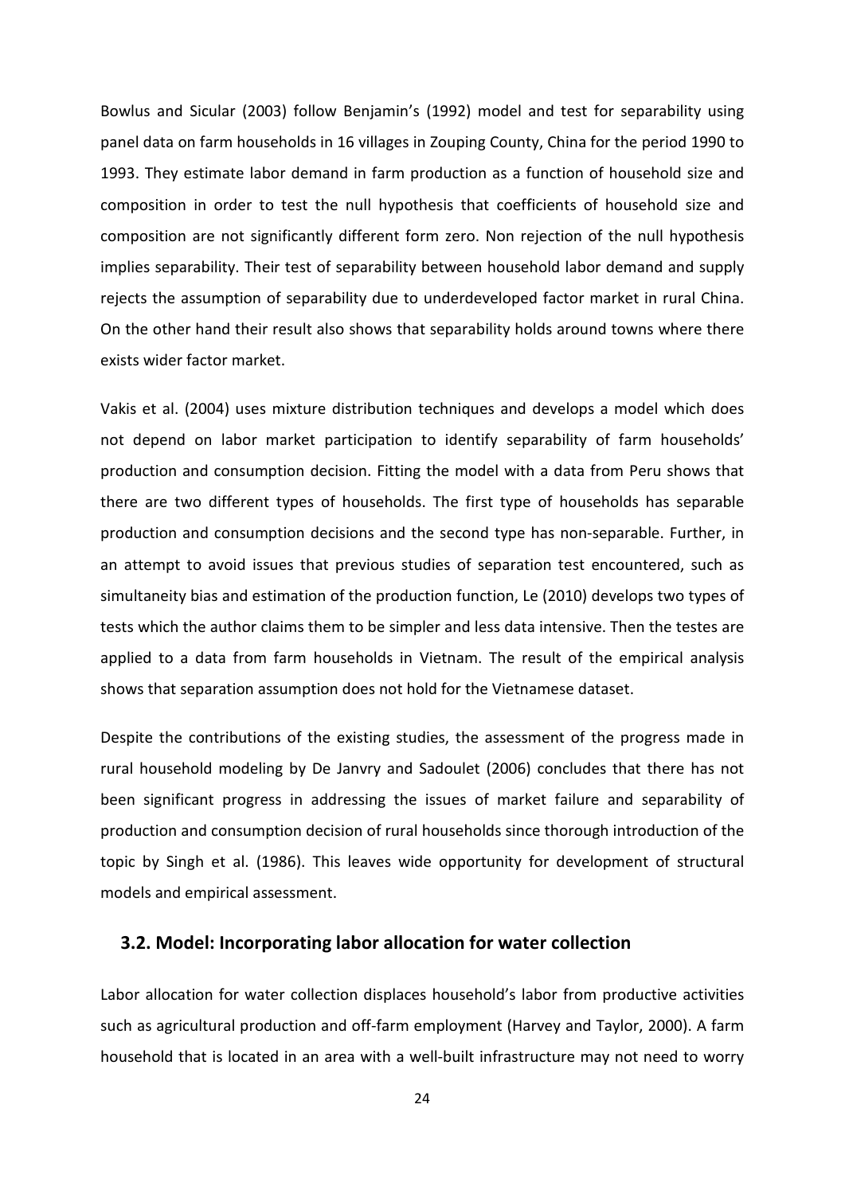Bowlus and Sicular (2003) follow Benjamin's (1992) model and test for separability using panel data on farm households in 16 villages in Zouping County, China for the period 1990 to 1993. They estimate labor demand in farm production as a function of household size and composition in order to test the null hypothesis that coefficients of household size and composition are not significantly different form zero. Non rejection of the null hypothesis implies separability. Their test of separability between household labor demand and supply rejects the assumption of separability due to underdeveloped factor market in rural China. On the other hand their result also shows that separability holds around towns where there exists wider factor market.

Vakis et al. (2004) uses mixture distribution techniques and develops a model which does not depend on labor market participation to identify separability of farm households' production and consumption decision. Fitting the model with a data from Peru shows that there are two different types of households. The first type of households has separable production and consumption decisions and the second type has non-separable. Further, in an attempt to avoid issues that previous studies of separation test encountered, such as simultaneity bias and estimation of the production function, Le (2010) develops two types of tests which the author claims them to be simpler and less data intensive. Then the testes are applied to a data from farm households in Vietnam. The result of the empirical analysis shows that separation assumption does not hold for the Vietnamese dataset.

Despite the contributions of the existing studies, the assessment of the progress made in rural household modeling by De Janvry and Sadoulet (2006) concludes that there has not been significant progress in addressing the issues of market failure and separability of production and consumption decision of rural households since thorough introduction of the topic by Singh et al. (1986). This leaves wide opportunity for development of structural models and empirical assessment.

### 3.2. Model: Incorporating labor allocation for water collection

Labor allocation for water collection displaces household's labor from productive activities such as agricultural production and off-farm employment (Harvey and Taylor, 2000). A farm household that is located in an area with a well-built infrastructure may not need to worry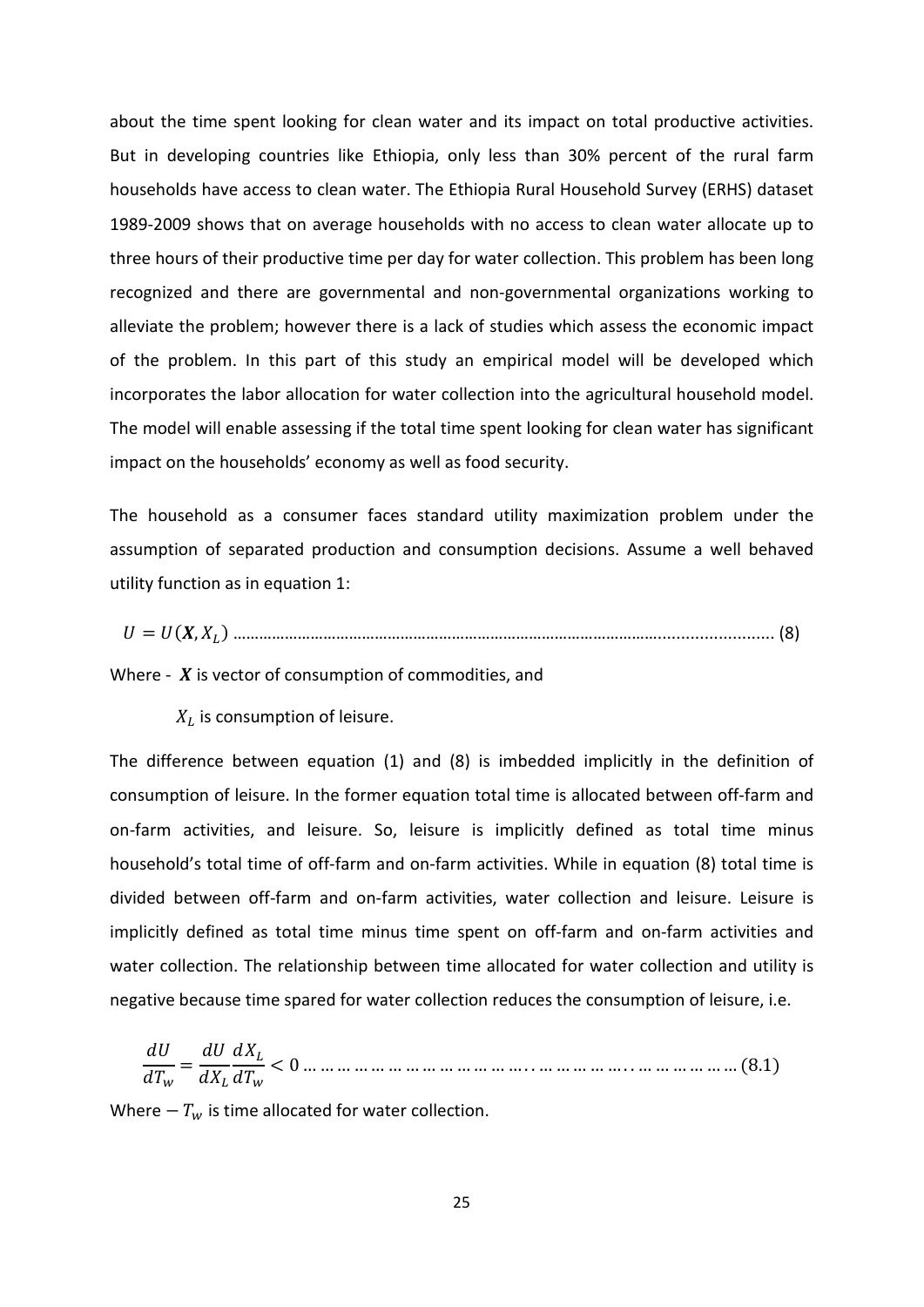about the time spent looking for clean water and its impact on total productive activities. But in developing countries like Ethiopia, only less than 30% percent of the rural farm households have access to clean water. The Ethiopia Rural Household Survey (ERHS) dataset 1989-2009 shows that on average households with no access to clean water allocate up to three hours of their productive time per day for water collection. This problem has been long recognized and there are governmental and non-governmental organizations working to alleviate the problem; however there is a lack of studies which assess the economic impact of the problem. In this part of this study an empirical model will be developed which incorporates the labor allocation for water collection into the agricultural household model. The model will enable assessing if the total time spent looking for clean water has significant impact on the households' economy as well as food security.

The household as a consumer faces standard utility maximization problem under the assumption of separated production and consumption decisions. Assume a well behaved utility function as in equation 1:

$$U = U(\boldsymbol{X}, X_L) \quad \text{......} \quad (8)$$

Where - $\boldsymbol{X}$ is vector of consumption of commodities, and

$X_L$ is consumption of leisure.

The difference between equation (1) and (8) is imbedded implicitly in the definition of consumption of leisure. In the former equation total time is allocated between off-farm and on-farm activities, and leisure. So, leisure is implicitly defined as total time minus household's total time of off-farm and on-farm activities. While in equation (8) total time is divided between off-farm and on-farm activities, water collection and leisure. Leisure is implicitly defined as total time minus time spent on off-farm and on-farm activities and water collection. The relationship between time allocated for water collection and utility is negative because time spared for water collection reduces the consumption of leisure, i.e.

$$\frac{dU}{dT_w} = \frac{dU}{dX_L}\frac{dX_L}{dT_w} < 0 \quad \text{......} \quad (8.1)$$

Where $- T_w$ is time allocated for water collection.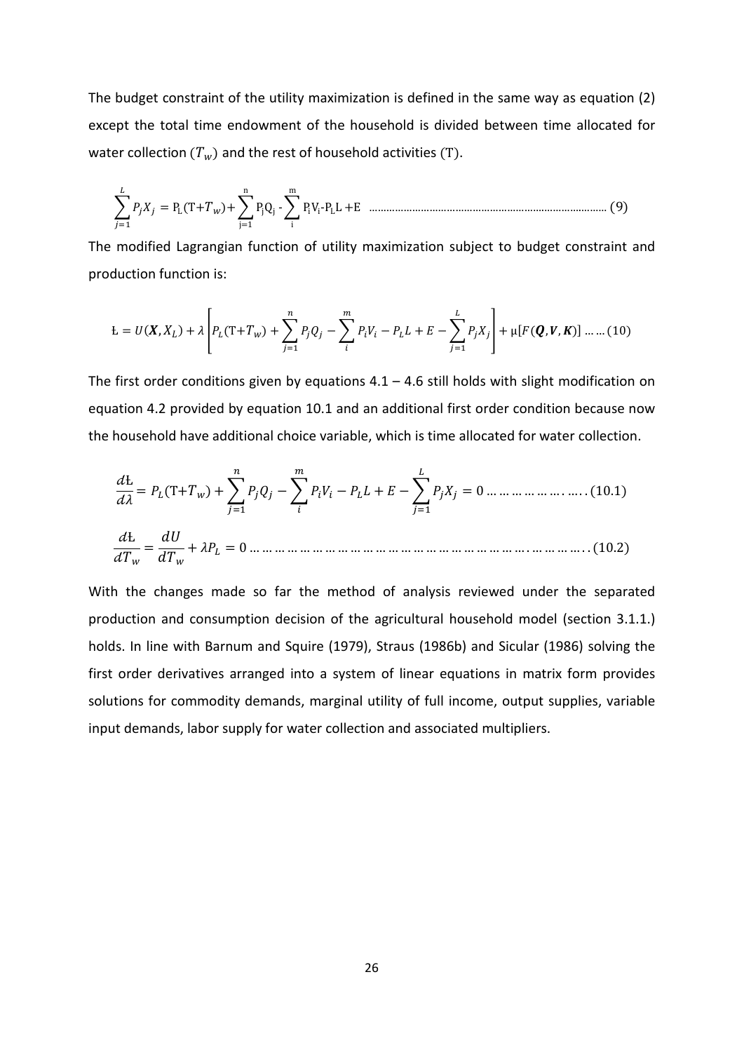The budget constraint of the utility maximization is defined in the same way as equation (2) except the total time endowment of the household is divided between time allocated for water collection ($T_w$) and the rest of household activities (T).

$$\sum_{j=1}^{L} P_j X_j = \mathrm{P_L}(\mathrm{T}+T_w) + \sum_{\mathrm{j=1}}^{\mathrm{n}} \mathrm{P_j Q_j} - \sum_{\mathrm{i}}^{\mathrm{m}} \mathrm{P_i V_i} - \mathrm{P_L L} + \mathrm{E} \quad \ldots\ldots\ldots\ldots\ldots\ldots\ldots\ldots\ldots\ldots\ldots\ldots\ldots\ldots\ldots\ldots (9)$$

The modified Lagrangian function of utility maximization subject to budget constraint and production function is:

$$\text{Ł} = U(\boldsymbol{X}, X_L) + \lambda \left[ P_L(\mathrm{T}+T_w) + \sum_{j=1}^{n} P_j Q_j - \sum_{i}^{m} P_i V_i - P_L L + E - \sum_{j=1}^{L} P_j X_j \right] + \mu[F(\boldsymbol{Q}, \boldsymbol{V}, \boldsymbol{K})] \ldots\ldots (10)$$

The first order conditions given by equations 4.1 – 4.6 still holds with slight modification on equation 4.2 provided by equation 10.1 and an additional first order condition because now the household have additional choice variable, which is time allocated for water collection.

$$\frac{d\text{Ł}}{d\lambda} = P_L(\mathrm{T}+T_w) + \sum_{j=1}^{n} P_j Q_j - \sum_{i}^{m} P_i V_i - P_L L + E - \sum_{j=1}^{L} P_j X_j = 0 \ldots\ldots\ldots\ldots\ldots\ldots\ldots (10.1)$$

$$\frac{d\text{Ł}}{dT_w} = \frac{dU}{dT_w} + \lambda P_L = 0 \ldots\ldots\ldots\ldots\ldots\ldots\ldots\ldots\ldots\ldots\ldots\ldots\ldots\ldots\ldots\ldots\ldots\ldots\ldots\ldots\ldots\ldots\ldots\ldots (10.2)$$

With the changes made so far the method of analysis reviewed under the separated production and consumption decision of the agricultural household model (section 3.1.1.) holds. In line with Barnum and Squire (1979), Straus (1986b) and Sicular (1986) solving the first order derivatives arranged into a system of linear equations in matrix form provides solutions for commodity demands, marginal utility of full income, output supplies, variable input demands, labor supply for water collection and associated multipliers.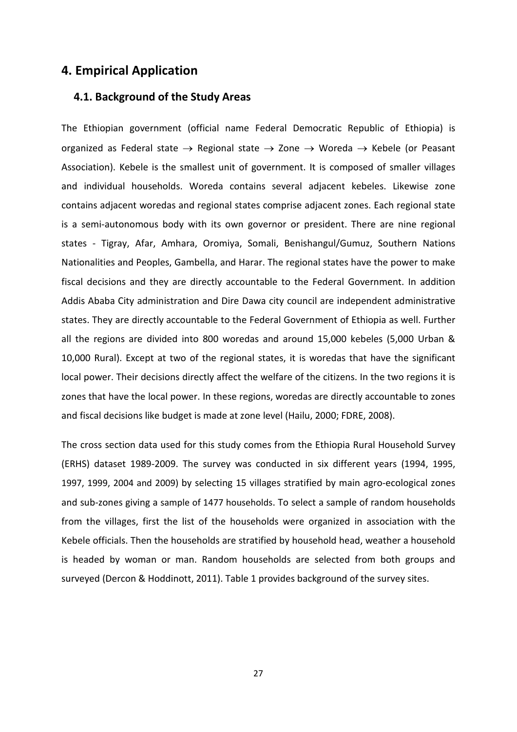## 4. Empirical Application

### 4.1. Background of the Study Areas

The Ethiopian government (official name Federal Democratic Republic of Ethiopia) is organized as Federal state $\rightarrow$ Regional state $\rightarrow$ Zone $\rightarrow$ Woreda $\rightarrow$ Kebele (or Peasant Association). Kebele is the smallest unit of government. It is composed of smaller villages and individual households. Woreda contains several adjacent kebeles. Likewise zone contains adjacent woredas and regional states comprise adjacent zones. Each regional state is a semi-autonomous body with its own governor or president. There are nine regional states - Tigray, Afar, Amhara, Oromiya, Somali, Benishangul/Gumuz, Southern Nations Nationalities and Peoples, Gambella, and Harar. The regional states have the power to make fiscal decisions and they are directly accountable to the Federal Government. In addition Addis Ababa City administration and Dire Dawa city council are independent administrative states. They are directly accountable to the Federal Government of Ethiopia as well. Further all the regions are divided into 800 woredas and around 15,000 kebeles (5,000 Urban & 10,000 Rural). Except at two of the regional states, it is woredas that have the significant local power. Their decisions directly affect the welfare of the citizens. In the two regions it is zones that have the local power. In these regions, woredas are directly accountable to zones and fiscal decisions like budget is made at zone level (Hailu, 2000; FDRE, 2008).

The cross section data used for this study comes from the Ethiopia Rural Household Survey (ERHS) dataset 1989-2009. The survey was conducted in six different years (1994, 1995, 1997, 1999, 2004 and 2009) by selecting 15 villages stratified by main agro-ecological zones and sub-zones giving a sample of 1477 households. To select a sample of random households from the villages, first the list of the households were organized in association with the Kebele officials. Then the households are stratified by household head, weather a household is headed by woman or man. Random households are selected from both groups and surveyed (Dercon & Hoddinott, 2011). Table 1 provides background of the survey sites.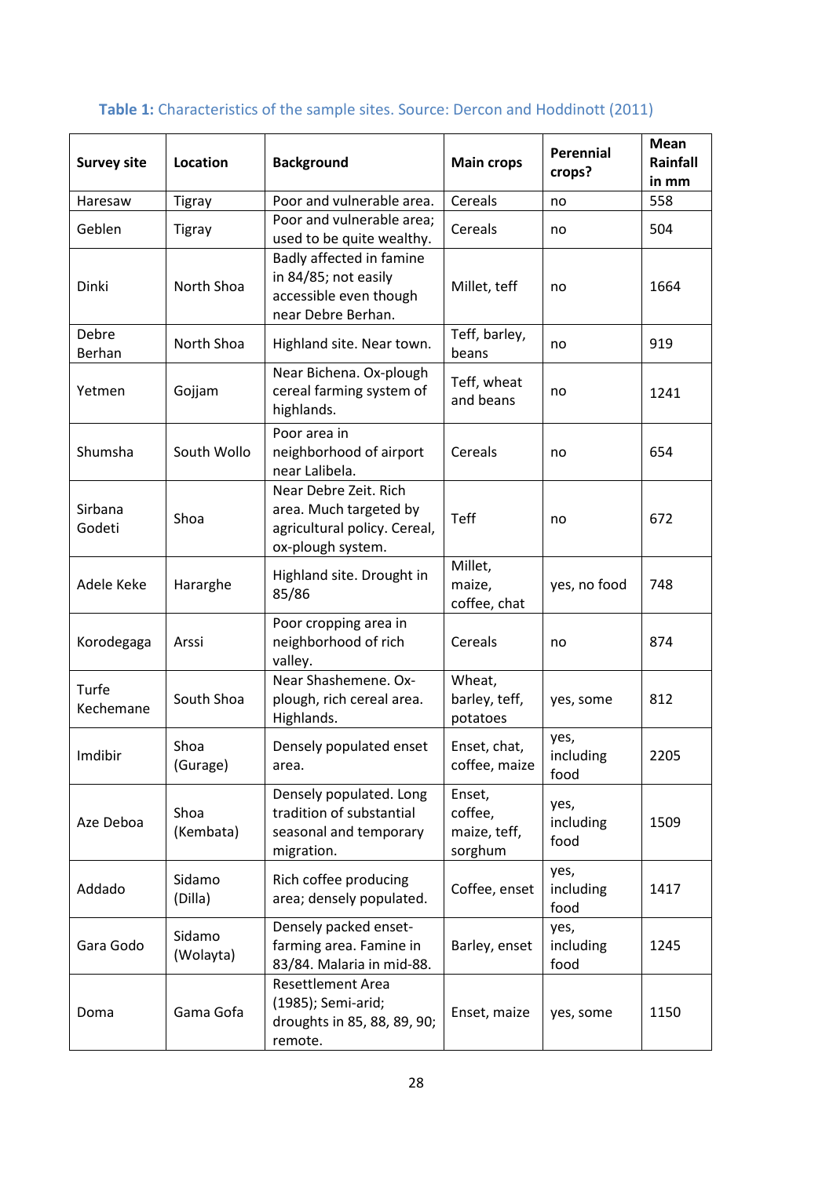**Table 1:** Characteristics of the sample sites. Source: Dercon and Hoddinott (2011)

| Survey site | Location | Background | Main crops | Perennial crops? | Mean Rainfall in mm |
|---|---|---|---|---|---|
| Haresaw | Tigray | Poor and vulnerable area. | Cereals | no | 558 |
| Geblen | Tigray | Poor and vulnerable area; used to be quite wealthy. | Cereals | no | 504 |
| Dinki | North Shoa | Badly affected in famine in 84/85; not easily accessible even though near Debre Berhan. | Millet, teff | no | 1664 |
| Debre Berhan | North Shoa | Highland site. Near town. | Teff, barley, beans | no | 919 |
| Yetmen | Gojjam | Near Bichena. Ox-plough cereal farming system of highlands. | Teff, wheat and beans | no | 1241 |
| Shumsha | South Wollo | Poor area in neighborhood of airport near Lalibela. | Cereals | no | 654 |
| Sirbana Godeti | Shoa | Near Debre Zeit. Rich area. Much targeted by agricultural policy. Cereal, ox-plough system. | Teff | no | 672 |
| Adele Keke | Hararghe | Highland site. Drought in 85/86 | Millet, maize, coffee, chat | yes, no food | 748 |
| Korodegaga | Arssi | Poor cropping area in neighborhood of rich valley. | Cereals | no | 874 |
| Turfe Kechemane | South Shoa | Near Shashemene. Ox-plough, rich cereal area. Highlands. | Wheat, barley, teff, potatoes | yes, some | 812 |
| Imdibir | Shoa (Gurage) | Densely populated enset area. | Enset, chat, coffee, maize | yes, including food | 2205 |
| Aze Deboa | Shoa (Kembata) | Densely populated. Long tradition of substantial seasonal and temporary migration. | Enset, coffee, maize, teff, sorghum | yes, including food | 1509 |
| Addado | Sidamo (Dilla) | Rich coffee producing area; densely populated. | Coffee, enset | yes, including food | 1417 |
| Gara Godo | Sidamo (Wolayta) | Densely packed enset-farming area. Famine in 83/84. Malaria in mid-88. | Barley, enset | yes, including food | 1245 |
| Doma | Gama Gofa | Resettlement Area (1985); Semi-arid; droughts in 85, 88, 89, 90; remote. | Enset, maize | yes, some | 1150 |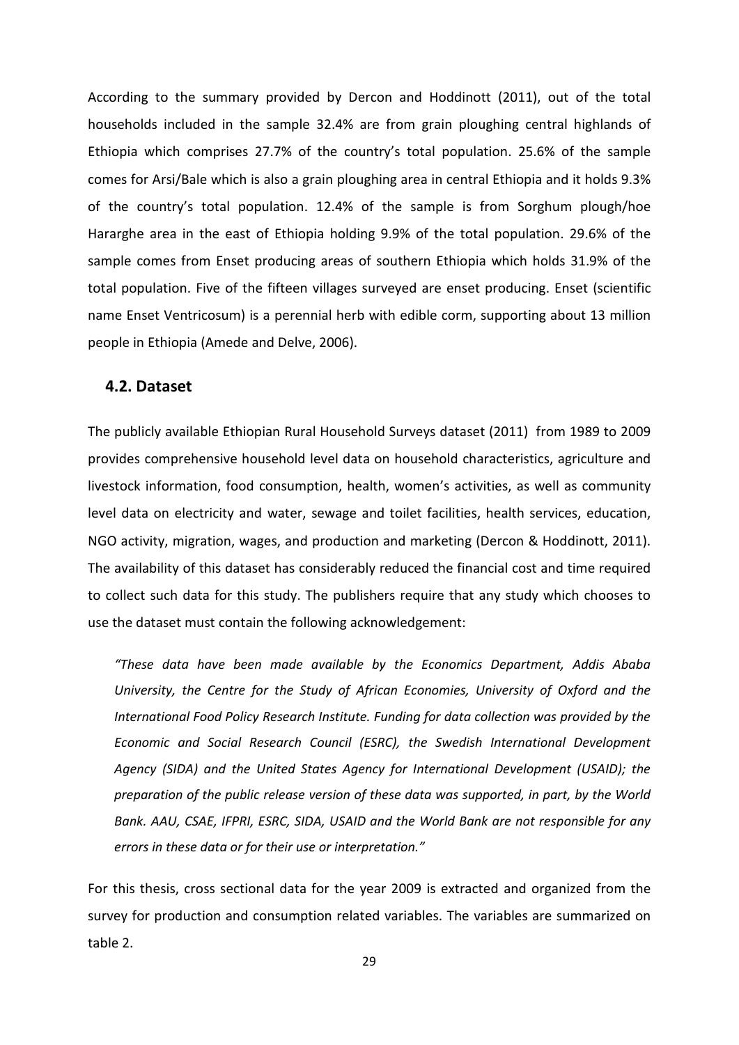According to the summary provided by Dercon and Hoddinott (2011), out of the total households included in the sample 32.4% are from grain ploughing central highlands of Ethiopia which comprises 27.7% of the country's total population. 25.6% of the sample comes for Arsi/Bale which is also a grain ploughing area in central Ethiopia and it holds 9.3% of the country's total population. 12.4% of the sample is from Sorghum plough/hoe Hararghe area in the east of Ethiopia holding 9.9% of the total population. 29.6% of the sample comes from Enset producing areas of southern Ethiopia which holds 31.9% of the total population. Five of the fifteen villages surveyed are enset producing. Enset (scientific name Enset Ventricosum) is a perennial herb with edible corm, supporting about 13 million people in Ethiopia (Amede and Delve, 2006).

## 4.2. Dataset

The publicly available Ethiopian Rural Household Surveys dataset (2011) from 1989 to 2009 provides comprehensive household level data on household characteristics, agriculture and livestock information, food consumption, health, women's activities, as well as community level data on electricity and water, sewage and toilet facilities, health services, education, NGO activity, migration, wages, and production and marketing (Dercon & Hoddinott, 2011). The availability of this dataset has considerably reduced the financial cost and time required to collect such data for this study. The publishers require that any study which chooses to use the dataset must contain the following acknowledgement:

> *"These data have been made available by the Economics Department, Addis Ababa University, the Centre for the Study of African Economies, University of Oxford and the International Food Policy Research Institute. Funding for data collection was provided by the Economic and Social Research Council (ESRC), the Swedish International Development Agency (SIDA) and the United States Agency for International Development (USAID); the preparation of the public release version of these data was supported, in part, by the World Bank. AAU, CSAE, IFPRI, ESRC, SIDA, USAID and the World Bank are not responsible for any errors in these data or for their use or interpretation."*

For this thesis, cross sectional data for the year 2009 is extracted and organized from the survey for production and consumption related variables. The variables are summarized on table 2.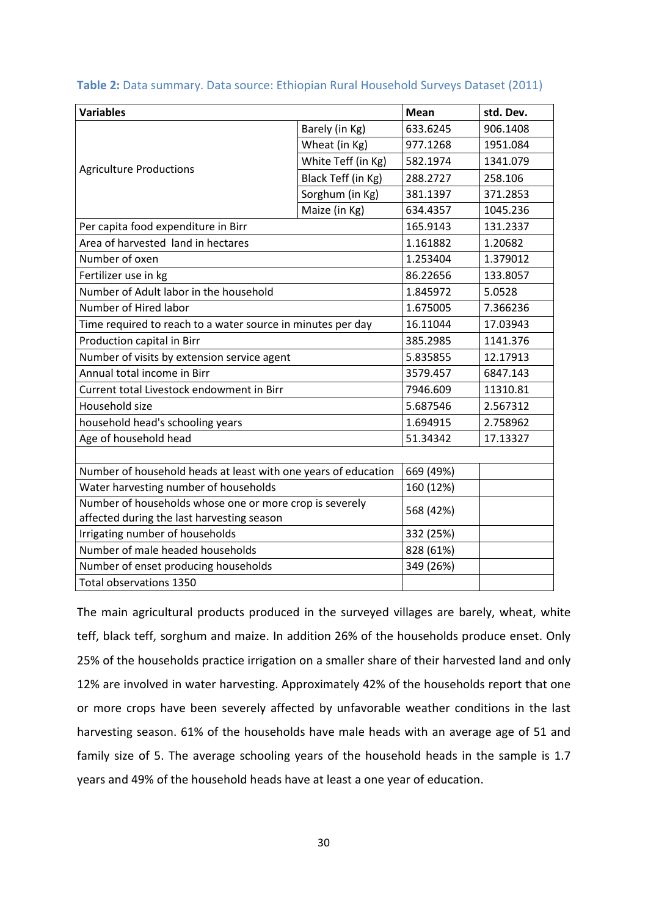**Table 2:** Data summary. Data source: Ethiopian Rural Household Surveys Dataset (2011)

| Variables | | Mean | std. Dev. |
|---|---|---|---|
| Agriculture Productions | Barely (in Kg) | 633.6245 | 906.1408 |
| | Wheat (in Kg) | 977.1268 | 1951.084 |
| | White Teff (in Kg) | 582.1974 | 1341.079 |
| | Black Teff (in Kg) | 288.2727 | 258.106 |
| | Sorghum (in Kg) | 381.1397 | 371.2853 |
| | Maize (in Kg) | 634.4357 | 1045.236 |
| Per capita food expenditure in Birr | | 165.9143 | 131.2337 |
| Area of harvested land in hectares | | 1.161882 | 1.20682 |
| Number of oxen | | 1.253404 | 1.379012 |
| Fertilizer use in kg | | 86.22656 | 133.8057 |
| Number of Adult labor in the household | | 1.845972 | 5.0528 |
| Number of Hired labor | | 1.675005 | 7.366236 |
| Time required to reach to a water source in minutes per day | | 16.11044 | 17.03943 |
| Production capital in Birr | | 385.2985 | 1141.376 |
| Number of visits by extension service agent | | 5.835855 | 12.17913 |
| Annual total income in Birr | | 3579.457 | 6847.143 |
| Current total Livestock endowment in Birr | | 7946.609 | 11310.81 |
| Household size | | 5.687546 | 2.567312 |
| household head's schooling years | | 1.694915 | 2.758962 |
| Age of household head | | 51.34342 | 17.13327 |
| | | | |
| Number of household heads at least with one years of education | | 669 (49%) | |
| Water harvesting number of households | | 160 (12%) | |
| Number of households whose one or more crop is severely affected during the last harvesting season | | 568 (42%) | |
| Irrigating number of households | | 332 (25%) | |
| Number of male headed households | | 828 (61%) | |
| Number of enset producing households | | 349 (26%) | |
| Total observations 1350 | | | |

The main agricultural products produced in the surveyed villages are barely, wheat, white teff, black teff, sorghum and maize. In addition 26% of the households produce enset. Only 25% of the households practice irrigation on a smaller share of their harvested land and only 12% are involved in water harvesting. Approximately 42% of the households report that one or more crops have been severely affected by unfavorable weather conditions in the last harvesting season. 61% of the households have male heads with an average age of 51 and family size of 5. The average schooling years of the household heads in the sample is 1.7 years and 49% of the household heads have at least a one year of education.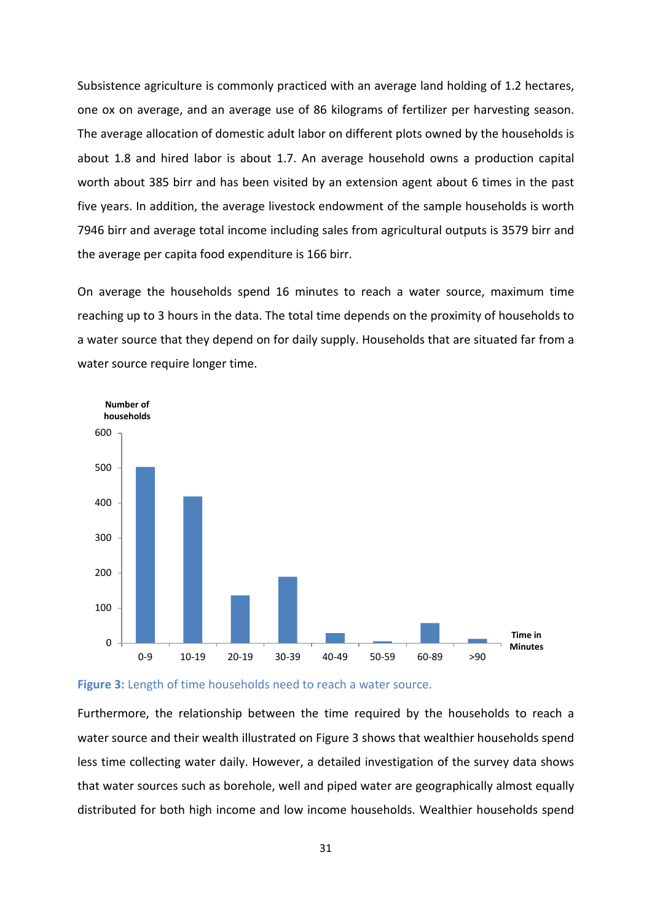Subsistence agriculture is commonly practiced with an average land holding of 1.2 hectares, one ox on average, and an average use of 86 kilograms of fertilizer per harvesting season. The average allocation of domestic adult labor on different plots owned by the households is about 1.8 and hired labor is about 1.7. An average household owns a production capital worth about 385 birr and has been visited by an extension agent about 6 times in the past five years. In addition, the average livestock endowment of the sample households is worth 7946 birr and average total income including sales from agricultural outputs is 3579 birr and the average per capita food expenditure is 166 birr.

On average the households spend 16 minutes to reach a water source, maximum time reaching up to 3 hours in the data. The total time depends on the proximity of households to a water source that they depend on for daily supply. Households that are situated far from a water source require longer time.

**Figure 3:** Length of time households need to reach a water source.

Furthermore, the relationship between the time required by the households to reach a water source and their wealth illustrated on Figure 3 shows that wealthier households spend less time collecting water daily. However, a detailed investigation of the survey data shows that water sources such as borehole, well and piped water are geographically almost equally distributed for both high income and low income households. Wealthier households spend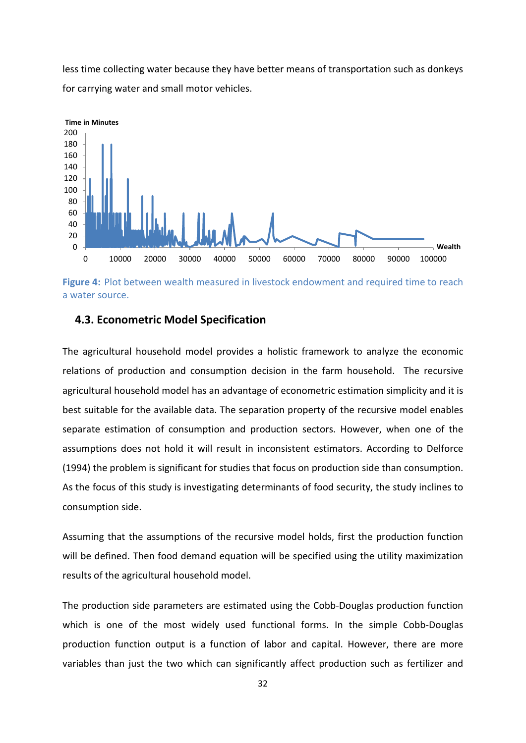less time collecting water because they have better means of transportation such as donkeys for carrying water and small motor vehicles.

Figure 4: Plot between wealth measured in livestock endowment and required time to reach a water source.

### 4.3. Econometric Model Specification

The agricultural household model provides a holistic framework to analyze the economic relations of production and consumption decision in the farm household. The recursive agricultural household model has an advantage of econometric estimation simplicity and it is best suitable for the available data. The separation property of the recursive model enables separate estimation of consumption and production sectors. However, when one of the assumptions does not hold it will result in inconsistent estimators. According to Delforce (1994) the problem is significant for studies that focus on production side than consumption. As the focus of this study is investigating determinants of food security, the study inclines to consumption side.

Assuming that the assumptions of the recursive model holds, first the production function will be defined. Then food demand equation will be specified using the utility maximization results of the agricultural household model.

The production side parameters are estimated using the Cobb-Douglas production function which is one of the most widely used functional forms. In the simple Cobb-Douglas production function output is a function of labor and capital. However, there are more variables than just the two which can significantly affect production such as fertilizer and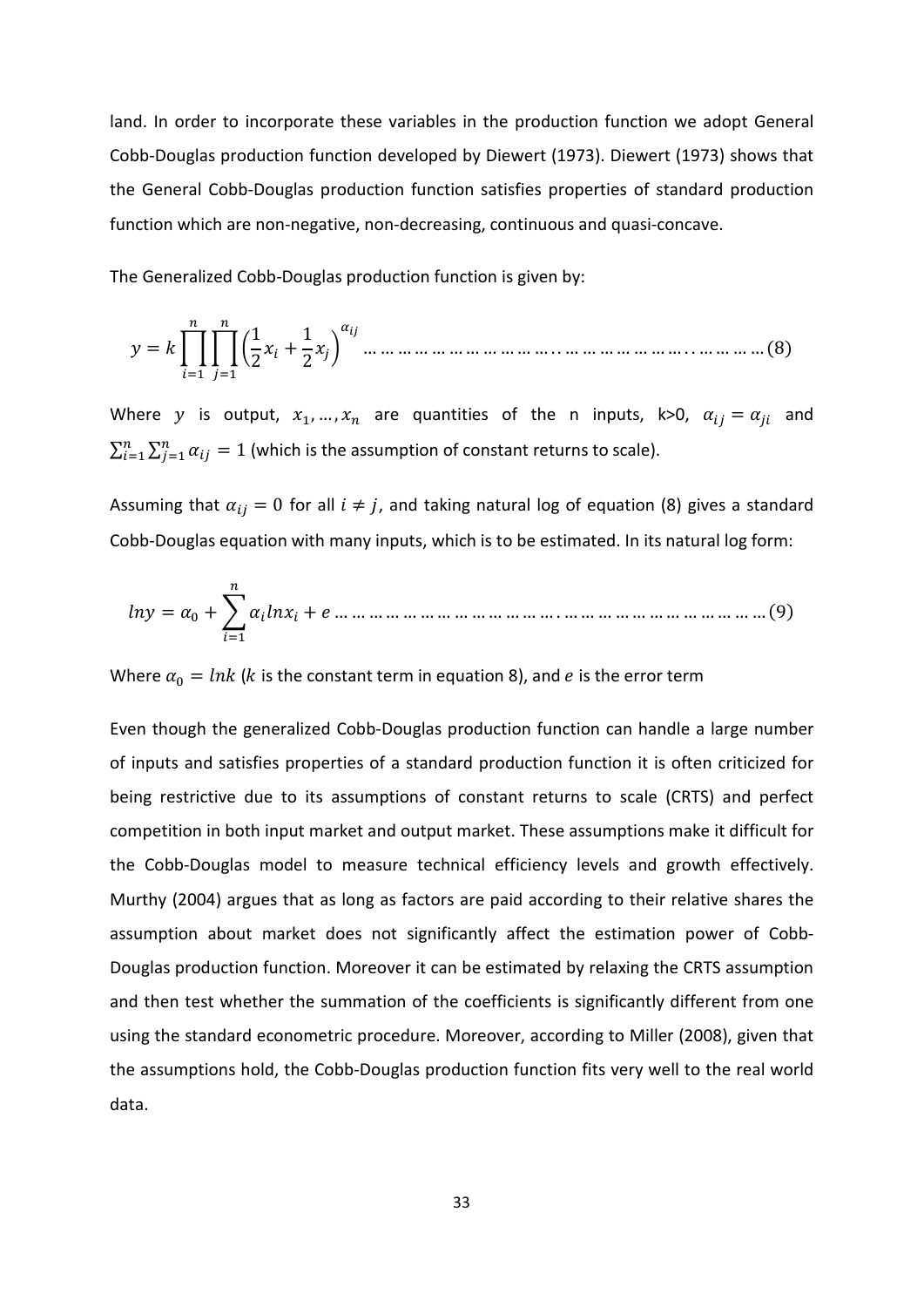land. In order to incorporate these variables in the production function we adopt General Cobb-Douglas production function developed by Diewert (1973). Diewert (1973) shows that the General Cobb-Douglas production function satisfies properties of standard production function which are non-negative, non-decreasing, continuous and quasi-concave.

The Generalized Cobb-Douglas production function is given by:

$$y = k\prod_{i=1}^{n}\prod_{j=1}^{n}\left(\frac{1}{2}x_i + \frac{1}{2}x_j\right)^{\alpha_{ij}} \quad \ldots\ldots\ldots\ldots\ldots\ldots\ldots\ldots\ldots\ldots\ldots\ldots\ldots\ldots\ldots\ldots\ldots\ldots (8)$$

Where $y$ is output, $x_1, \ldots, x_n$ are quantities of the n inputs, k>0, $\alpha_{ij} = \alpha_{ji}$ and $\sum_{i=1}^{n}\sum_{j=1}^{n}\alpha_{ij} = 1$ (which is the assumption of constant returns to scale).

Assuming that $\alpha_{ij} = 0$ for all $i \neq j$, and taking natural log of equation (8) gives a standard Cobb-Douglas equation with many inputs, which is to be estimated. In its natural log form:

$$lny = \alpha_0 + \sum_{i=1}^{n}\alpha_i lnx_i + e \ldots\ldots\ldots\ldots\ldots\ldots\ldots\ldots\ldots\ldots\ldots\ldots\ldots\ldots\ldots\ldots\ldots\ldots\ldots\ldots\ldots\ldots (9)$$

Where $\alpha_0 = lnk$ ($k$ is the constant term in equation 8), and $e$ is the error term

Even though the generalized Cobb-Douglas production function can handle a large number of inputs and satisfies properties of a standard production function it is often criticized for being restrictive due to its assumptions of constant returns to scale (CRTS) and perfect competition in both input market and output market. These assumptions make it difficult for the Cobb-Douglas model to measure technical efficiency levels and growth effectively. Murthy (2004) argues that as long as factors are paid according to their relative shares the assumption about market does not significantly affect the estimation power of Cobb-Douglas production function. Moreover it can be estimated by relaxing the CRTS assumption and then test whether the summation of the coefficients is significantly different from one using the standard econometric procedure. Moreover, according to Miller (2008), given that the assumptions hold, the Cobb-Douglas production function fits very well to the real world data.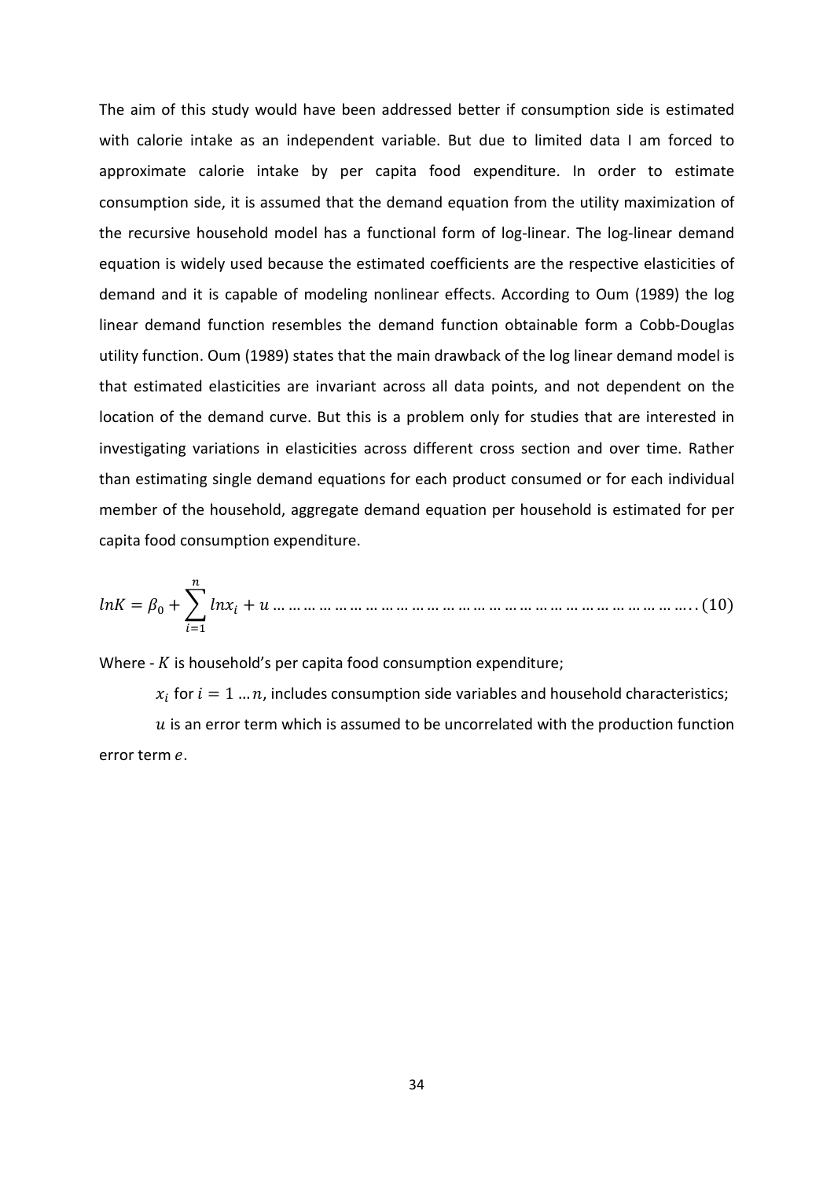The aim of this study would have been addressed better if consumption side is estimated with calorie intake as an independent variable. But due to limited data I am forced to approximate calorie intake by per capita food expenditure. In order to estimate consumption side, it is assumed that the demand equation from the utility maximization of the recursive household model has a functional form of log-linear. The log-linear demand equation is widely used because the estimated coefficients are the respective elasticities of demand and it is capable of modeling nonlinear effects. According to Oum (1989) the log linear demand function resembles the demand function obtainable form a Cobb-Douglas utility function. Oum (1989) states that the main drawback of the log linear demand model is that estimated elasticities are invariant across all data points, and not dependent on the location of the demand curve. But this is a problem only for studies that are interested in investigating variations in elasticities across different cross section and over time. Rather than estimating single demand equations for each product consumed or for each individual member of the household, aggregate demand equation per household is estimated for per capita food consumption expenditure.

$$lnK = \beta_0 + \sum_{i=1}^{n} lnx_i + u \ldots\ldots\ldots\ldots\ldots\ldots\ldots\ldots\ldots\ldots\ldots\ldots\ldots\ldots\ldots\ldots\ldots\ldots\ldots\ldots\ldots\ldots\ldots\ldots\ldots\ldots\ldots.. (10)$$

Where - $K$ is household's per capita food consumption expenditure;

$x_i$ for $i = 1 \ldots n$, includes consumption side variables and household characteristics;

$u$ is an error term which is assumed to be uncorrelated with the production function error term $e$.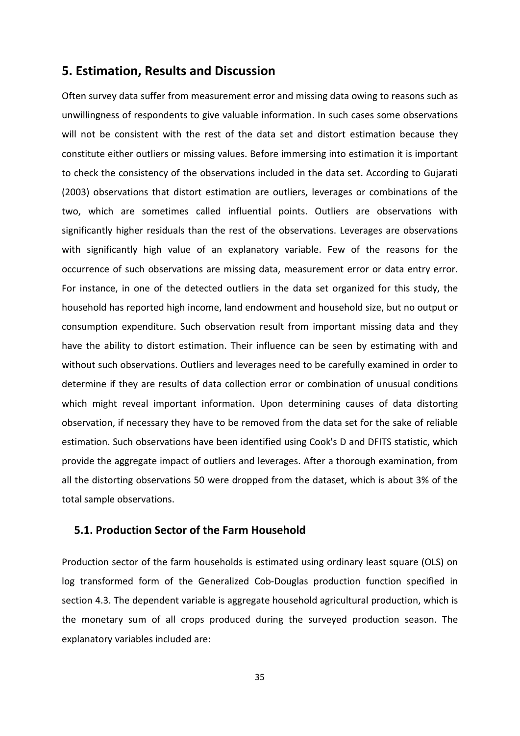## 5. Estimation, Results and Discussion

Often survey data suffer from measurement error and missing data owing to reasons such as unwillingness of respondents to give valuable information. In such cases some observations will not be consistent with the rest of the data set and distort estimation because they constitute either outliers or missing values. Before immersing into estimation it is important to check the consistency of the observations included in the data set. According to Gujarati (2003) observations that distort estimation are outliers, leverages or combinations of the two, which are sometimes called influential points. Outliers are observations with significantly higher residuals than the rest of the observations. Leverages are observations with significantly high value of an explanatory variable. Few of the reasons for the occurrence of such observations are missing data, measurement error or data entry error. For instance, in one of the detected outliers in the data set organized for this study, the household has reported high income, land endowment and household size, but no output or consumption expenditure. Such observation result from important missing data and they have the ability to distort estimation. Their influence can be seen by estimating with and without such observations. Outliers and leverages need to be carefully examined in order to determine if they are results of data collection error or combination of unusual conditions which might reveal important information. Upon determining causes of data distorting observation, if necessary they have to be removed from the data set for the sake of reliable estimation. Such observations have been identified using Cook's D and DFITS statistic, which provide the aggregate impact of outliers and leverages. After a thorough examination, from all the distorting observations 50 were dropped from the dataset, which is about 3% of the total sample observations.

### 5.1. Production Sector of the Farm Household

Production sector of the farm households is estimated using ordinary least square (OLS) on log transformed form of the Generalized Cob-Douglas production function specified in section 4.3. The dependent variable is aggregate household agricultural production, which is the monetary sum of all crops produced during the surveyed production season. The explanatory variables included are: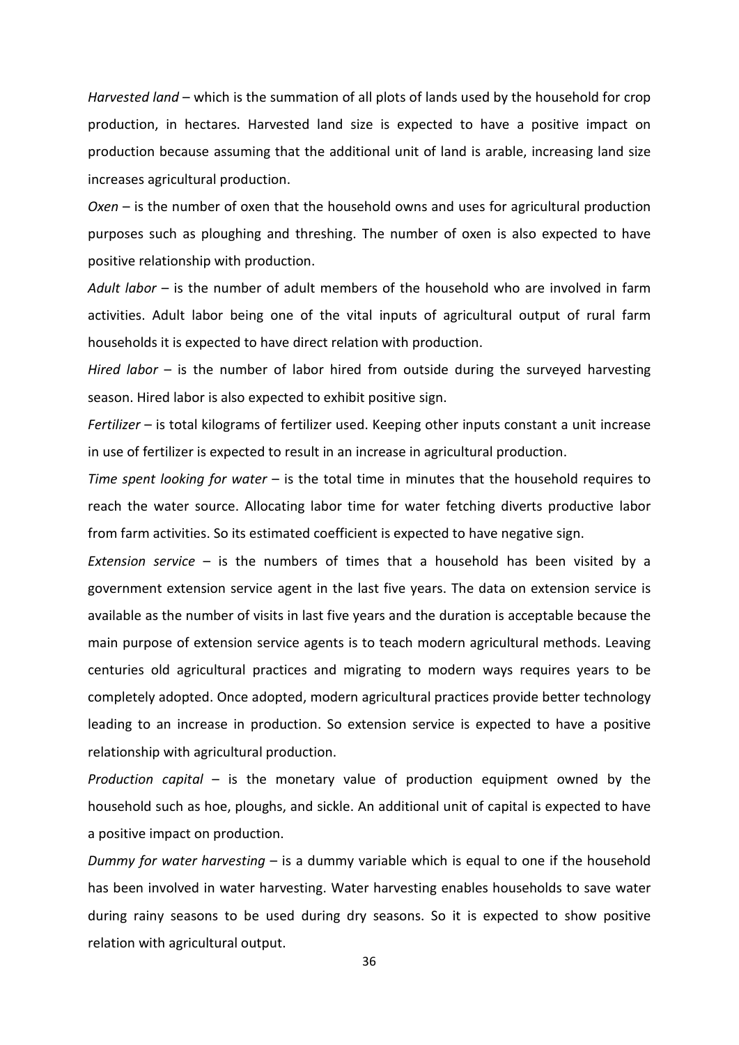*Harvested land* – which is the summation of all plots of lands used by the household for crop production, in hectares. Harvested land size is expected to have a positive impact on production because assuming that the additional unit of land is arable, increasing land size increases agricultural production.

*Oxen* – is the number of oxen that the household owns and uses for agricultural production purposes such as ploughing and threshing. The number of oxen is also expected to have positive relationship with production.

*Adult labor* – is the number of adult members of the household who are involved in farm activities. Adult labor being one of the vital inputs of agricultural output of rural farm households it is expected to have direct relation with production.

*Hired labor* – is the number of labor hired from outside during the surveyed harvesting season. Hired labor is also expected to exhibit positive sign.

*Fertilizer* – is total kilograms of fertilizer used. Keeping other inputs constant a unit increase in use of fertilizer is expected to result in an increase in agricultural production.

*Time spent looking for water* – is the total time in minutes that the household requires to reach the water source. Allocating labor time for water fetching diverts productive labor from farm activities. So its estimated coefficient is expected to have negative sign.

*Extension service* – is the numbers of times that a household has been visited by a government extension service agent in the last five years. The data on extension service is available as the number of visits in last five years and the duration is acceptable because the main purpose of extension service agents is to teach modern agricultural methods. Leaving centuries old agricultural practices and migrating to modern ways requires years to be completely adopted. Once adopted, modern agricultural practices provide better technology leading to an increase in production. So extension service is expected to have a positive relationship with agricultural production.

*Production capital* – is the monetary value of production equipment owned by the household such as hoe, ploughs, and sickle. An additional unit of capital is expected to have a positive impact on production.

*Dummy for water harvesting* – is a dummy variable which is equal to one if the household has been involved in water harvesting. Water harvesting enables households to save water during rainy seasons to be used during dry seasons. So it is expected to show positive relation with agricultural output.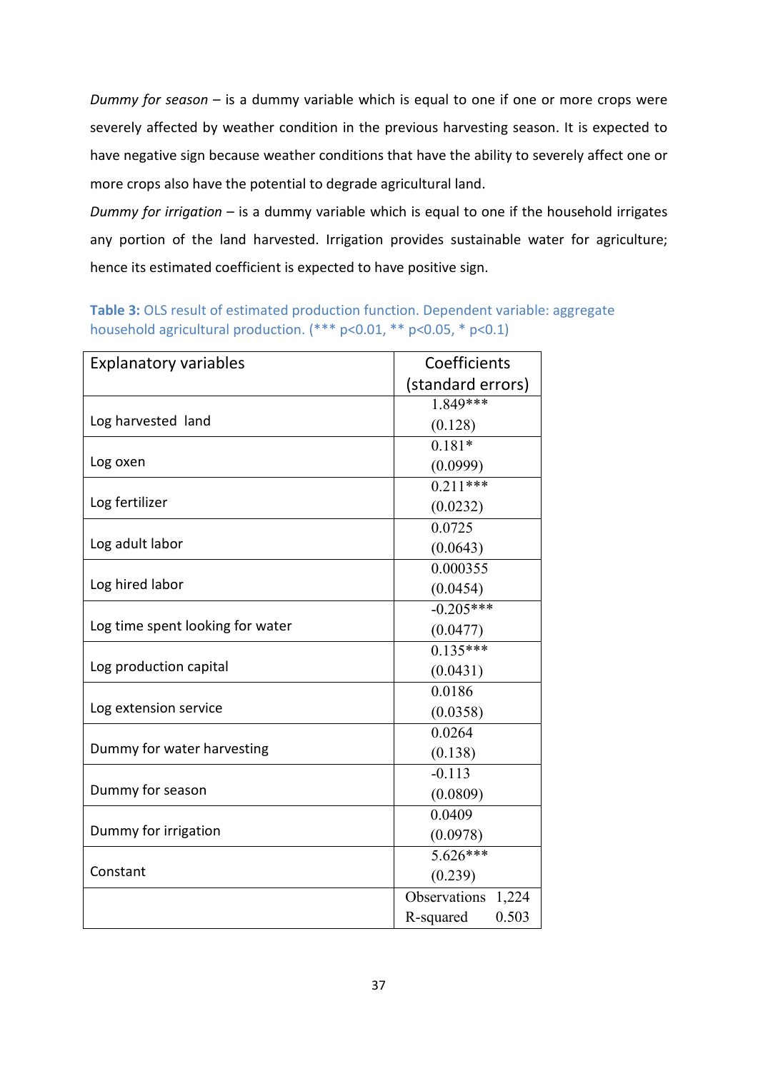*Dummy for season* – is a dummy variable which is equal to one if one or more crops were severely affected by weather condition in the previous harvesting season. It is expected to have negative sign because weather conditions that have the ability to severely affect one or more crops also have the potential to degrade agricultural land.

*Dummy for irrigation* – is a dummy variable which is equal to one if the household irrigates any portion of the land harvested. Irrigation provides sustainable water for agriculture; hence its estimated coefficient is expected to have positive sign.

**Table 3:** OLS result of estimated production function. Dependent variable: aggregate household agricultural production. (*** p<0.01, ** p<0.05, * p<0.1)

| Explanatory variables | Coefficients (standard errors) |
|---|---|
| Log harvested land | 1.849*** (0.128) |
| Log oxen | 0.181* (0.0999) |
| Log fertilizer | 0.211*** (0.0232) |
| Log adult labor | 0.0725 (0.0643) |
| Log hired labor | 0.000355 (0.0454) |
| Log time spent looking for water | -0.205*** (0.0477) |
| Log production capital | 0.135*** (0.0431) |
| Log extension service | 0.0186 (0.0358) |
| Dummy for water harvesting | 0.0264 (0.138) |
| Dummy for season | -0.113 (0.0809) |
| Dummy for irrigation | 0.0409 (0.0978) |
| Constant | 5.626*** (0.239) |
| | Observations 1,224 |
| | R-squared 0.503 |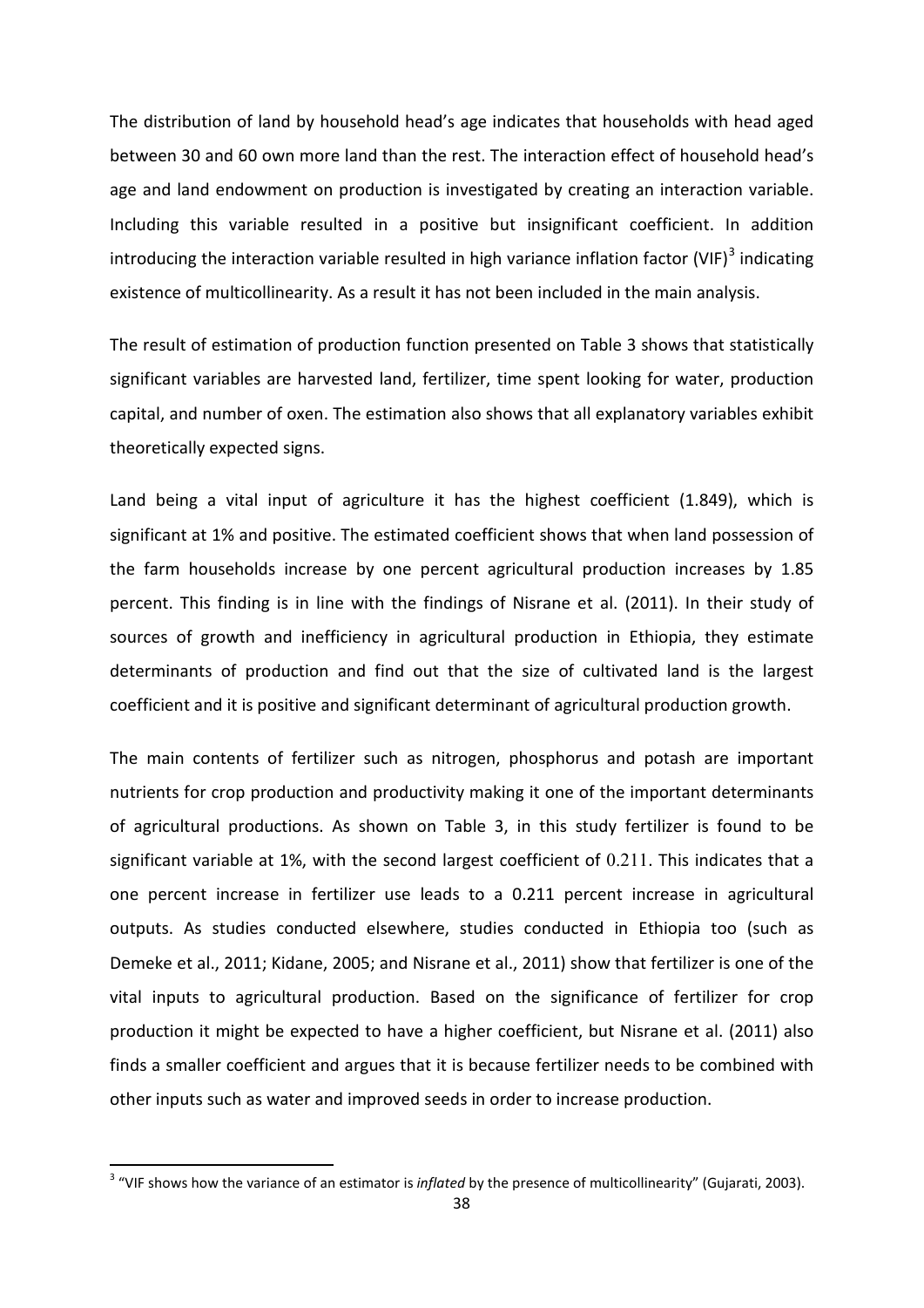The distribution of land by household head's age indicates that households with head aged between 30 and 60 own more land than the rest. The interaction effect of household head's age and land endowment on production is investigated by creating an interaction variable. Including this variable resulted in a positive but insignificant coefficient. In addition introducing the interaction variable resulted in high variance inflation factor (VIF)[3] indicating existence of multicollinearity. As a result it has not been included in the main analysis.

The result of estimation of production function presented on Table 3 shows that statistically significant variables are harvested land, fertilizer, time spent looking for water, production capital, and number of oxen. The estimation also shows that all explanatory variables exhibit theoretically expected signs.

Land being a vital input of agriculture it has the highest coefficient (1.849), which is significant at 1% and positive. The estimated coefficient shows that when land possession of the farm households increase by one percent agricultural production increases by 1.85 percent. This finding is in line with the findings of Nisrane et al. (2011). In their study of sources of growth and inefficiency in agricultural production in Ethiopia, they estimate determinants of production and find out that the size of cultivated land is the largest coefficient and it is positive and significant determinant of agricultural production growth.

The main contents of fertilizer such as nitrogen, phosphorus and potash are important nutrients for crop production and productivity making it one of the important determinants of agricultural productions. As shown on Table 3, in this study fertilizer is found to be significant variable at 1%, with the second largest coefficient of 0.211. This indicates that a one percent increase in fertilizer use leads to a 0.211 percent increase in agricultural outputs. As studies conducted elsewhere, studies conducted in Ethiopia too (such as Demeke et al., 2011; Kidane, 2005; and Nisrane et al., 2011) show that fertilizer is one of the vital inputs to agricultural production. Based on the significance of fertilizer for crop production it might be expected to have a higher coefficient, but Nisrane et al. (2011) also finds a smaller coefficient and argues that it is because fertilizer needs to be combined with other inputs such as water and improved seeds in order to increase production.

[3] "VIF shows how the variance of an estimator is *inflated* by the presence of multicollinearity" (Gujarati, 2003).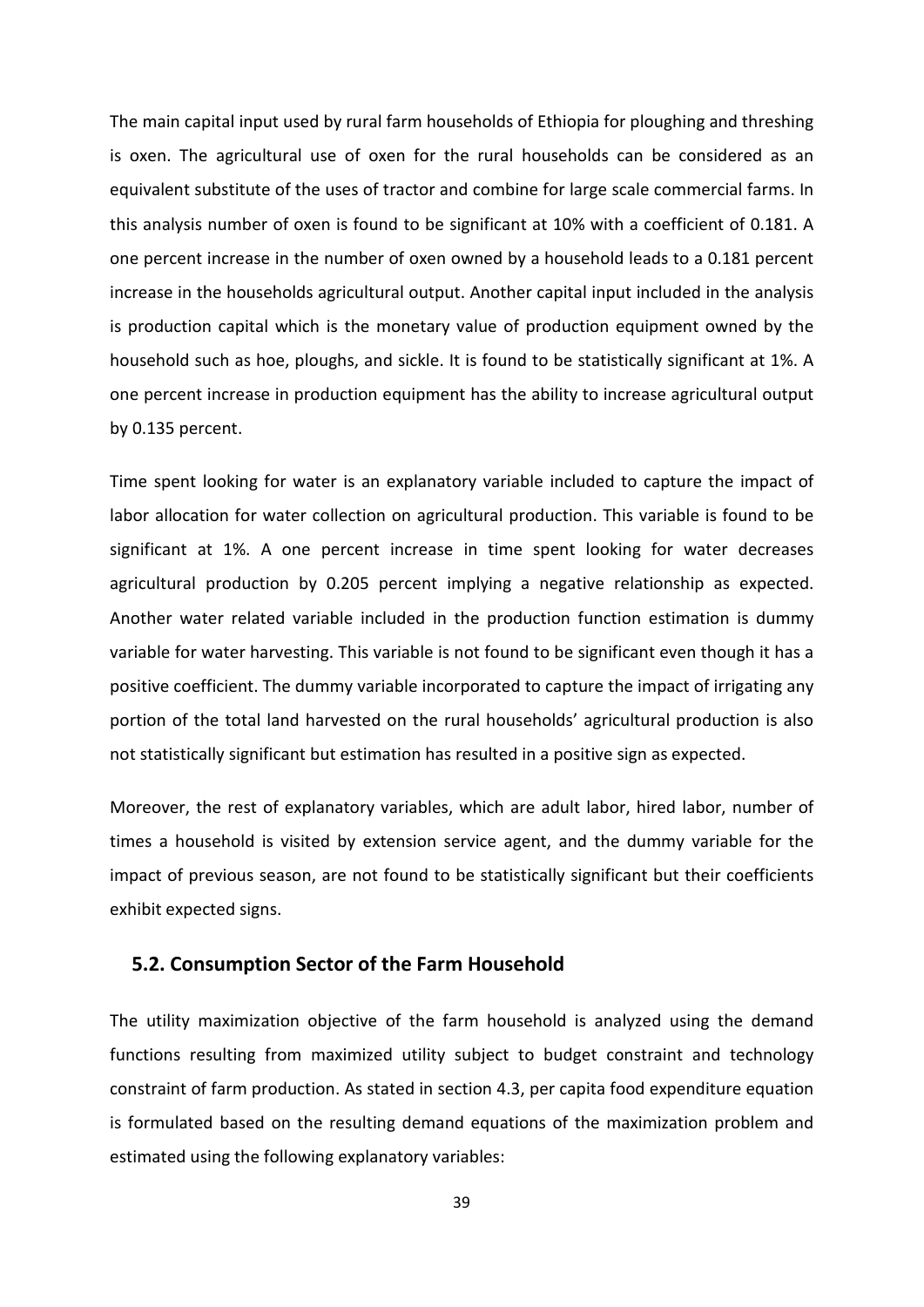The main capital input used by rural farm households of Ethiopia for ploughing and threshing is oxen. The agricultural use of oxen for the rural households can be considered as an equivalent substitute of the uses of tractor and combine for large scale commercial farms. In this analysis number of oxen is found to be significant at 10% with a coefficient of 0.181. A one percent increase in the number of oxen owned by a household leads to a 0.181 percent increase in the households agricultural output. Another capital input included in the analysis is production capital which is the monetary value of production equipment owned by the household such as hoe, ploughs, and sickle. It is found to be statistically significant at 1%. A one percent increase in production equipment has the ability to increase agricultural output by 0.135 percent.

Time spent looking for water is an explanatory variable included to capture the impact of labor allocation for water collection on agricultural production. This variable is found to be significant at 1%. A one percent increase in time spent looking for water decreases agricultural production by 0.205 percent implying a negative relationship as expected. Another water related variable included in the production function estimation is dummy variable for water harvesting. This variable is not found to be significant even though it has a positive coefficient. The dummy variable incorporated to capture the impact of irrigating any portion of the total land harvested on the rural households' agricultural production is also not statistically significant but estimation has resulted in a positive sign as expected.

Moreover, the rest of explanatory variables, which are adult labor, hired labor, number of times a household is visited by extension service agent, and the dummy variable for the impact of previous season, are not found to be statistically significant but their coefficients exhibit expected signs.

## 5.2. Consumption Sector of the Farm Household

The utility maximization objective of the farm household is analyzed using the demand functions resulting from maximized utility subject to budget constraint and technology constraint of farm production. As stated in section 4.3, per capita food expenditure equation is formulated based on the resulting demand equations of the maximization problem and estimated using the following explanatory variables: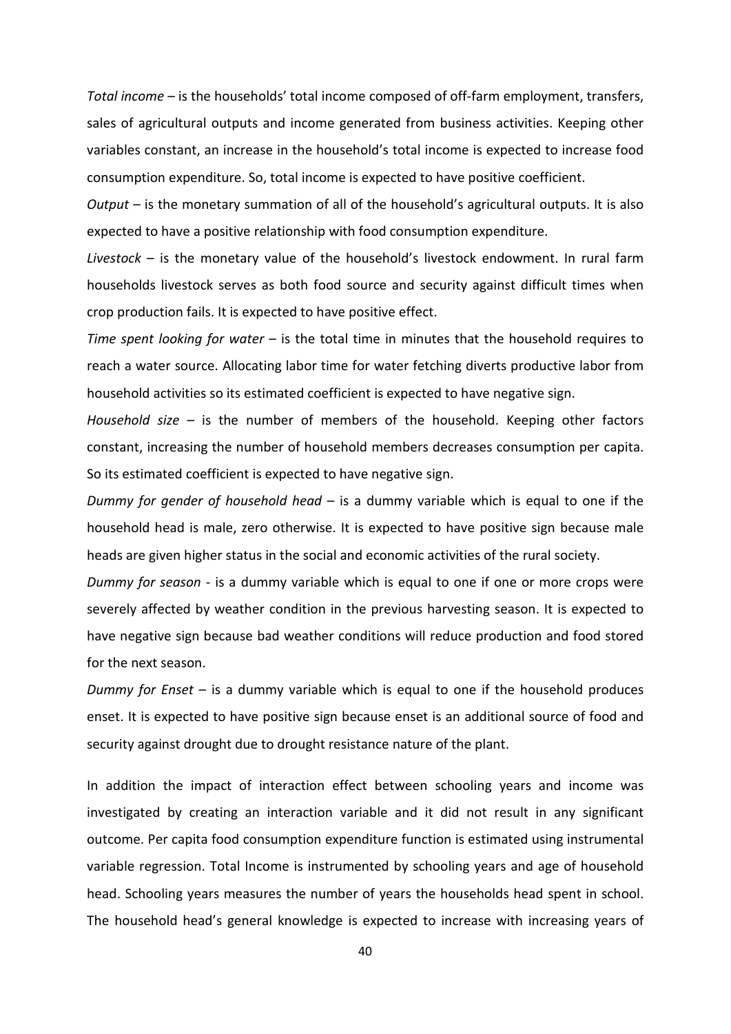*Total income* – is the households' total income composed of off-farm employment, transfers, sales of agricultural outputs and income generated from business activities. Keeping other variables constant, an increase in the household's total income is expected to increase food consumption expenditure. So, total income is expected to have positive coefficient.

*Output* – is the monetary summation of all of the household's agricultural outputs. It is also expected to have a positive relationship with food consumption expenditure.

*Livestock* – is the monetary value of the household's livestock endowment. In rural farm households livestock serves as both food source and security against difficult times when crop production fails. It is expected to have positive effect.

*Time spent looking for water* – is the total time in minutes that the household requires to reach a water source. Allocating labor time for water fetching diverts productive labor from household activities so its estimated coefficient is expected to have negative sign.

*Household size* – is the number of members of the household. Keeping other factors constant, increasing the number of household members decreases consumption per capita. So its estimated coefficient is expected to have negative sign.

*Dummy for gender of household head* – is a dummy variable which is equal to one if the household head is male, zero otherwise. It is expected to have positive sign because male heads are given higher status in the social and economic activities of the rural society.

*Dummy for season* - is a dummy variable which is equal to one if one or more crops were severely affected by weather condition in the previous harvesting season. It is expected to have negative sign because bad weather conditions will reduce production and food stored for the next season.

*Dummy for Enset* – is a dummy variable which is equal to one if the household produces enset. It is expected to have positive sign because enset is an additional source of food and security against drought due to drought resistance nature of the plant.

In addition the impact of interaction effect between schooling years and income was investigated by creating an interaction variable and it did not result in any significant outcome. Per capita food consumption expenditure function is estimated using instrumental variable regression. Total Income is instrumented by schooling years and age of household head. Schooling years measures the number of years the households head spent in school. The household head's general knowledge is expected to increase with increasing years of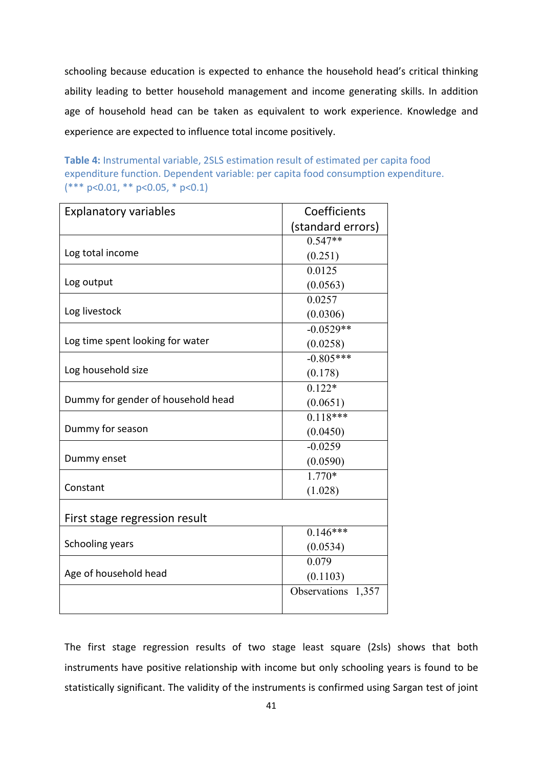schooling because education is expected to enhance the household head's critical thinking ability leading to better household management and income generating skills. In addition age of household head can be taken as equivalent to work experience. Knowledge and experience are expected to influence total income positively.

**Table 4:** Instrumental variable, 2SLS estimation result of estimated per capita food expenditure function. Dependent variable: per capita food consumption expenditure. (*** p<0.01, ** p<0.05, * p<0.1)

| Explanatory variables | Coefficients (standard errors) |
|---|---|
| Log total income | 0.547** (0.251) |
| Log output | 0.0125 (0.0563) |
| Log livestock | 0.0257 (0.0306) |
| Log time spent looking for water | -0.0529** (0.0258) |
| Log household size | -0.805*** (0.178) |
| Dummy for gender of household head | 0.122* (0.0651) |
| Dummy for season | 0.118*** (0.0450) |
| Dummy enset | -0.0259 (0.0590) |
| Constant | 1.770* (1.028) |
| First stage regression result | |
| Schooling years | 0.146*** (0.0534) |
| Age of household head | 0.079 (0.1103) |
| | Observations 1,357 |

The first stage regression results of two stage least square (2sls) shows that both instruments have positive relationship with income but only schooling years is found to be statistically significant. The validity of the instruments is confirmed using Sargan test of joint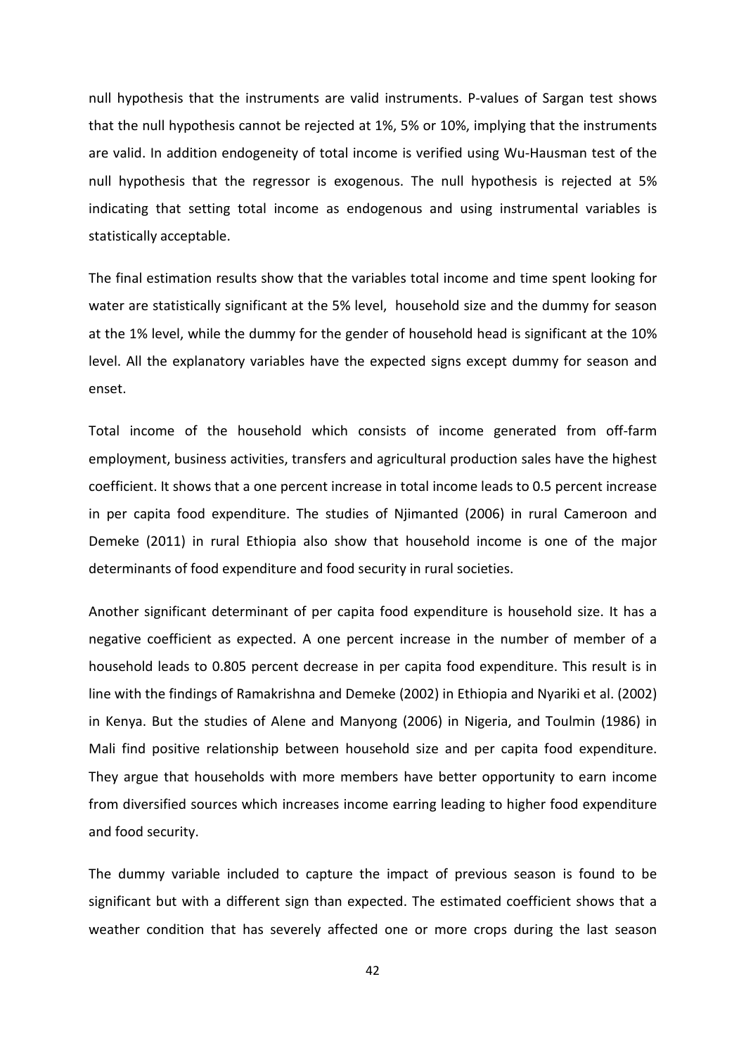null hypothesis that the instruments are valid instruments. P-values of Sargan test shows that the null hypothesis cannot be rejected at 1%, 5% or 10%, implying that the instruments are valid. In addition endogeneity of total income is verified using Wu-Hausman test of the null hypothesis that the regressor is exogenous. The null hypothesis is rejected at 5% indicating that setting total income as endogenous and using instrumental variables is statistically acceptable.

The final estimation results show that the variables total income and time spent looking for water are statistically significant at the 5% level, household size and the dummy for season at the 1% level, while the dummy for the gender of household head is significant at the 10% level. All the explanatory variables have the expected signs except dummy for season and enset.

Total income of the household which consists of income generated from off-farm employment, business activities, transfers and agricultural production sales have the highest coefficient. It shows that a one percent increase in total income leads to 0.5 percent increase in per capita food expenditure. The studies of Njimanted (2006) in rural Cameroon and Demeke (2011) in rural Ethiopia also show that household income is one of the major determinants of food expenditure and food security in rural societies.

Another significant determinant of per capita food expenditure is household size. It has a negative coefficient as expected. A one percent increase in the number of member of a household leads to 0.805 percent decrease in per capita food expenditure. This result is in line with the findings of Ramakrishna and Demeke (2002) in Ethiopia and Nyariki et al. (2002) in Kenya. But the studies of Alene and Manyong (2006) in Nigeria, and Toulmin (1986) in Mali find positive relationship between household size and per capita food expenditure. They argue that households with more members have better opportunity to earn income from diversified sources which increases income earring leading to higher food expenditure and food security.

The dummy variable included to capture the impact of previous season is found to be significant but with a different sign than expected. The estimated coefficient shows that a weather condition that has severely affected one or more crops during the last season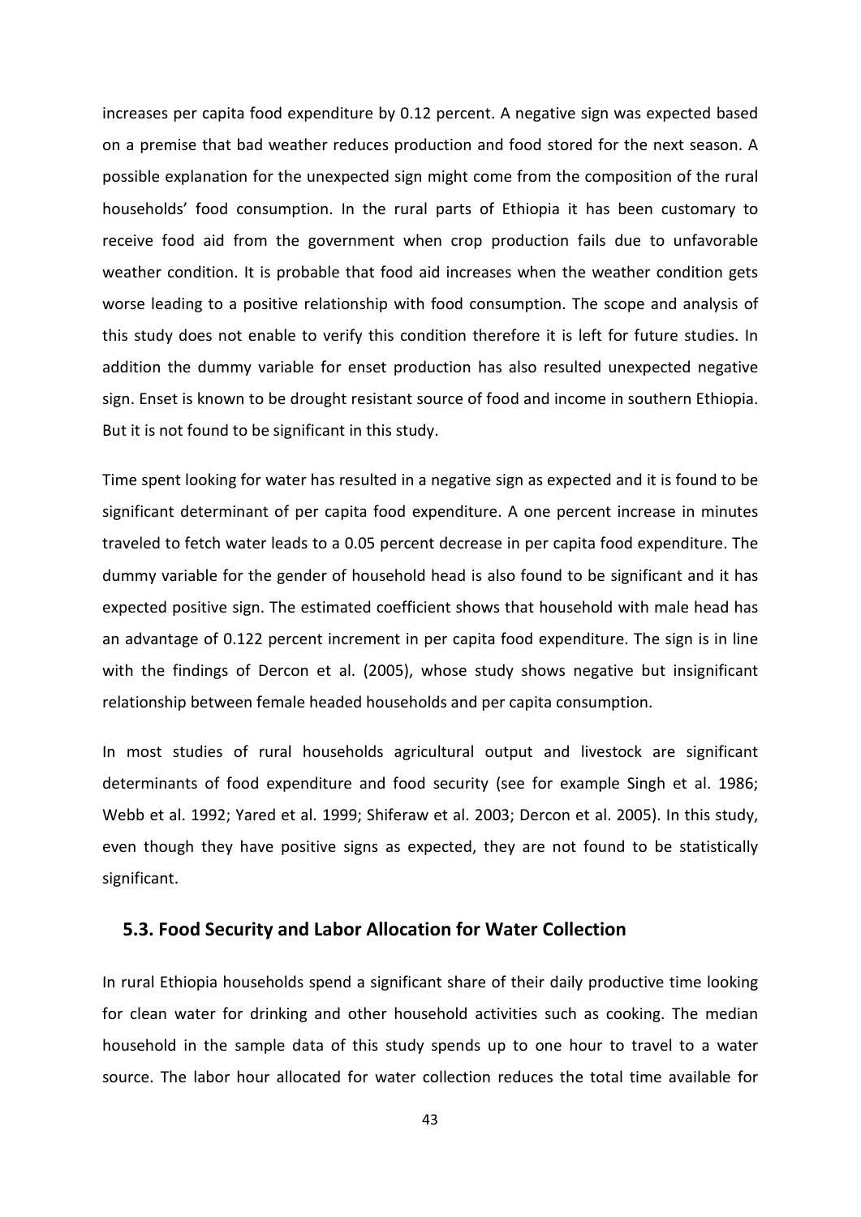increases per capita food expenditure by 0.12 percent. A negative sign was expected based on a premise that bad weather reduces production and food stored for the next season. A possible explanation for the unexpected sign might come from the composition of the rural households' food consumption. In the rural parts of Ethiopia it has been customary to receive food aid from the government when crop production fails due to unfavorable weather condition. It is probable that food aid increases when the weather condition gets worse leading to a positive relationship with food consumption. The scope and analysis of this study does not enable to verify this condition therefore it is left for future studies. In addition the dummy variable for enset production has also resulted unexpected negative sign. Enset is known to be drought resistant source of food and income in southern Ethiopia. But it is not found to be significant in this study.

Time spent looking for water has resulted in a negative sign as expected and it is found to be significant determinant of per capita food expenditure. A one percent increase in minutes traveled to fetch water leads to a 0.05 percent decrease in per capita food expenditure. The dummy variable for the gender of household head is also found to be significant and it has expected positive sign. The estimated coefficient shows that household with male head has an advantage of 0.122 percent increment in per capita food expenditure. The sign is in line with the findings of Dercon et al. (2005), whose study shows negative but insignificant relationship between female headed households and per capita consumption.

In most studies of rural households agricultural output and livestock are significant determinants of food expenditure and food security (see for example Singh et al. 1986; Webb et al. 1992; Yared et al. 1999; Shiferaw et al. 2003; Dercon et al. 2005). In this study, even though they have positive signs as expected, they are not found to be statistically significant.

## 5.3. Food Security and Labor Allocation for Water Collection

In rural Ethiopia households spend a significant share of their daily productive time looking for clean water for drinking and other household activities such as cooking. The median household in the sample data of this study spends up to one hour to travel to a water source. The labor hour allocated for water collection reduces the total time available for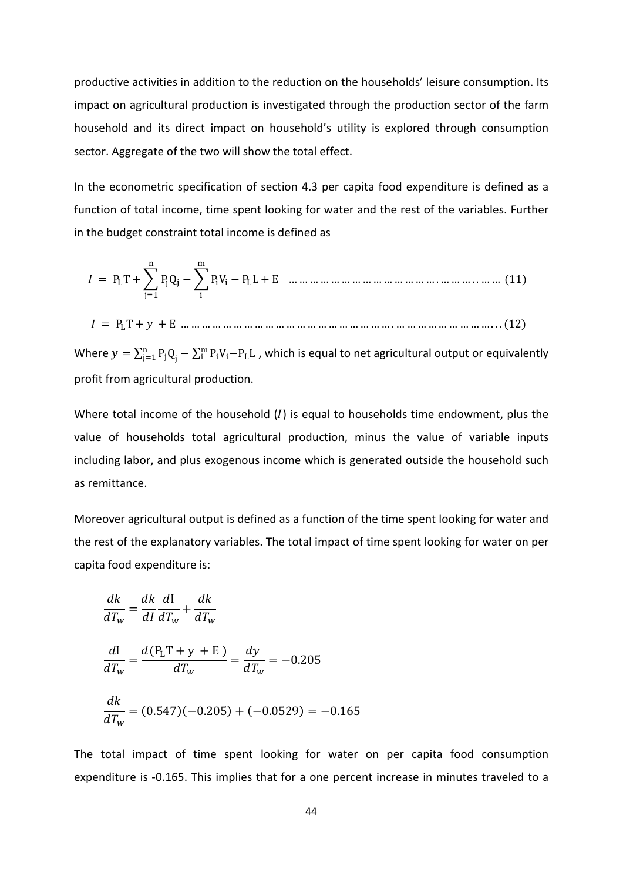productive activities in addition to the reduction on the households' leisure consumption. Its impact on agricultural production is investigated through the production sector of the farm household and its direct impact on household's utility is explored through consumption sector. Aggregate of the two will show the total effect.

In the econometric specification of section 4.3 per capita food expenditure is defined as a function of total income, time spent looking for water and the rest of the variables. Further in the budget constraint total income is defined as

$$I = P_L T + \sum_{j=1}^{n} P_j Q_j - \sum_{i}^{m} P_i V_i - P_L L + E \quad \text{(11)}$$

$$I = P_L T + y + E \quad \text{(12)}$$

Where $y = \sum_{j=1}^{n} P_j Q_j - \sum_{i}^{m} P_i V_i - P_L L$ , which is equal to net agricultural output or equivalently profit from agricultural production.

Where total income of the household ($I$) is equal to households time endowment, plus the value of households total agricultural production, minus the value of variable inputs including labor, and plus exogenous income which is generated outside the household such as remittance.

Moreover agricultural output is defined as a function of the time spent looking for water and the rest of the explanatory variables. The total impact of time spent looking for water on per capita food expenditure is:

$$\frac{dk}{dT_w} = \frac{dk}{dI}\frac{dI}{dT_w} + \frac{dk}{dT_w}$$

$$\frac{dI}{dT_w} = \frac{d(P_L T + y + E)}{dT_w} = \frac{dy}{dT_w} = -0.205$$

$$\frac{dk}{dT_w} = (0.547)(-0.205) + (-0.0529) = -0.165$$

The total impact of time spent looking for water on per capita food consumption expenditure is -0.165. This implies that for a one percent increase in minutes traveled to a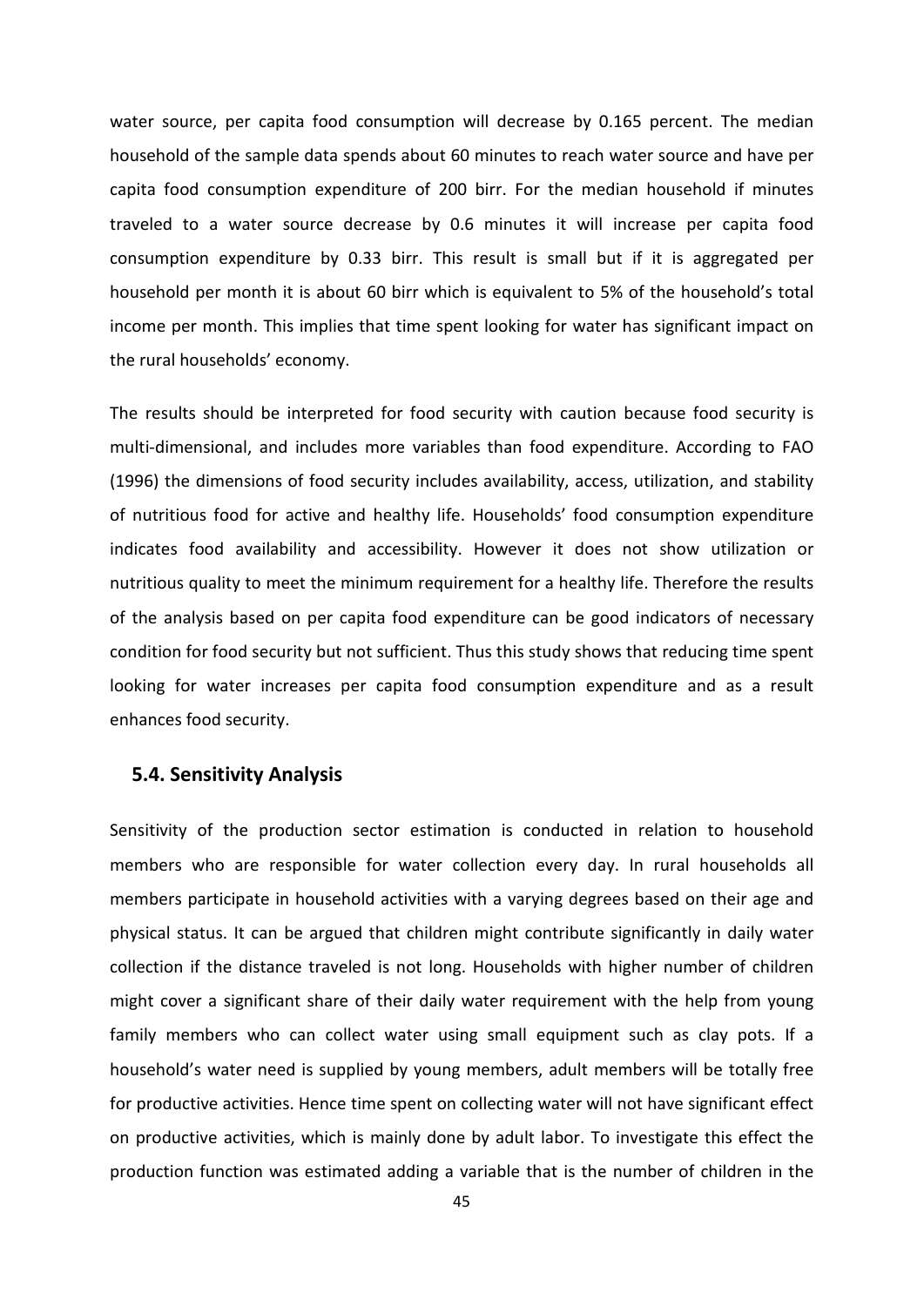water source, per capita food consumption will decrease by 0.165 percent. The median household of the sample data spends about 60 minutes to reach water source and have per capita food consumption expenditure of 200 birr. For the median household if minutes traveled to a water source decrease by 0.6 minutes it will increase per capita food consumption expenditure by 0.33 birr. This result is small but if it is aggregated per household per month it is about 60 birr which is equivalent to 5% of the household's total income per month. This implies that time spent looking for water has significant impact on the rural households' economy.

The results should be interpreted for food security with caution because food security is multi-dimensional, and includes more variables than food expenditure. According to FAO (1996) the dimensions of food security includes availability, access, utilization, and stability of nutritious food for active and healthy life. Households' food consumption expenditure indicates food availability and accessibility. However it does not show utilization or nutritious quality to meet the minimum requirement for a healthy life. Therefore the results of the analysis based on per capita food expenditure can be good indicators of necessary condition for food security but not sufficient. Thus this study shows that reducing time spent looking for water increases per capita food consumption expenditure and as a result enhances food security.

### 5.4. Sensitivity Analysis

Sensitivity of the production sector estimation is conducted in relation to household members who are responsible for water collection every day. In rural households all members participate in household activities with a varying degrees based on their age and physical status. It can be argued that children might contribute significantly in daily water collection if the distance traveled is not long. Households with higher number of children might cover a significant share of their daily water requirement with the help from young family members who can collect water using small equipment such as clay pots. If a household's water need is supplied by young members, adult members will be totally free for productive activities. Hence time spent on collecting water will not have significant effect on productive activities, which is mainly done by adult labor. To investigate this effect the production function was estimated adding a variable that is the number of children in the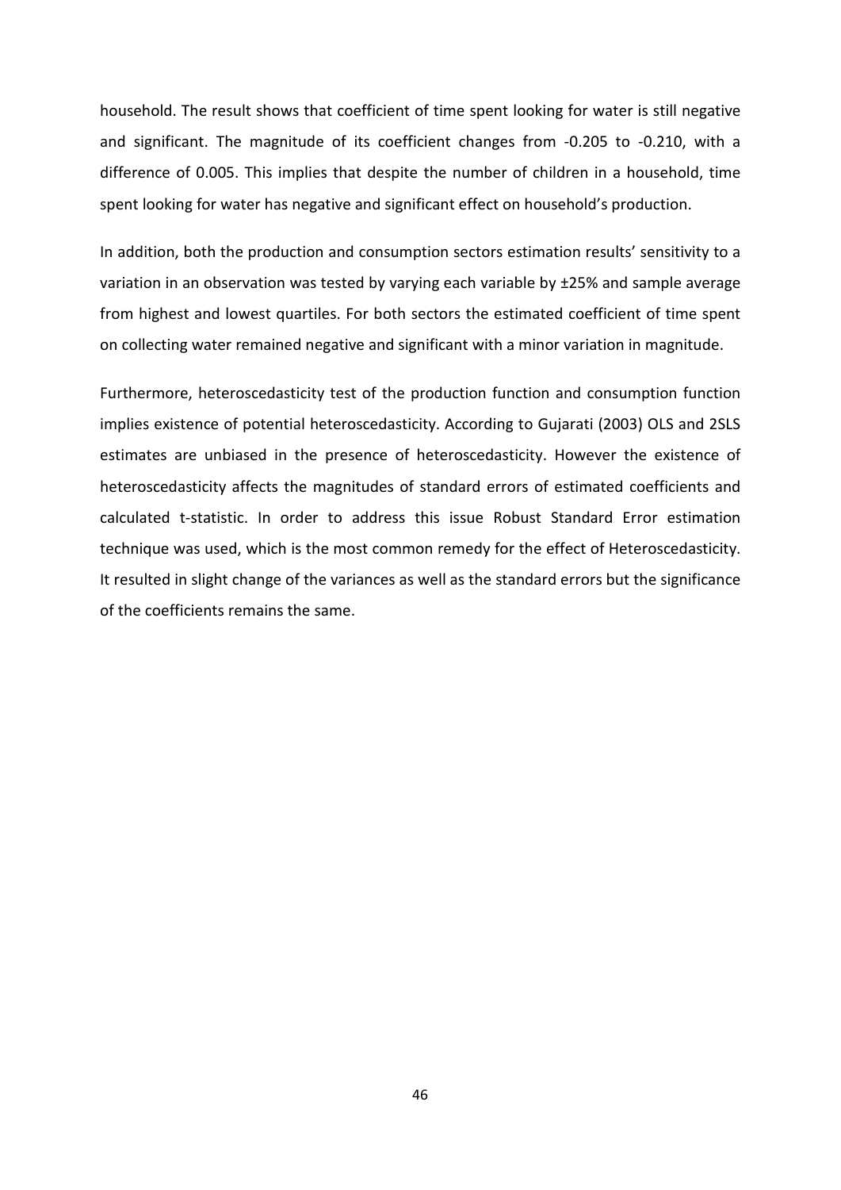household. The result shows that coefficient of time spent looking for water is still negative and significant. The magnitude of its coefficient changes from -0.205 to -0.210, with a difference of 0.005. This implies that despite the number of children in a household, time spent looking for water has negative and significant effect on household's production.

In addition, both the production and consumption sectors estimation results' sensitivity to a variation in an observation was tested by varying each variable by ±25% and sample average from highest and lowest quartiles. For both sectors the estimated coefficient of time spent on collecting water remained negative and significant with a minor variation in magnitude.

Furthermore, heteroscedasticity test of the production function and consumption function implies existence of potential heteroscedasticity. According to Gujarati (2003) OLS and 2SLS estimates are unbiased in the presence of heteroscedasticity. However the existence of heteroscedasticity affects the magnitudes of standard errors of estimated coefficients and calculated t-statistic. In order to address this issue Robust Standard Error estimation technique was used, which is the most common remedy for the effect of Heteroscedasticity. It resulted in slight change of the variances as well as the standard errors but the significance of the coefficients remains the same.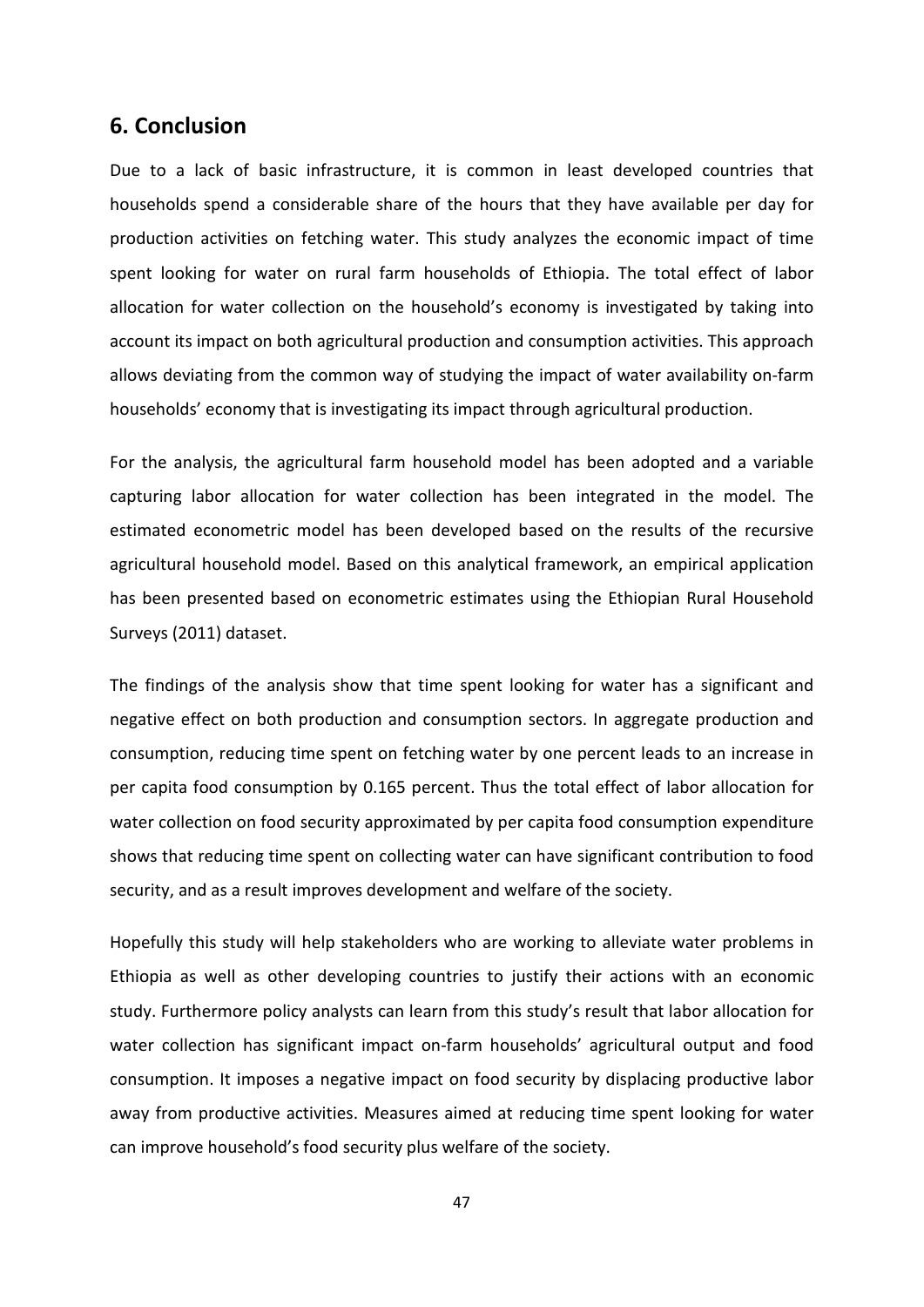## 6. Conclusion

Due to a lack of basic infrastructure, it is common in least developed countries that households spend a considerable share of the hours that they have available per day for production activities on fetching water. This study analyzes the economic impact of time spent looking for water on rural farm households of Ethiopia. The total effect of labor allocation for water collection on the household's economy is investigated by taking into account its impact on both agricultural production and consumption activities. This approach allows deviating from the common way of studying the impact of water availability on-farm households' economy that is investigating its impact through agricultural production.

For the analysis, the agricultural farm household model has been adopted and a variable capturing labor allocation for water collection has been integrated in the model. The estimated econometric model has been developed based on the results of the recursive agricultural household model. Based on this analytical framework, an empirical application has been presented based on econometric estimates using the Ethiopian Rural Household Surveys (2011) dataset.

The findings of the analysis show that time spent looking for water has a significant and negative effect on both production and consumption sectors. In aggregate production and consumption, reducing time spent on fetching water by one percent leads to an increase in per capita food consumption by 0.165 percent. Thus the total effect of labor allocation for water collection on food security approximated by per capita food consumption expenditure shows that reducing time spent on collecting water can have significant contribution to food security, and as a result improves development and welfare of the society.

Hopefully this study will help stakeholders who are working to alleviate water problems in Ethiopia as well as other developing countries to justify their actions with an economic study. Furthermore policy analysts can learn from this study's result that labor allocation for water collection has significant impact on-farm households' agricultural output and food consumption. It imposes a negative impact on food security by displacing productive labor away from productive activities. Measures aimed at reducing time spent looking for water can improve household's food security plus welfare of the society.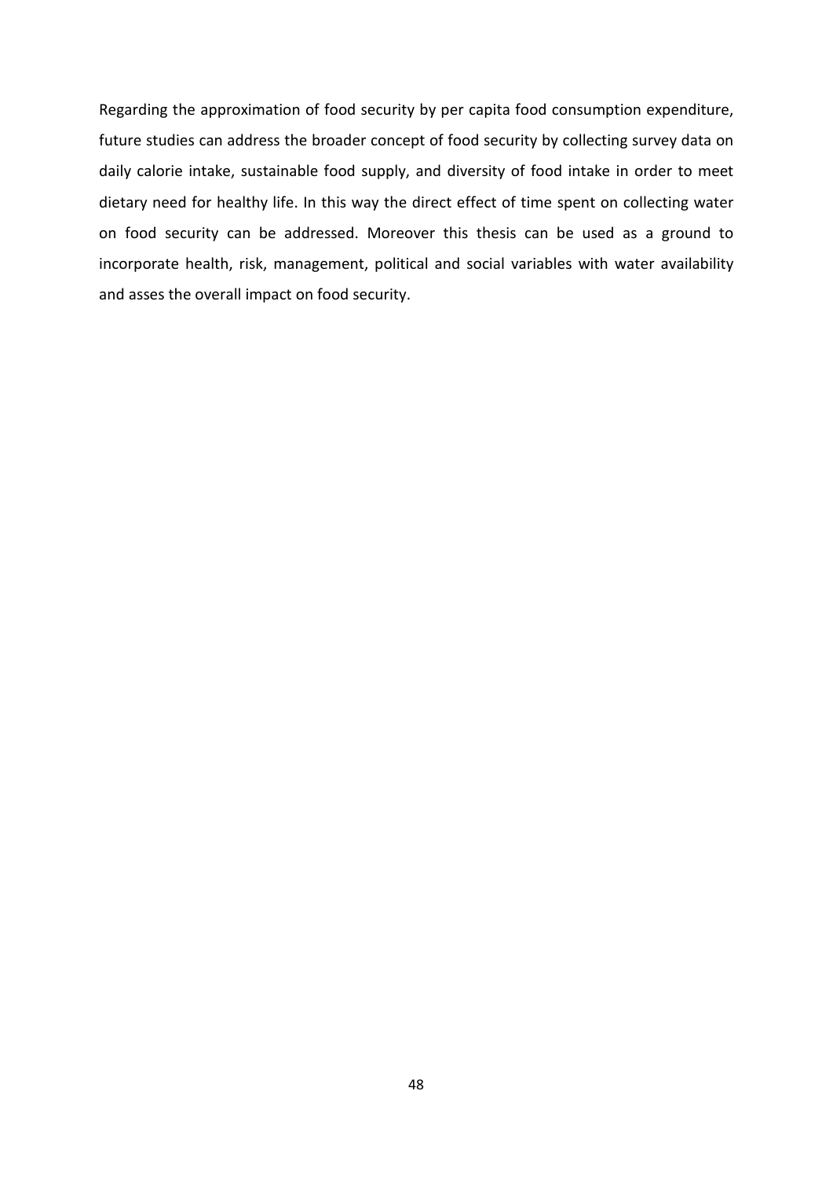Regarding the approximation of food security by per capita food consumption expenditure, future studies can address the broader concept of food security by collecting survey data on daily calorie intake, sustainable food supply, and diversity of food intake in order to meet dietary need for healthy life. In this way the direct effect of time spent on collecting water on food security can be addressed. Moreover this thesis can be used as a ground to incorporate health, risk, management, political and social variables with water availability and asses the overall impact on food security.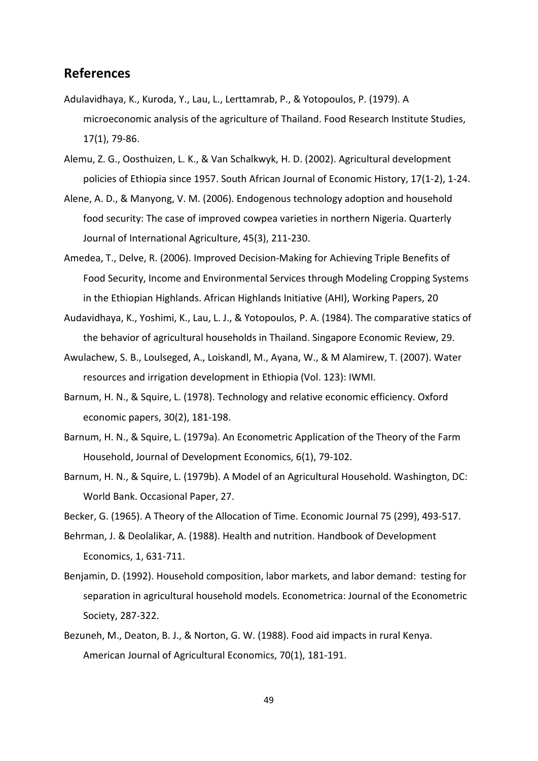## References

Adulavidhaya, K., Kuroda, Y., Lau, L., Lerttamrab, P., & Yotopoulos, P. (1979). A microeconomic analysis of the agriculture of Thailand. Food Research Institute Studies, 17(1), 79-86.

Alemu, Z. G., Oosthuizen, L. K., & Van Schalkwyk, H. D. (2002). Agricultural development policies of Ethiopia since 1957. South African Journal of Economic History, 17(1-2), 1-24.

Alene, A. D., & Manyong, V. M. (2006). Endogenous technology adoption and household food security: The case of improved cowpea varieties in northern Nigeria. Quarterly Journal of International Agriculture, 45(3), 211-230.

Amedea, T., Delve, R. (2006). Improved Decision-Making for Achieving Triple Benefits of Food Security, Income and Environmental Services through Modeling Cropping Systems in the Ethiopian Highlands. African Highlands Initiative (AHI), Working Papers, 20

Audavidhaya, K., Yoshimi, K., Lau, L. J., & Yotopoulos, P. A. (1984). The comparative statics of the behavior of agricultural households in Thailand. Singapore Economic Review, 29.

Awulachew, S. B., Loulseged, A., Loiskandl, M., Ayana, W., & M Alamirew, T. (2007). Water resources and irrigation development in Ethiopia (Vol. 123): IWMI.

Barnum, H. N., & Squire, L. (1978). Technology and relative economic efficiency. Oxford economic papers, 30(2), 181-198.

Barnum, H. N., & Squire, L. (1979a). An Econometric Application of the Theory of the Farm Household, Journal of Development Economics, 6(1), 79-102.

Barnum, H. N., & Squire, L. (1979b). A Model of an Agricultural Household. Washington, DC: World Bank. Occasional Paper, 27.

Becker, G. (1965). A Theory of the Allocation of Time. Economic Journal 75 (299), 493-517.

Behrman, J. & Deolalikar, A. (1988). Health and nutrition. Handbook of Development Economics, 1, 631-711.

Benjamin, D. (1992). Household composition, labor markets, and labor demand: testing for separation in agricultural household models. Econometrica: Journal of the Econometric Society, 287-322.

Bezuneh, M., Deaton, B. J., & Norton, G. W. (1988). Food aid impacts in rural Kenya. American Journal of Agricultural Economics, 70(1), 181-191.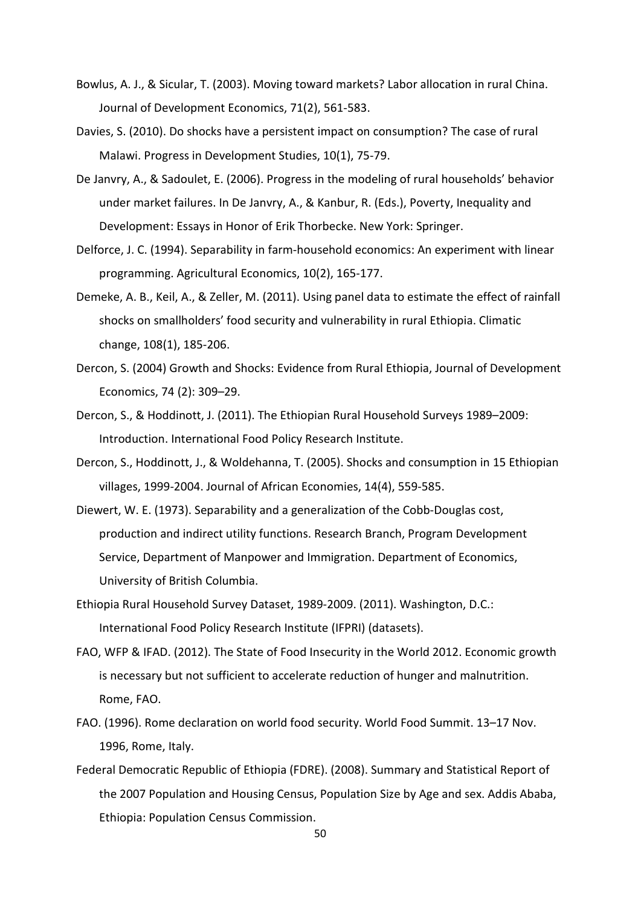Bowlus, A. J., & Sicular, T. (2003). Moving toward markets? Labor allocation in rural China. Journal of Development Economics, 71(2), 561-583.

Davies, S. (2010). Do shocks have a persistent impact on consumption? The case of rural Malawi. Progress in Development Studies, 10(1), 75-79.

De Janvry, A., & Sadoulet, E. (2006). Progress in the modeling of rural households' behavior under market failures. In De Janvry, A., & Kanbur, R. (Eds.), Poverty, Inequality and Development: Essays in Honor of Erik Thorbecke. New York: Springer.

Delforce, J. C. (1994). Separability in farm-household economics: An experiment with linear programming. Agricultural Economics, 10(2), 165-177.

Demeke, A. B., Keil, A., & Zeller, M. (2011). Using panel data to estimate the effect of rainfall shocks on smallholders' food security and vulnerability in rural Ethiopia. Climatic change, 108(1), 185-206.

Dercon, S. (2004) Growth and Shocks: Evidence from Rural Ethiopia, Journal of Development Economics, 74 (2): 309–29.

Dercon, S., & Hoddinott, J. (2011). The Ethiopian Rural Household Surveys 1989–2009: Introduction. International Food Policy Research Institute.

Dercon, S., Hoddinott, J., & Woldehanna, T. (2005). Shocks and consumption in 15 Ethiopian villages, 1999-2004. Journal of African Economies, 14(4), 559-585.

Diewert, W. E. (1973). Separability and a generalization of the Cobb-Douglas cost, production and indirect utility functions. Research Branch, Program Development Service, Department of Manpower and Immigration. Department of Economics, University of British Columbia.

Ethiopia Rural Household Survey Dataset, 1989-2009. (2011). Washington, D.C.: International Food Policy Research Institute (IFPRI) (datasets).

FAO, WFP & IFAD. (2012). The State of Food Insecurity in the World 2012. Economic growth is necessary but not sufficient to accelerate reduction of hunger and malnutrition. Rome, FAO.

FAO. (1996). Rome declaration on world food security. World Food Summit. 13–17 Nov. 1996, Rome, Italy.

Federal Democratic Republic of Ethiopia (FDRE). (2008). Summary and Statistical Report of the 2007 Population and Housing Census, Population Size by Age and sex. Addis Ababa, Ethiopia: Population Census Commission.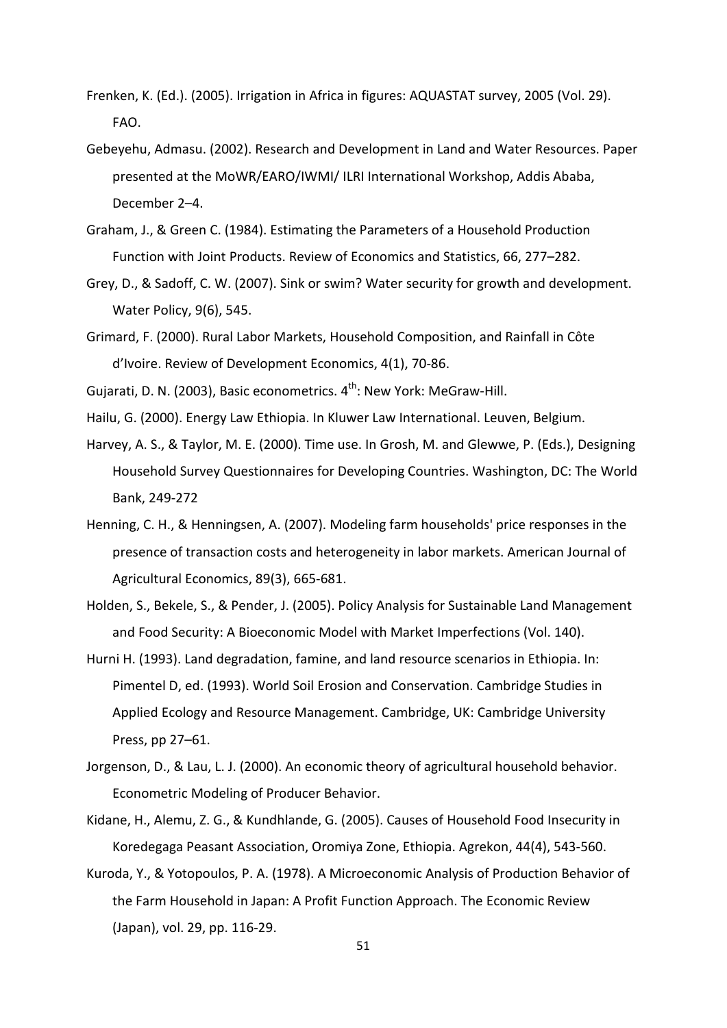Frenken, K. (Ed.). (2005). Irrigation in Africa in figures: AQUASTAT survey, 2005 (Vol. 29). FAO.

Gebeyehu, Admasu. (2002). Research and Development in Land and Water Resources. Paper presented at the MoWR/EARO/IWMI/ ILRI International Workshop, Addis Ababa, December 2–4.

Graham, J., & Green C. (1984). Estimating the Parameters of a Household Production Function with Joint Products. Review of Economics and Statistics, 66, 277–282.

Grey, D., & Sadoff, C. W. (2007). Sink or swim? Water security for growth and development. Water Policy, 9(6), 545.

Grimard, F. (2000). Rural Labor Markets, Household Composition, and Rainfall in Côte d'Ivoire. Review of Development Economics, 4(1), 70-86.

Gujarati, D. N. (2003), Basic econometrics. 4th: New York: MeGraw-Hill.

Hailu, G. (2000). Energy Law Ethiopia. In Kluwer Law International. Leuven, Belgium.

Harvey, A. S., & Taylor, M. E. (2000). Time use. In Grosh, M. and Glewwe, P. (Eds.), Designing Household Survey Questionnaires for Developing Countries. Washington, DC: The World Bank, 249-272

Henning, C. H., & Henningsen, A. (2007). Modeling farm households' price responses in the presence of transaction costs and heterogeneity in labor markets. American Journal of Agricultural Economics, 89(3), 665-681.

Holden, S., Bekele, S., & Pender, J. (2005). Policy Analysis for Sustainable Land Management and Food Security: A Bioeconomic Model with Market Imperfections (Vol. 140).

Hurni H. (1993). Land degradation, famine, and land resource scenarios in Ethiopia. In: Pimentel D, ed. (1993). World Soil Erosion and Conservation. Cambridge Studies in Applied Ecology and Resource Management. Cambridge, UK: Cambridge University Press, pp 27–61.

Jorgenson, D., & Lau, L. J. (2000). An economic theory of agricultural household behavior. Econometric Modeling of Producer Behavior.

Kidane, H., Alemu, Z. G., & Kundhlande, G. (2005). Causes of Household Food Insecurity in Koredegaga Peasant Association, Oromiya Zone, Ethiopia. Agrekon, 44(4), 543-560.

Kuroda, Y., & Yotopoulos, P. A. (1978). A Microeconomic Analysis of Production Behavior of the Farm Household in Japan: A Profit Function Approach. The Economic Review (Japan), vol. 29, pp. 116-29.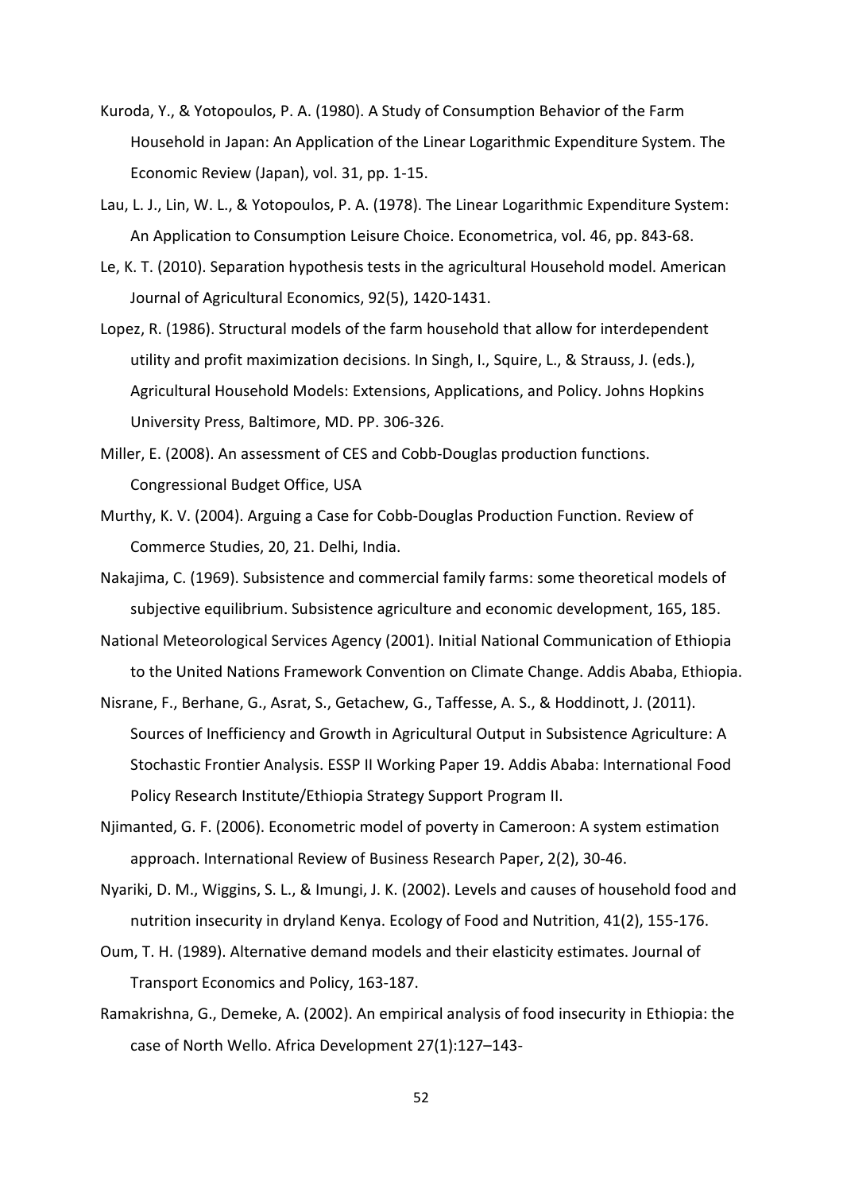Kuroda, Y., & Yotopoulos, P. A. (1980). A Study of Consumption Behavior of the Farm Household in Japan: An Application of the Linear Logarithmic Expenditure System. The Economic Review (Japan), vol. 31, pp. 1-15.

Lau, L. J., Lin, W. L., & Yotopoulos, P. A. (1978). The Linear Logarithmic Expenditure System: An Application to Consumption Leisure Choice. Econometrica, vol. 46, pp. 843-68.

Le, K. T. (2010). Separation hypothesis tests in the agricultural Household model. American Journal of Agricultural Economics, 92(5), 1420-1431.

Lopez, R. (1986). Structural models of the farm household that allow for interdependent utility and profit maximization decisions. In Singh, I., Squire, L., & Strauss, J. (eds.), Agricultural Household Models: Extensions, Applications, and Policy. Johns Hopkins University Press, Baltimore, MD. PP. 306-326.

Miller, E. (2008). An assessment of CES and Cobb-Douglas production functions. Congressional Budget Office, USA

Murthy, K. V. (2004). Arguing a Case for Cobb-Douglas Production Function. Review of Commerce Studies, 20, 21. Delhi, India.

Nakajima, C. (1969). Subsistence and commercial family farms: some theoretical models of subjective equilibrium. Subsistence agriculture and economic development, 165, 185.

National Meteorological Services Agency (2001). Initial National Communication of Ethiopia to the United Nations Framework Convention on Climate Change. Addis Ababa, Ethiopia.

Nisrane, F., Berhane, G., Asrat, S., Getachew, G., Taffesse, A. S., & Hoddinott, J. (2011). Sources of Inefficiency and Growth in Agricultural Output in Subsistence Agriculture: A Stochastic Frontier Analysis. ESSP II Working Paper 19. Addis Ababa: International Food Policy Research Institute/Ethiopia Strategy Support Program II.

Njimanted, G. F. (2006). Econometric model of poverty in Cameroon: A system estimation approach. International Review of Business Research Paper, 2(2), 30-46.

Nyariki, D. M., Wiggins, S. L., & Imungi, J. K. (2002). Levels and causes of household food and nutrition insecurity in dryland Kenya. Ecology of Food and Nutrition, 41(2), 155-176.

Oum, T. H. (1989). Alternative demand models and their elasticity estimates. Journal of Transport Economics and Policy, 163-187.

Ramakrishna, G., Demeke, A. (2002). An empirical analysis of food insecurity in Ethiopia: the case of North Wello. Africa Development 27(1):127–143-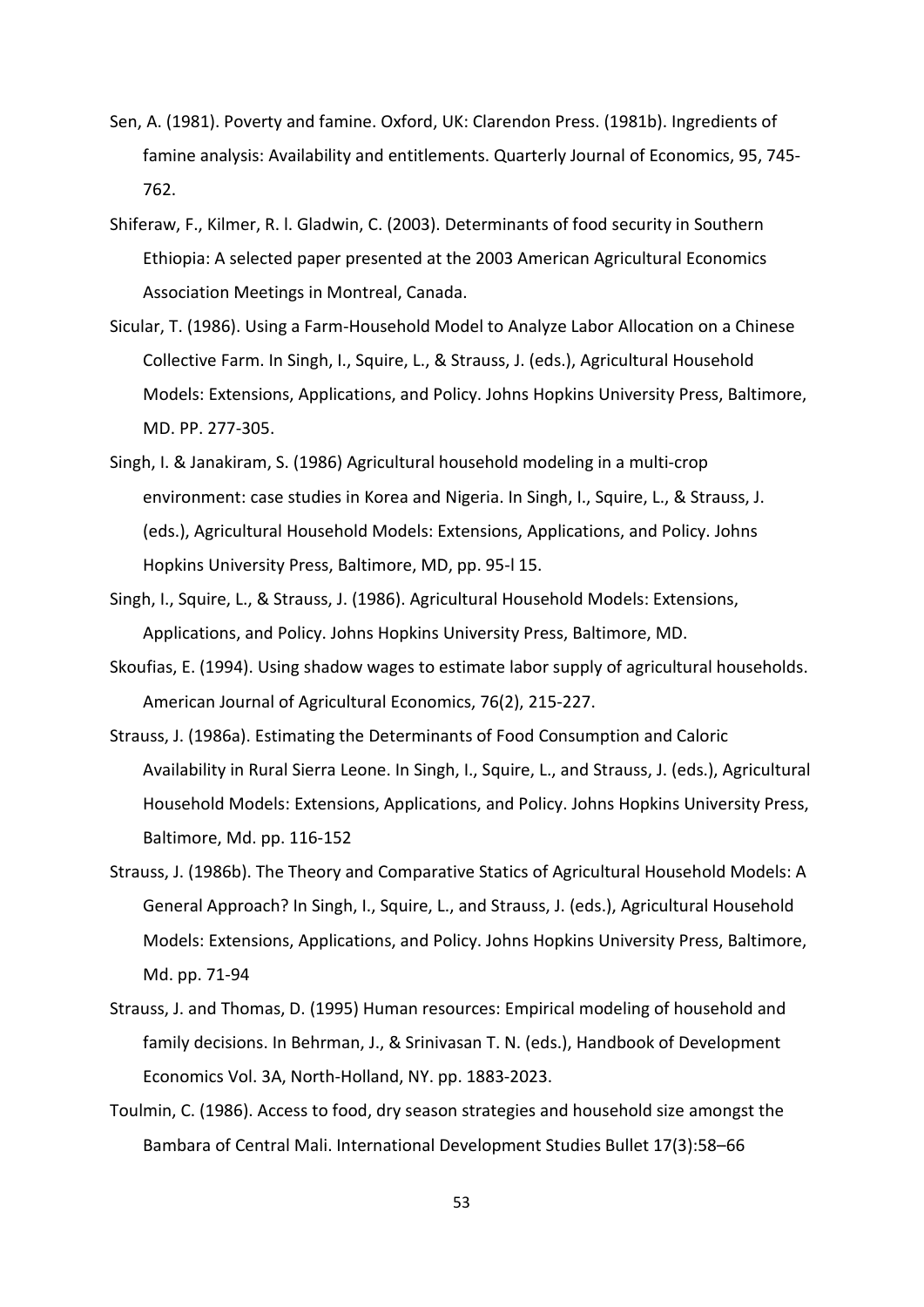Sen, A. (1981). Poverty and famine. Oxford, UK: Clarendon Press. (1981b). Ingredients of famine analysis: Availability and entitlements. Quarterly Journal of Economics, 95, 745-762.

Shiferaw, F., Kilmer, R. l. Gladwin, C. (2003). Determinants of food security in Southern Ethiopia: A selected paper presented at the 2003 American Agricultural Economics Association Meetings in Montreal, Canada.

Sicular, T. (1986). Using a Farm-Household Model to Analyze Labor Allocation on a Chinese Collective Farm. In Singh, I., Squire, L., & Strauss, J. (eds.), Agricultural Household Models: Extensions, Applications, and Policy. Johns Hopkins University Press, Baltimore, MD. PP. 277-305.

Singh, I. & Janakiram, S. (1986) Agricultural household modeling in a multi-crop environment: case studies in Korea and Nigeria. In Singh, I., Squire, L., & Strauss, J. (eds.), Agricultural Household Models: Extensions, Applications, and Policy. Johns Hopkins University Press, Baltimore, MD, pp. 95-l 15.

Singh, I., Squire, L., & Strauss, J. (1986). Agricultural Household Models: Extensions, Applications, and Policy. Johns Hopkins University Press, Baltimore, MD.

Skoufias, E. (1994). Using shadow wages to estimate labor supply of agricultural households. American Journal of Agricultural Economics, 76(2), 215-227.

Strauss, J. (1986a). Estimating the Determinants of Food Consumption and Caloric Availability in Rural Sierra Leone. In Singh, I., Squire, L., and Strauss, J. (eds.), Agricultural Household Models: Extensions, Applications, and Policy. Johns Hopkins University Press, Baltimore, Md. pp. 116-152

Strauss, J. (1986b). The Theory and Comparative Statics of Agricultural Household Models: A General Approach? In Singh, I., Squire, L., and Strauss, J. (eds.), Agricultural Household Models: Extensions, Applications, and Policy. Johns Hopkins University Press, Baltimore, Md. pp. 71-94

Strauss, J. and Thomas, D. (1995) Human resources: Empirical modeling of household and family decisions. In Behrman, J., & Srinivasan T. N. (eds.), Handbook of Development Economics Vol. 3A, North-Holland, NY. pp. 1883-2023.

Toulmin, C. (1986). Access to food, dry season strategies and household size amongst the Bambara of Central Mali. International Development Studies Bullet 17(3):58–66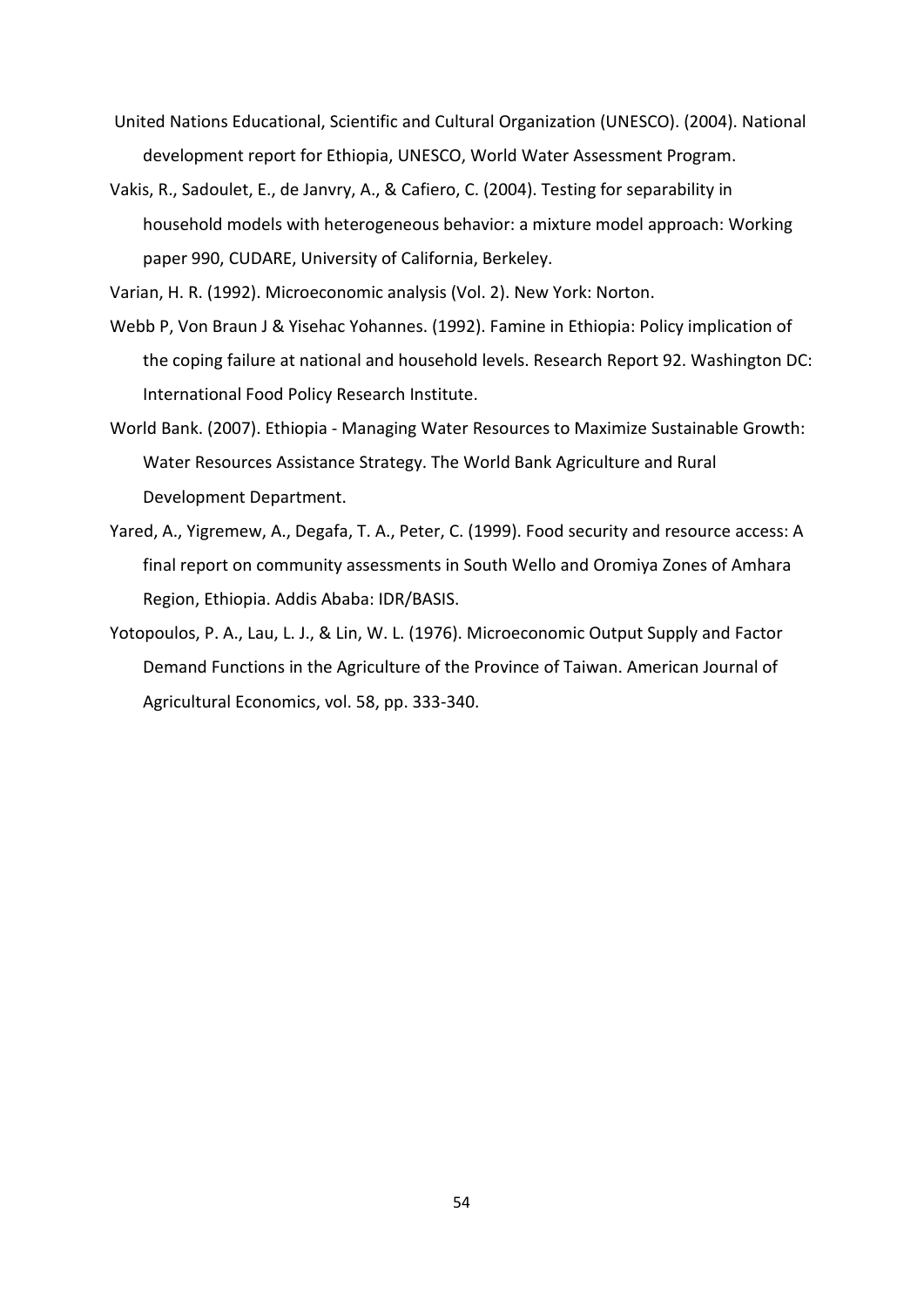United Nations Educational, Scientific and Cultural Organization (UNESCO). (2004). National development report for Ethiopia, UNESCO, World Water Assessment Program.

Vakis, R., Sadoulet, E., de Janvry, A., & Cafiero, C. (2004). Testing for separability in household models with heterogeneous behavior: a mixture model approach: Working paper 990, CUDARE, University of California, Berkeley.

Varian, H. R. (1992). Microeconomic analysis (Vol. 2). New York: Norton.

Webb P, Von Braun J & Yisehac Yohannes. (1992). Famine in Ethiopia: Policy implication of the coping failure at national and household levels. Research Report 92. Washington DC: International Food Policy Research Institute.

World Bank. (2007). Ethiopia - Managing Water Resources to Maximize Sustainable Growth: Water Resources Assistance Strategy. The World Bank Agriculture and Rural Development Department.

Yared, A., Yigremew, A., Degafa, T. A., Peter, C. (1999). Food security and resource access: A final report on community assessments in South Wello and Oromiya Zones of Amhara Region, Ethiopia. Addis Ababa: IDR/BASIS.

Yotopoulos, P. A., Lau, L. J., & Lin, W. L. (1976). Microeconomic Output Supply and Factor Demand Functions in the Agriculture of the Province of Taiwan. American Journal of Agricultural Economics, vol. 58, pp. 333-340.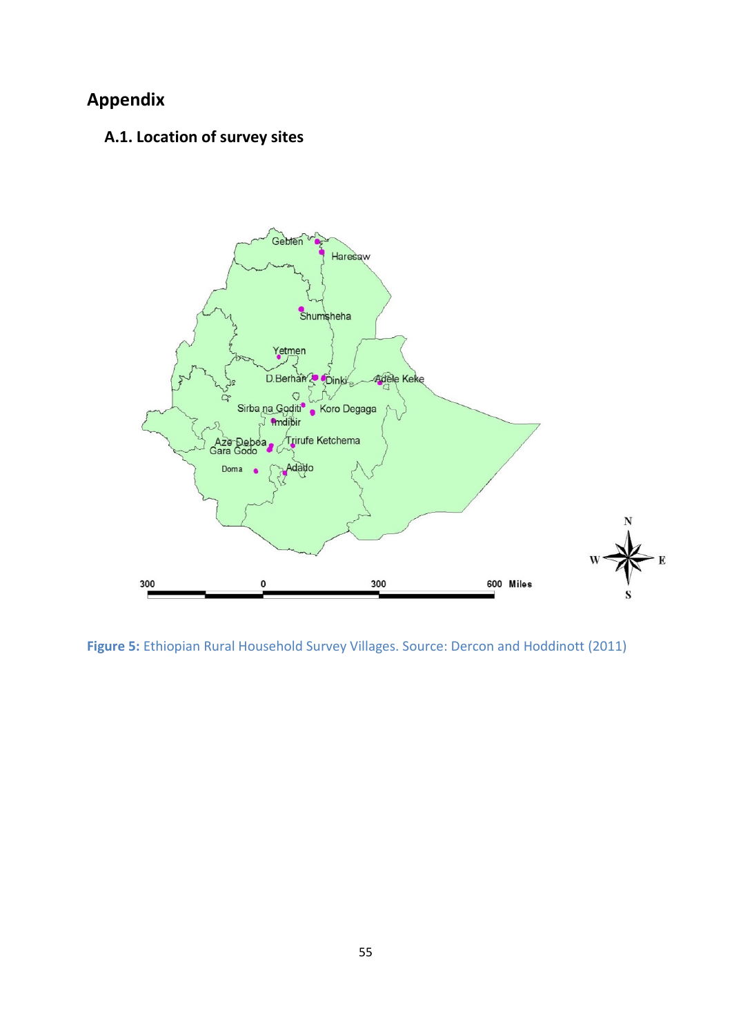# Appendix

## A.1. Location of survey sites

Figure 5: Ethiopian Rural Household Survey Villages. Source: Dercon and Hoddinott (2011)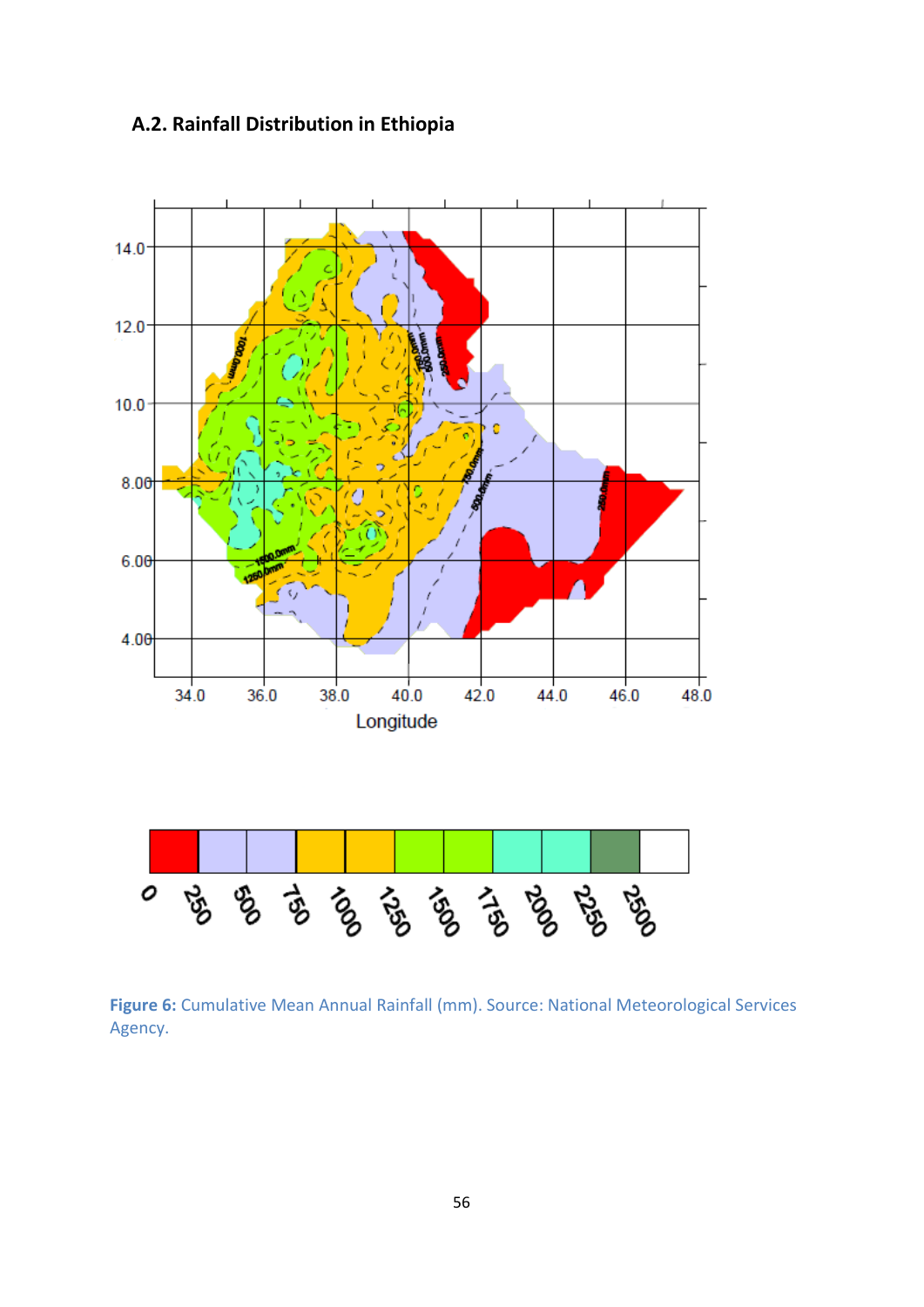## A.2. Rainfall Distribution in Ethiopia

14.0
12.0
10.0
8.00
6.00
4.00

1000.0mm
750.0mm
500.0mm
250.0mm
750.0mm
500.0mm
250.0mm
1500.0mm
1250.0mm

34.0 36.0 38.0 40.0 42.0 44.0 46.0 48.0

Longitude

0 250 500 750 1000 1250 1500 1750 2000 2250 2500

**Figure 6:** Cumulative Mean Annual Rainfall (mm). Source: National Meteorological Services Agency.